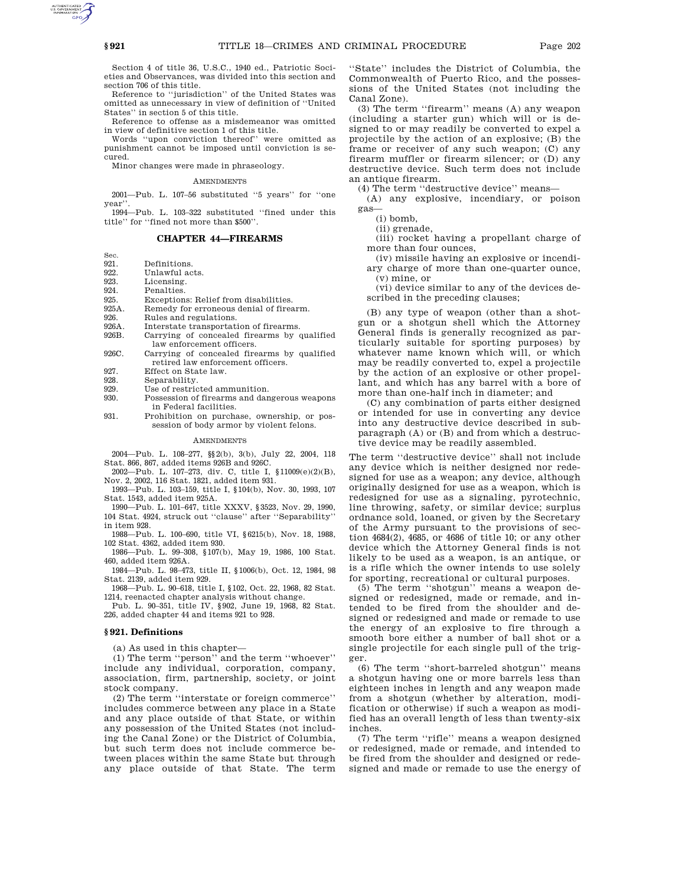Section 4 of title 36, U.S.C., 1940 ed., Patriotic Societies and Observances, was divided into this section and section 706 of this title.

Reference to "jurisdiction" of the United States was omitted as unnecessary in view of definition of "United States" in section 5 of this title.

Reference to offense as a misdemeanor was omitted in view of definitive section 1 of this title.

Words "upon conviction thereof" were omitted as punishment cannot be imposed until conviction is secured.

Minor changes were made in phraseology.

AMENDMENTS

2001—Pub. L. 107–56 substituted "5 years" for "one year".

1994—Pub. L. 103–322 substituted "fined under this title" for "fined not more than $500".

## CHAPTER 44—FIREARMS

| Sec. | |
|---|---|
| 921. | Definitions. |
| 922. | Unlawful acts. |
| 923. | Licensing. |
| 924. | Penalties. |
| 925. | Exceptions: Relief from disabilities. |
| 925A. | Remedy for erroneous denial of firearm. |
| 926. | Rules and regulations. |
| 926A. | Interstate transportation of firearms. |
| 926B. | Carrying of concealed firearms by qualified law enforcement officers. |
| 926C. | Carrying of concealed firearms by qualified retired law enforcement officers. |
| 927. | Effect on State law. |
| 928. | Separability. |
| 929. | Use of restricted ammunition. |
| 930. | Possession of firearms and dangerous weapons in Federal facilities. |
| 931. | Prohibition on purchase, ownership, or possession of body armor by violent felons. |

AMENDMENTS

2004—Pub. L. 108–277, §§2(b), 3(b), July 22, 2004, 118 Stat. 866, 867, added items 926B and 926C.

2002—Pub. L. 107–273, div. C, title I, §11009(e)(2)(B), Nov. 2, 2002, 116 Stat. 1821, added item 931.

1993—Pub. L. 103–159, title I, §104(b), Nov. 30, 1993, 107 Stat. 1543, added item 925A.

1990—Pub. L. 101–647, title XXXV, §3523, Nov. 29, 1990, 104 Stat. 4924, struck out "clause" after "Separability" in item 928.

1988—Pub. L. 100–690, title VI, §6215(b), Nov. 18, 1988, 102 Stat. 4362, added item 930.

1986—Pub. L. 99–308, §107(b), May 19, 1986, 100 Stat. 460, added item 926A.

1984—Pub. L. 98–473, title II, §1006(b), Oct. 12, 1984, 98 Stat. 2139, added item 929.

1968—Pub. L. 90–618, title I, §102, Oct. 22, 1968, 82 Stat. 1214, reenacted chapter analysis without change.

Pub. L. 90–351, title IV, §902, June 19, 1968, 82 Stat. 226, added chapter 44 and items 921 to 928.

### §921. Definitions

(a) As used in this chapter—

(1) The term "person" and the term "whoever" include any individual, corporation, company, association, firm, partnership, society, or joint stock company.

(2) The term "interstate or foreign commerce" includes commerce between any place in a State and any place outside of that State, or within any possession of the United States (not including the Canal Zone) or the District of Columbia, but such term does not include commerce between places within the same State but through any place outside of that State. The term "State" includes the District of Columbia, the Commonwealth of Puerto Rico, and the possessions of the United States (not including the Canal Zone).

(3) The term "firearm" means (A) any weapon (including a starter gun) which will or is designed to or may readily be converted to expel a projectile by the action of an explosive; (B) the frame or receiver of any such weapon; (C) any firearm muffler or firearm silencer; or (D) any destructive device. Such term does not include an antique firearm.

(4) The term "destructive device" means—

(A) any explosive, incendiary, or poison gas—

(i) bomb,

(ii) grenade,

(iii) rocket having a propellant charge of more than four ounces,

(iv) missile having an explosive or incendiary charge of more than one-quarter ounce,

(v) mine, or

(vi) device similar to any of the devices described in the preceding clauses;

(B) any type of weapon (other than a shotgun or a shotgun shell which the Attorney General finds is generally recognized as particularly suitable for sporting purposes) by whatever name known which will, or which may be readily converted to, expel a projectile by the action of an explosive or other propellant, and which has any barrel with a bore of more than one-half inch in diameter; and

(C) any combination of parts either designed or intended for use in converting any device into any destructive device described in subparagraph (A) or (B) and from which a destructive device may be readily assembled.

The term "destructive device" shall not include any device which is neither designed nor redesigned for use as a weapon; any device, although originally designed for use as a weapon, which is redesigned for use as a signaling, pyrotechnic, line throwing, safety, or similar device; surplus ordnance sold, loaned, or given by the Secretary of the Army pursuant to the provisions of section 4684(2), 4685, or 4686 of title 10; or any other device which the Attorney General finds is not likely to be used as a weapon, is an antique, or is a rifle which the owner intends to use solely for sporting, recreational or cultural purposes.

(5) The term "shotgun" means a weapon designed or redesigned, made or remade, and intended to be fired from the shoulder and designed or redesigned and made or remade to use the energy of an explosive to fire through a smooth bore either a number of ball shot or a single projectile for each single pull of the trigger.

(6) The term "short-barreled shotgun" means a shotgun having one or more barrels less than eighteen inches in length and any weapon made from a shotgun (whether by alteration, modification or otherwise) if such a weapon as modified has an overall length of less than twenty-six inches.

(7) The term "rifle" means a weapon designed or redesigned, made or remade, and intended to be fired from the shoulder and designed or redesigned and made or remade to use the energy of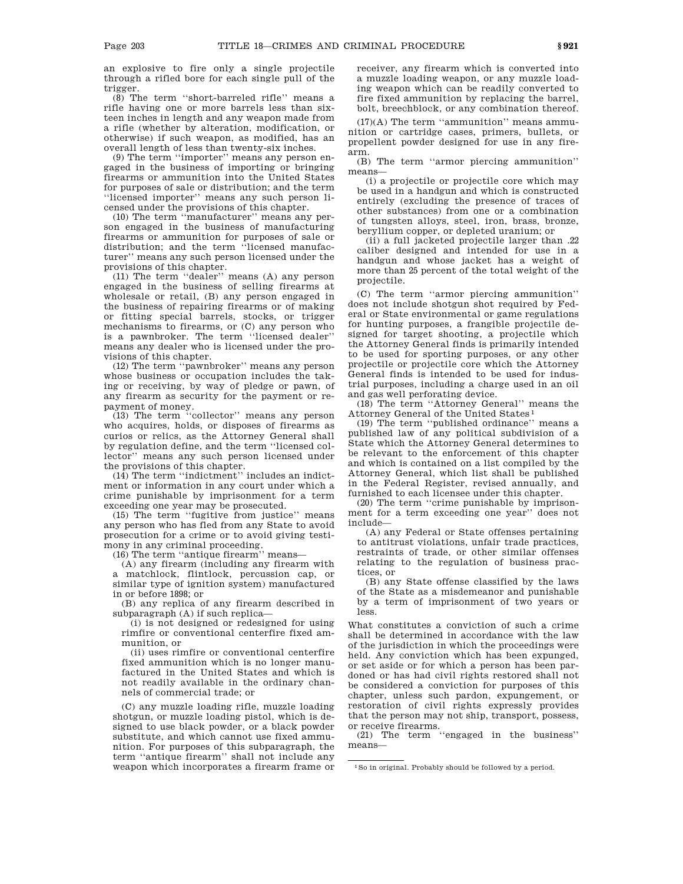an explosive to fire only a single projectile through a rifled bore for each single pull of the trigger.

(8) The term ''short-barreled rifle'' means a rifle having one or more barrels less than sixteen inches in length and any weapon made from a rifle (whether by alteration, modification, or otherwise) if such weapon, as modified, has an overall length of less than twenty-six inches.

(9) The term ''importer'' means any person engaged in the business of importing or bringing firearms or ammunition into the United States for purposes of sale or distribution; and the term ''licensed importer'' means any such person licensed under the provisions of this chapter.

(10) The term ''manufacturer'' means any person engaged in the business of manufacturing firearms or ammunition for purposes of sale or distribution; and the term ''licensed manufacturer'' means any such person licensed under the provisions of this chapter.

(11) The term ''dealer'' means (A) any person engaged in the business of selling firearms at wholesale or retail, (B) any person engaged in the business of repairing firearms or of making or fitting special barrels, stocks, or trigger mechanisms to firearms, or (C) any person who is a pawnbroker. The term ''licensed dealer'' means any dealer who is licensed under the provisions of this chapter.

(12) The term ''pawnbroker'' means any person whose business or occupation includes the taking or receiving, by way of pledge or pawn, of any firearm as security for the payment or repayment of money.

(13) The term ''collector'' means any person who acquires, holds, or disposes of firearms as curios or relics, as the Attorney General shall by regulation define, and the term ''licensed collector'' means any such person licensed under the provisions of this chapter.

(14) The term ''indictment'' includes an indictment or information in any court under which a crime punishable by imprisonment for a term exceeding one year may be prosecuted.

(15) The term ''fugitive from justice'' means any person who has fled from any State to avoid prosecution for a crime or to avoid giving testimony in any criminal proceeding.

(16) The term ''antique firearm'' means—

(A) any firearm (including any firearm with a matchlock, flintlock, percussion cap, or similar type of ignition system) manufactured in or before 1898; or

(B) any replica of any firearm described in subparagraph (A) if such replica—

(i) is not designed or redesigned for using rimfire or conventional centerfire fixed ammunition, or

(ii) uses rimfire or conventional centerfire fixed ammunition which is no longer manufactured in the United States and which is not readily available in the ordinary channels of commercial trade; or

(C) any muzzle loading rifle, muzzle loading shotgun, or muzzle loading pistol, which is designed to use black powder, or a black powder substitute, and which cannot use fixed ammunition. For purposes of this subparagraph, the term ''antique firearm'' shall not include any weapon which incorporates a firearm frame or receiver, any firearm which is converted into a muzzle loading weapon, or any muzzle loading weapon which can be readily converted to fire fixed ammunition by replacing the barrel, bolt, breechblock, or any combination thereof.

(17)(A) The term ''ammunition'' means ammunition or cartridge cases, primers, bullets, or propellent powder designed for use in any firearm.

(B) The term ''armor piercing ammunition'' means—

(i) a projectile or projectile core which may be used in a handgun and which is constructed entirely (excluding the presence of traces of other substances) from one or a combination of tungsten alloys, steel, iron, brass, bronze, beryllium copper, or depleted uranium; or

(ii) a full jacketed projectile larger than .22 caliber designed and intended for use in a handgun and whose jacket has a weight of more than 25 percent of the total weight of the projectile.

(C) The term ''armor piercing ammunition'' does not include shotgun shot required by Federal or State environmental or game regulations for hunting purposes, a frangible projectile designed for target shooting, a projectile which the Attorney General finds is primarily intended to be used for sporting purposes, or any other projectile or projectile core which the Attorney General finds is intended to be used for industrial purposes, including a charge used in an oil and gas well perforating device.

(18) The term ''Attorney General'' means the Attorney General of the United States[1]

(19) The term ''published ordinance'' means a published law of any political subdivision of a State which the Attorney General determines to be relevant to the enforcement of this chapter and which is contained on a list compiled by the Attorney General, which list shall be published in the Federal Register, revised annually, and furnished to each licensee under this chapter.

(20) The term ''crime punishable by imprisonment for a term exceeding one year'' does not include—

(A) any Federal or State offenses pertaining to antitrust violations, unfair trade practices, restraints of trade, or other similar offenses relating to the regulation of business practices, or

(B) any State offense classified by the laws of the State as a misdemeanor and punishable by a term of imprisonment of two years or less.

What constitutes a conviction of such a crime shall be determined in accordance with the law of the jurisdiction in which the proceedings were held. Any conviction which has been expunged, or set aside or for which a person has been pardoned or has had civil rights restored shall not be considered a conviction for purposes of this chapter, unless such pardon, expungement, or restoration of civil rights expressly provides that the person may not ship, transport, possess, or receive firearms.

(21) The term ''engaged in the business'' means—

[1] So in original. Probably should be followed by a period.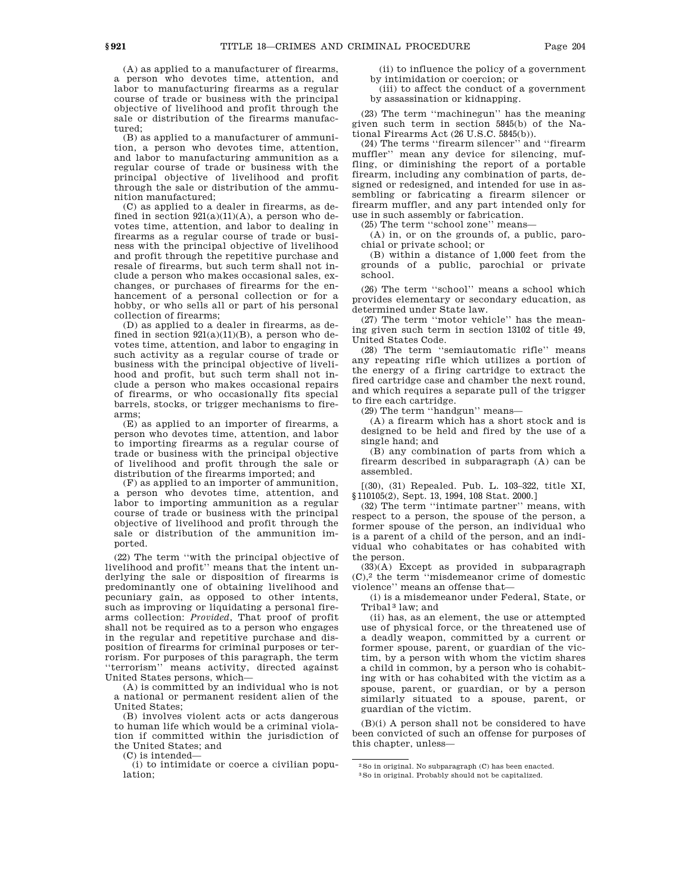(A) as applied to a manufacturer of firearms, a person who devotes time, attention, and labor to manufacturing firearms as a regular course of trade or business with the principal objective of livelihood and profit through the sale or distribution of the firearms manufactured;

(B) as applied to a manufacturer of ammunition, a person who devotes time, attention, and labor to manufacturing ammunition as a regular course of trade or business with the principal objective of livelihood and profit through the sale or distribution of the ammunition manufactured;

(C) as applied to a dealer in firearms, as defined in section 921(a)(11)(A), a person who devotes time, attention, and labor to dealing in firearms as a regular course of trade or business with the principal objective of livelihood and profit through the repetitive purchase and resale of firearms, but such term shall not include a person who makes occasional sales, exchanges, or purchases of firearms for the enhancement of a personal collection or for a hobby, or who sells all or part of his personal collection of firearms;

(D) as applied to a dealer in firearms, as defined in section 921(a)(11)(B), a person who devotes time, attention, and labor to engaging in such activity as a regular course of trade or business with the principal objective of livelihood and profit, but such term shall not include a person who makes occasional repairs of firearms, or who occasionally fits special barrels, stocks, or trigger mechanisms to firearms;

(E) as applied to an importer of firearms, a person who devotes time, attention, and labor to importing firearms as a regular course of trade or business with the principal objective of livelihood and profit through the sale or distribution of the firearms imported; and

(F) as applied to an importer of ammunition, a person who devotes time, attention, and labor to importing ammunition as a regular course of trade or business with the principal objective of livelihood and profit through the sale or distribution of the ammunition imported.

(22) The term ''with the principal objective of livelihood and profit'' means that the intent underlying the sale or disposition of firearms is predominantly one of obtaining livelihood and pecuniary gain, as opposed to other intents, such as improving or liquidating a personal firearms collection: *Provided*, That proof of profit shall not be required as to a person who engages in the regular and repetitive purchase and disposition of firearms for criminal purposes or terrorism. For purposes of this paragraph, the term ''terrorism'' means activity, directed against United States persons, which—

(A) is committed by an individual who is not a national or permanent resident alien of the United States;

(B) involves violent acts or acts dangerous to human life which would be a criminal violation if committed within the jurisdiction of the United States; and

(C) is intended—

(i) to intimidate or coerce a civilian population;

(ii) to influence the policy of a government by intimidation or coercion; or

(iii) to affect the conduct of a government by assassination or kidnapping.

(23) The term ''machinegun'' has the meaning given such term in section 5845(b) of the National Firearms Act (26 U.S.C. 5845(b)).

(24) The terms ''firearm silencer'' and ''firearm muffler'' mean any device for silencing, muffling, or diminishing the report of a portable firearm, including any combination of parts, designed or redesigned, and intended for use in assembling or fabricating a firearm silencer or firearm muffler, and any part intended only for use in such assembly or fabrication.

(25) The term ''school zone'' means—

(A) in, or on the grounds of, a public, parochial or private school; or

(B) within a distance of 1,000 feet from the grounds of a public, parochial or private school.

(26) The term ''school'' means a school which provides elementary or secondary education, as determined under State law.

(27) The term ''motor vehicle'' has the meaning given such term in section 13102 of title 49, United States Code.

(28) The term ''semiautomatic rifle'' means any repeating rifle which utilizes a portion of the energy of a firing cartridge to extract the fired cartridge case and chamber the next round, and which requires a separate pull of the trigger to fire each cartridge.

(29) The term ''handgun'' means—

(A) a firearm which has a short stock and is designed to be held and fired by the use of a single hand; and

(B) any combination of parts from which a firearm described in subparagraph (A) can be assembled.

[(30), (31) Repealed. Pub. L. 103–322, title XI, §110105(2), Sept. 13, 1994, 108 Stat. 2000.]

(32) The term ''intimate partner'' means, with respect to a person, the spouse of the person, a former spouse of the person, an individual who is a parent of a child of the person, and an individual who cohabitates or has cohabited with the person.

(33)(A) Except as provided in subparagraph (C),[2] the term ''misdemeanor crime of domestic violence'' means an offense that—

(i) is a misdemeanor under Federal, State, or Tribal[3] law; and

(ii) has, as an element, the use or attempted use of physical force, or the threatened use of a deadly weapon, committed by a current or former spouse, parent, or guardian of the victim, by a person with whom the victim shares a child in common, by a person who is cohabiting with or has cohabited with the victim as a spouse, parent, or guardian, or by a person similarly situated to a spouse, parent, or guardian of the victim.

(B)(i) A person shall not be considered to have been convicted of such an offense for purposes of this chapter, unless—

[2] So in original. No subparagraph (C) has been enacted.

[3] So in original. Probably should not be capitalized.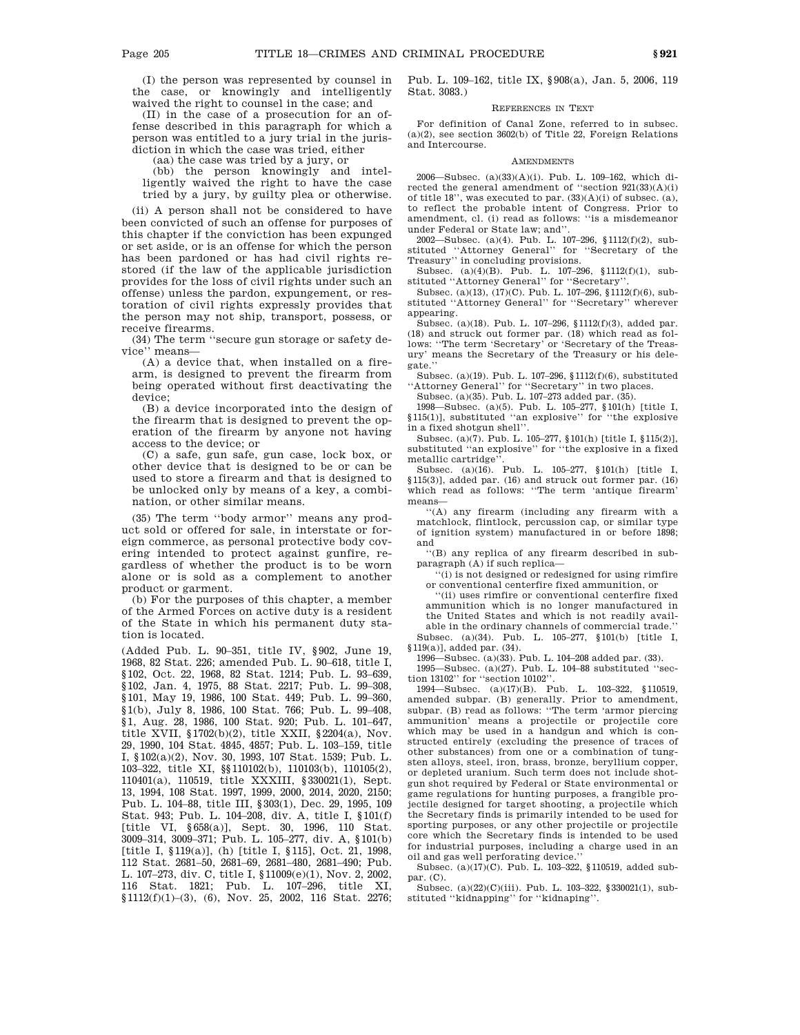(I) the person was represented by counsel in the case, or knowingly and intelligently waived the right to counsel in the case; and

(II) in the case of a prosecution for an offense described in this paragraph for which a person was entitled to a jury trial in the jurisdiction in which the case was tried, either

(aa) the case was tried by a jury, or

(bb) the person knowingly and intelligently waived the right to have the case tried by a jury, by guilty plea or otherwise.

(ii) A person shall not be considered to have been convicted of such an offense for purposes of this chapter if the conviction has been expunged or set aside, or is an offense for which the person has been pardoned or has had civil rights restored (if the law of the applicable jurisdiction provides for the loss of civil rights under such an offense) unless the pardon, expungement, or restoration of civil rights expressly provides that the person may not ship, transport, possess, or receive firearms.

(34) The term ''secure gun storage or safety device'' means—

(A) a device that, when installed on a firearm, is designed to prevent the firearm from being operated without first deactivating the device;

(B) a device incorporated into the design of the firearm that is designed to prevent the operation of the firearm by anyone not having access to the device; or

(C) a safe, gun safe, gun case, lock box, or other device that is designed to be or can be used to store a firearm and that is designed to be unlocked only by means of a key, a combination, or other similar means.

(35) The term ''body armor'' means any product sold or offered for sale, in interstate or foreign commerce, as personal protective body covering intended to protect against gunfire, regardless of whether the product is to be worn alone or is sold as a complement to another product or garment.

(b) For the purposes of this chapter, a member of the Armed Forces on active duty is a resident of the State in which his permanent duty station is located.

(Added Pub. L. 90–351, title IV, §902, June 19, 1968, 82 Stat. 226; amended Pub. L. 90–618, title I, §102, Oct. 22, 1968, 82 Stat. 1214; Pub. L. 93–639, §102, Jan. 4, 1975, 88 Stat. 2217; Pub. L. 99–308, §101, May 19, 1986, 100 Stat. 449; Pub. L. 99–360, §1(b), July 8, 1986, 100 Stat. 766; Pub. L. 99–408, §1, Aug. 28, 1986, 100 Stat. 920; Pub. L. 101–647, title XVII, §1702(b)(2), title XXII, §2204(a), Nov. 29, 1990, 104 Stat. 4845, 4857; Pub. L. 103–159, title I, §102(a)(2), Nov. 30, 1993, 107 Stat. 1539; Pub. L. 103–322, title XI, §§110102(b), 110103(b), 110105(2), 110401(a), 110519, title XXXIII, §330021(1), Sept. 13, 1994, 108 Stat. 1997, 1999, 2000, 2014, 2020, 2150; Pub. L. 104–88, title III, §303(1), Dec. 29, 1995, 109 Stat. 943; Pub. L. 104–208, div. A, title I, §101(f) [title VI, §658(a)], Sept. 30, 1996, 110 Stat. 3009–314, 3009–371; Pub. L. 105–277, div. A, §101(b) [title I, §119(a)], (h) [title I, §115], Oct. 21, 1998, 112 Stat. 2681–50, 2681–69, 2681–480, 2681–490; Pub. L. 107–273, div. C, title I, §11009(e)(1), Nov. 2, 2002, 116 Stat. 1821; Pub. L. 107–296, title XI, §1112(f)(1)–(3), (6), Nov. 25, 2002, 116 Stat. 2276; Pub. L. 109–162, title IX, §908(a), Jan. 5, 2006, 119 Stat. 3083.)

REFERENCES IN TEXT

For definition of Canal Zone, referred to in subsec. (a)(2), see section 3602(b) of Title 22, Foreign Relations and Intercourse.

AMENDMENTS

2006—Subsec. (a)(33)(A)(i). Pub. L. 109–162, which directed the general amendment of ''section 921(33)(A)(i) of title 18'', was executed to par. (33)(A)(i) of subsec. (a), to reflect the probable intent of Congress. Prior to amendment, cl. (i) read as follows: ''is a misdemeanor under Federal or State law; and''.

2002—Subsec. (a)(4). Pub. L. 107–296, §1112(f)(2), substituted ''Attorney General'' for ''Secretary of the Treasury'' in concluding provisions.

Subsec. (a)(4)(B). Pub. L. 107–296, §1112(f)(1), substituted ''Attorney General'' for ''Secretary''.

Subsec. (a)(13), (17)(C). Pub. L. 107–296, §1112(f)(6), substituted ''Attorney General'' for ''Secretary'' wherever appearing.

Subsec. (a)(18). Pub. L. 107–296, §1112(f)(3), added par. (18) and struck out former par. (18) which read as follows: ''The term 'Secretary' or 'Secretary of the Treasury' means the Secretary of the Treasury or his delegate.''

Subsec. (a)(19). Pub. L. 107–296, §1112(f)(6), substituted ''Attorney General'' for ''Secretary'' in two places.

Subsec. (a)(35). Pub. L. 107–273 added par. (35).

1998—Subsec. (a)(5). Pub. L. 105–277, §101(h) [title I, §115(1)], substituted ''an explosive'' for ''the explosive in a fixed shotgun shell''.

Subsec. (a)(7). Pub. L. 105–277, §101(h) [title I, §115(2)], substituted ''an explosive'' for ''the explosive in a fixed metallic cartridge''.

Subsec. (a)(16). Pub. L. 105–277, §101(h) [title I, §115(3)], added par. (16) and struck out former par. (16) which read as follows: ''The term 'antique firearm' means—

''(A) any firearm (including any firearm with a matchlock, flintlock, percussion cap, or similar type of ignition system) manufactured in or before 1898; and

''(B) any replica of any firearm described in subparagraph (A) if such replica—

''(i) is not designed or redesigned for using rimfire or conventional centerfire fixed ammunition, or

''(ii) uses rimfire or conventional centerfire fixed ammunition which is no longer manufactured in the United States and which is not readily available in the ordinary channels of commercial trade.''

Subsec. (a)(34). Pub. L. 105–277, §101(b) [title I, §119(a)], added par. (34).

1996—Subsec. (a)(33). Pub. L. 104–208 added par. (33).

1995—Subsec. (a)(27). Pub. L. 104–88 substituted ''section 13102'' for ''section 10102''.

1994—Subsec. (a)(17)(B). Pub. L. 103–322, §110519, amended subpar. (B) generally. Prior to amendment, subpar. (B) read as follows: ''The term 'armor piercing ammunition' means a projectile or projectile core which may be used in a handgun and which is constructed entirely (excluding the presence of traces of other substances) from one or a combination of tungsten alloys, steel, iron, brass, bronze, beryllium copper, or depleted uranium. Such term does not include shotgun shot required by Federal or State environmental or game regulations for hunting purposes, a frangible projectile designed for target shooting, a projectile which the Secretary finds is primarily intended to be used for sporting purposes, or any other projectile or projectile core which the Secretary finds is intended to be used for industrial purposes, including a charge used in an oil and gas well perforating device.''

Subsec. (a)(17)(C). Pub. L. 103–322, §110519, added subpar. (C).

Subsec. (a)(22)(C)(iii). Pub. L. 103–322, §330021(1), substituted ''kidnapping'' for ''kidnaping''.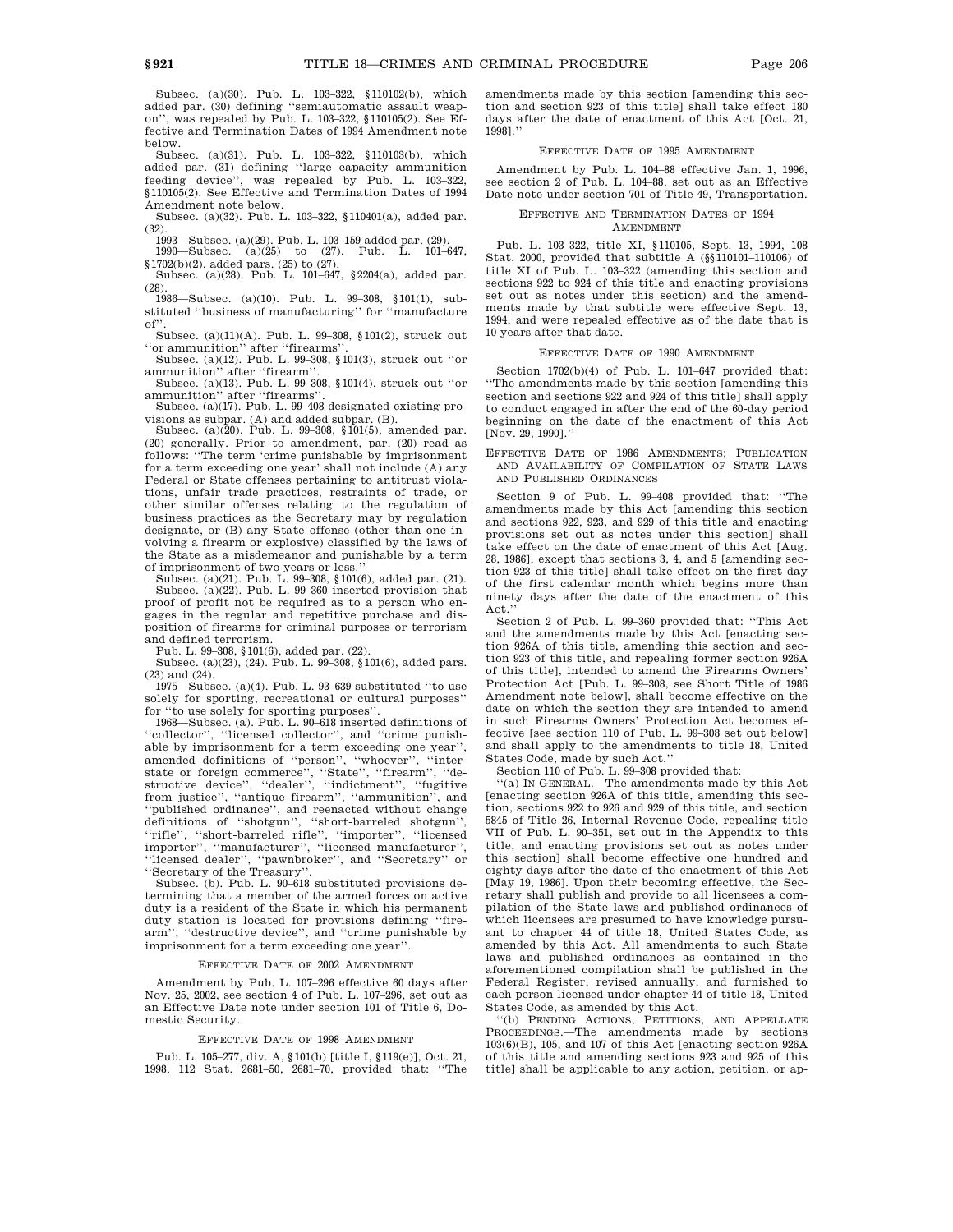Subsec. (a)(30). Pub. L. 103–322, §110102(b), which added par. (30) defining ''semiautomatic assault weapon'', was repealed by Pub. L. 103–322, §110105(2). See Effective and Termination Dates of 1994 Amendment note below.

Subsec. (a)(31). Pub. L. 103–322, §110103(b), which added par. (31) defining ''large capacity ammunition feeding device'', was repealed by Pub. L. 103–322, §110105(2). See Effective and Termination Dates of 1994 Amendment note below.

Subsec. (a)(32). Pub. L. 103–322, §110401(a), added par. (32).

1993—Subsec. (a)(29). Pub. L. 103–159 added par. (29).

1990—Subsec. (a)(25) to (27). Pub. L. 101–647, §1702(b)(2), added pars. (25) to (27).

Subsec. (a)(28). Pub. L. 101–647, §2204(a), added par. (28).

1986—Subsec. (a)(10). Pub. L. 99–308, §101(1), substituted ''business of manufacturing'' for ''manufacture of''.

Subsec. (a)(11)(A). Pub. L. 99–308, §101(2), struck out ''or ammunition'' after ''firearms''.

Subsec. (a)(12). Pub. L. 99–308, §101(3), struck out ''or ammunition'' after ''firearm''.

Subsec. (a)(13). Pub. L. 99–308, §101(4), struck out ''or ammunition'' after ''firearms''.

Subsec. (a)(17). Pub. L. 99–408 designated existing provisions as subpar. (A) and added subpar. (B).

Subsec. (a)(20). Pub. L. 99–308, §101(5), amended par. (20) generally. Prior to amendment, par. (20) read as follows: ''The term 'crime punishable by imprisonment for a term exceeding one year' shall not include (A) any Federal or State offenses pertaining to antitrust violations, unfair trade practices, restraints of trade, or other similar offenses relating to the regulation of business practices as the Secretary may by regulation designate, or (B) any State offense (other than one involving a firearm or explosive) classified by the laws of the State as a misdemeanor and punishable by a term of imprisonment of two years or less.''

Subsec. (a)(21). Pub. L. 99–308, §101(6), added par. (21).

Subsec. (a)(22). Pub. L. 99–360 inserted provision that proof of profit not be required as to a person who engages in the regular and repetitive purchase and disposition of firearms for criminal purposes or terrorism and defined terrorism.

Pub. L. 99–308, §101(6), added par. (22).

Subsec. (a)(23), (24). Pub. L. 99–308, §101(6), added pars. (23) and (24).

1975—Subsec. (a)(4). Pub. L. 93–639 substituted ''to use solely for sporting, recreational or cultural purposes'' for ''to use solely for sporting purposes''.

1968—Subsec. (a). Pub. L. 90–618 inserted definitions of ''collector'', ''licensed collector'', and ''crime punishable by imprisonment for a term exceeding one year'', amended definitions of ''person'', ''whoever'', ''interstate or foreign commerce'', ''State'', ''firearm'', ''destructive device'', ''dealer'', ''indictment'', ''fugitive from justice'', ''antique firearm'', ''ammunition'', and ''published ordinance'', and reenacted without change definitions of ''shotgun'', ''short-barreled shotgun'', ''rifle'', ''short-barreled rifle'', ''importer'', ''licensed importer'', ''manufacturer'', ''licensed manufacturer'', ''licensed dealer'', ''pawnbroker'', and ''Secretary'' or ''Secretary of the Treasury''.

Subsec. (b). Pub. L. 90–618 substituted provisions determining that a member of the armed forces on active duty is a resident of the State in which his permanent duty station is located for provisions defining ''firearm'', ''destructive device'', and ''crime punishable by imprisonment for a term exceeding one year''.

## EFFECTIVE DATE OF 2002 AMENDMENT

Amendment by Pub. L. 107–296 effective 60 days after Nov. 25, 2002, see section 4 of Pub. L. 107–296, set out as an Effective Date note under section 101 of Title 6, Domestic Security.

## EFFECTIVE DATE OF 1998 AMENDMENT

Pub. L. 105–277, div. A, §101(b) [title I, §119(e)], Oct. 21, 1998, 112 Stat. 2681–50, 2681–70, provided that: ''The amendments made by this section [amending this section and section 923 of this title] shall take effect 180 days after the date of enactment of this Act [Oct. 21, 1998].''

## EFFECTIVE DATE OF 1995 AMENDMENT

Amendment by Pub. L. 104–88 effective Jan. 1, 1996, see section 2 of Pub. L. 104–88, set out as an Effective Date note under section 701 of Title 49, Transportation.

## EFFECTIVE AND TERMINATION DATES OF 1994 AMENDMENT

Pub. L. 103–322, title XI, §110105, Sept. 13, 1994, 108 Stat. 2000, provided that subtitle A (§§110101–110106) of title XI of Pub. L. 103–322 (amending this section and sections 922 to 924 of this title and enacting provisions set out as notes under this section) and the amendments made by that subtitle were effective Sept. 13, 1994, and were repealed effective as of the date that is 10 years after that date.

## EFFECTIVE DATE OF 1990 AMENDMENT

Section 1702(b)(4) of Pub. L. 101–647 provided that: ''The amendments made by this section [amending this section and sections 922 and 924 of this title] shall apply to conduct engaged in after the end of the 60-day period beginning on the date of the enactment of this Act [Nov. 29, 1990].''

## EFFECTIVE DATE OF 1986 AMENDMENTS; PUBLICATION AND AVAILABILITY OF COMPILATION OF STATE LAWS AND PUBLISHED ORDINANCES

Section 9 of Pub. L. 99–408 provided that: ''The amendments made by this Act [amending this section and sections 922, 923, and 929 of this title and enacting provisions set out as notes under this section] shall take effect on the date of enactment of this Act [Aug. 28, 1986], except that sections 3, 4, and 5 [amending section 923 of this title] shall take effect on the first day of the first calendar month which begins more than ninety days after the date of the enactment of this Act.''

Section 2 of Pub. L. 99–360 provided that: ''This Act and the amendments made by this Act [enacting section 926A of this title, amending this section and section 923 of this title, and repealing former section 926A of this title], intended to amend the Firearms Owners' Protection Act [Pub. L. 99–308, see Short Title of 1986 Amendment note below], shall become effective on the date on which the section they are intended to amend in such Firearms Owners' Protection Act becomes effective [see section 110 of Pub. L. 99–308 set out below] and shall apply to the amendments to title 18, United States Code, made by such Act.''

Section 110 of Pub. L. 99–308 provided that:

''(a) IN GENERAL.—The amendments made by this Act [enacting section 926A of this title, amending this section, sections 922 to 926 and 929 of this title, and section 5845 of Title 26, Internal Revenue Code, repealing title VII of Pub. L. 90–351, set out in the Appendix to this title, and enacting provisions set out as notes under this section] shall become effective one hundred and eighty days after the date of the enactment of this Act [May 19, 1986]. Upon their becoming effective, the Secretary shall publish and provide to all licensees a compilation of the State laws and published ordinances of which licensees are presumed to have knowledge pursuant to chapter 44 of title 18, United States Code, as amended by this Act. All amendments to such State laws and published ordinances as contained in the aforementioned compilation shall be published in the Federal Register, revised annually, and furnished to each person licensed under chapter 44 of title 18, United States Code, as amended by this Act.

''(b) PENDING ACTIONS, PETITIONS, AND APPELLATE PROCEEDINGS.—The amendments made by sections 103(6)(B), 105, and 107 of this Act [enacting section 926A of this title and amending sections 923 and 925 of this title] shall be applicable to any action, petition, or ap-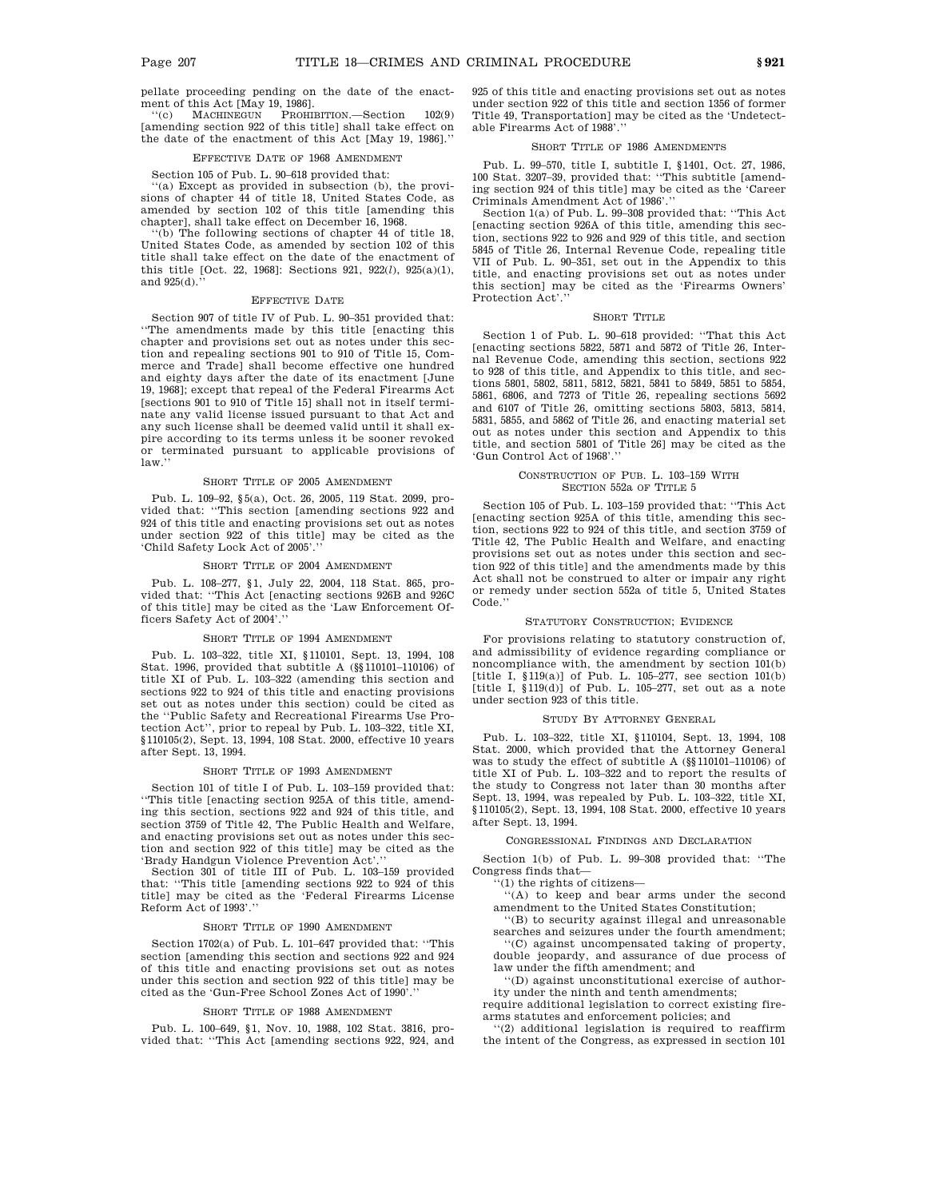pellate proceeding pending on the date of the enactment of this Act [May 19, 1986].

''(c) MACHINEGUN PROHIBITION.—Section 102(9) [amending section 922 of this title] shall take effect on the date of the enactment of this Act [May 19, 1986].''

### EFFECTIVE DATE OF 1968 AMENDMENT

Section 105 of Pub. L. 90–618 provided that:

''(a) Except as provided in subsection (b), the provisions of chapter 44 of title 18, United States Code, as amended by section 102 of this title [amending this chapter], shall take effect on December 16, 1968.

''(b) The following sections of chapter 44 of title 18, United States Code, as amended by section 102 of this title shall take effect on the date of the enactment of this title [Oct. 22, 1968]: Sections 921, 922(*l*), 925(a)(1), and 925(d).''

### EFFECTIVE DATE

Section 907 of title IV of Pub. L. 90–351 provided that: ''The amendments made by this title [enacting this chapter and provisions set out as notes under this section and repealing sections 901 to 910 of Title 15, Commerce and Trade] shall become effective one hundred and eighty days after the date of its enactment [June 19, 1968]; except that repeal of the Federal Firearms Act [sections 901 to 910 of Title 15] shall not in itself terminate any valid license issued pursuant to that Act and any such license shall be deemed valid until it shall expire according to its terms unless it be sooner revoked or terminated pursuant to applicable provisions of law.''

### SHORT TITLE OF 2005 AMENDMENT

Pub. L. 109–92, §5(a), Oct. 26, 2005, 119 Stat. 2099, provided that: ''This section [amending sections 922 and 924 of this title and enacting provisions set out as notes under section 922 of this title] may be cited as the 'Child Safety Lock Act of 2005'.''

### SHORT TITLE OF 2004 AMENDMENT

Pub. L. 108–277, §1, July 22, 2004, 118 Stat. 865, provided that: ''This Act [enacting sections 926B and 926C of this title] may be cited as the 'Law Enforcement Officers Safety Act of 2004'.''

### SHORT TITLE OF 1994 AMENDMENT

Pub. L. 103–322, title XI, §110101, Sept. 13, 1994, 108 Stat. 1996, provided that subtitle A (§§110101–110106) of title XI of Pub. L. 103–322 (amending this section and sections 922 to 924 of this title and enacting provisions set out as notes under this section) could be cited as the ''Public Safety and Recreational Firearms Use Protection Act'', prior to repeal by Pub. L. 103–322, title XI, §110105(2), Sept. 13, 1994, 108 Stat. 2000, effective 10 years after Sept. 13, 1994.

### SHORT TITLE OF 1993 AMENDMENT

Section 101 of title I of Pub. L. 103–159 provided that: ''This title [enacting section 925A of this title, amending this section, sections 922 and 924 of this title, and section 3759 of Title 42, The Public Health and Welfare, and enacting provisions set out as notes under this section and section 922 of this title] may be cited as the 'Brady Handgun Violence Prevention Act'.''

Section 301 of title III of Pub. L. 103–159 provided that: ''This title [amending sections 922 to 924 of this title] may be cited as the 'Federal Firearms License Reform Act of 1993'.''

### SHORT TITLE OF 1990 AMENDMENT

Section 1702(a) of Pub. L. 101–647 provided that: ''This section [amending this section and sections 922 and 924 of this title and enacting provisions set out as notes under this section and section 922 of this title] may be cited as the 'Gun-Free School Zones Act of 1990'.''

### SHORT TITLE OF 1988 AMENDMENT

Pub. L. 100–649, §1, Nov. 10, 1988, 102 Stat. 3816, provided that: ''This Act [amending sections 922, 924, and 925 of this title and enacting provisions set out as notes under section 922 of this title and section 1356 of former Title 49, Transportation] may be cited as the 'Undetectable Firearms Act of 1988'.''

### SHORT TITLE OF 1986 AMENDMENTS

Pub. L. 99–570, title I, subtitle I, §1401, Oct. 27, 1986, 100 Stat. 3207–39, provided that: ''This subtitle [amending section 924 of this title] may be cited as the 'Career Criminals Amendment Act of 1986'.''

Section 1(a) of Pub. L. 99–308 provided that: ''This Act [enacting section 926A of this title, amending this section, sections 922 to 926 and 929 of this title, and section 5845 of Title 26, Internal Revenue Code, repealing title VII of Pub. L. 90–351, set out in the Appendix to this title, and enacting provisions set out as notes under this section] may be cited as the 'Firearms Owners' Protection Act'.''

### SHORT TITLE

Section 1 of Pub. L. 90–618 provided: ''That this Act [enacting sections 5822, 5871 and 5872 of Title 26, Internal Revenue Code, amending this section, sections 922 to 928 of this title, and Appendix to this title, and sections 5801, 5802, 5811, 5812, 5821, 5841 to 5849, 5851 to 5854, 5861, 6806, and 7273 of Title 26, repealing sections 5692 and 6107 of Title 26, omitting sections 5803, 5813, 5814, 5831, 5855, and 5862 of Title 26, and enacting material set out as notes under this section and Appendix to this title, and section 5801 of Title 26] may be cited as the 'Gun Control Act of 1968'.''

### CONSTRUCTION OF PUB. L. 103–159 WITH SECTION 552a OF TITLE 5

Section 105 of Pub. L. 103–159 provided that: ''This Act [enacting section 925A of this title, amending this section, sections 922 to 924 of this title, and section 3759 of Title 42, The Public Health and Welfare, and enacting provisions set out as notes under this section and section 922 of this title] and the amendments made by this Act shall not be construed to alter or impair any right or remedy under section 552a of title 5, United States Code.''

### STATUTORY CONSTRUCTION; EVIDENCE

For provisions relating to statutory construction of, and admissibility of evidence regarding compliance or noncompliance with, the amendment by section 101(b) [title I, §119(a)] of Pub. L. 105–277, see section 101(b) [title I, §119(d)] of Pub. L. 105–277, set out as a note under section 923 of this title.

### STUDY BY ATTORNEY GENERAL

Pub. L. 103–322, title XI, §110104, Sept. 13, 1994, 108 Stat. 2000, which provided that the Attorney General was to study the effect of subtitle A (§§110101–110106) of title XI of Pub. L. 103–322 and to report the results of the study to Congress not later than 30 months after Sept. 13, 1994, was repealed by Pub. L. 103–322, title XI, §110105(2), Sept. 13, 1994, 108 Stat. 2000, effective 10 years after Sept. 13, 1994.

### CONGRESSIONAL FINDINGS AND DECLARATION

Section 1(b) of Pub. L. 99–308 provided that: ''The Congress finds that—

''(1) the rights of citizens—

''(A) to keep and bear arms under the second amendment to the United States Constitution;

''(B) to security against illegal and unreasonable searches and seizures under the fourth amendment;

''(C) against uncompensated taking of property, double jeopardy, and assurance of due process of law under the fifth amendment; and

''(D) against unconstitutional exercise of authority under the ninth and tenth amendments;

require additional legislation to correct existing firearms statutes and enforcement policies; and

''(2) additional legislation is required to reaffirm the intent of the Congress, as expressed in section 101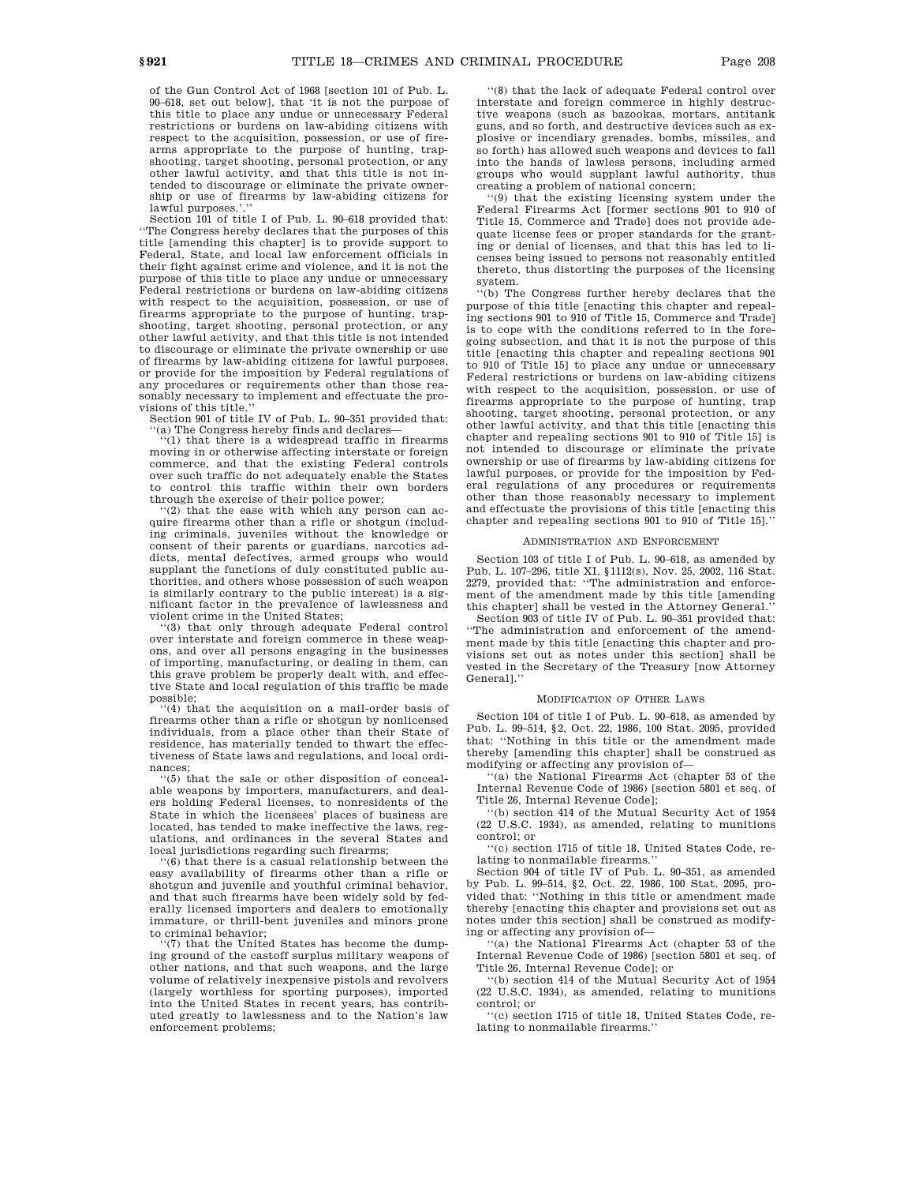of the Gun Control Act of 1968 [section 101 of Pub. L. 90–618, set out below], that 'it is not the purpose of this title to place any undue or unnecessary Federal restrictions or burdens on law-abiding citizens with respect to the acquisition, possession, or use of firearms appropriate to the purpose of hunting, trapshooting, target shooting, personal protection, or any other lawful activity, and that this title is not intended to discourage or eliminate the private ownership or use of firearms by law-abiding citizens for lawful purposes.'.''

Section 101 of title I of Pub. L. 90–618 provided that: ''The Congress hereby declares that the purposes of this title [amending this chapter] is to provide support to Federal, State, and local law enforcement officials in their fight against crime and violence, and it is not the purpose of this title to place any undue or unnecessary Federal restrictions or burdens on law-abiding citizens with respect to the acquisition, possession, or use of firearms appropriate to the purpose of hunting, trapshooting, target shooting, personal protection, or any other lawful activity, and that this title is not intended to discourage or eliminate the private ownership or use of firearms by law-abiding citizens for lawful purposes, or provide for the imposition by Federal regulations of any procedures or requirements other than those reasonably necessary to implement and effectuate the provisions of this title.''

Section 901 of title IV of Pub. L. 90–351 provided that: ''(a) The Congress hereby finds and declares—

''(1) that there is a widespread traffic in firearms moving in or otherwise affecting interstate or foreign commerce, and that the existing Federal controls over such traffic do not adequately enable the States to control this traffic within their own borders through the exercise of their police power;

''(2) that the ease with which any person can acquire firearms other than a rifle or shotgun (including criminals, juveniles without the knowledge or consent of their parents or guardians, narcotics addicts, mental defectives, armed groups who would supplant the functions of duly constituted public authorities, and others whose possession of such weapon is similarly contrary to the public interest) is a significant factor in the prevalence of lawlessness and violent crime in the United States;

''(3) that only through adequate Federal control over interstate and foreign commerce in these weapons, and over all persons engaging in the businesses of importing, manufacturing, or dealing in them, can this grave problem be properly dealt with, and effective State and local regulation of this traffic be made possible;

''(4) that the acquisition on a mail-order basis of firearms other than a rifle or shotgun by nonlicensed individuals, from a place other than their State of residence, has materially tended to thwart the effectiveness of State laws and regulations, and local ordinances;

''(5) that the sale or other disposition of concealable weapons by importers, manufacturers, and dealers holding Federal licenses, to nonresidents of the State in which the licensees' places of business are located, has tended to make ineffective the laws, regulations, and ordinances in the several States and local jurisdictions regarding such firearms;

''(6) that there is a casual relationship between the easy availability of firearms other than a rifle or shotgun and juvenile and youthful criminal behavior, and that such firearms have been widely sold by federally licensed importers and dealers to emotionally immature, or thrill-bent juveniles and minors prone to criminal behavior;

''(7) that the United States has become the dumping ground of the castoff surplus military weapons of other nations, and that such weapons, and the large volume of relatively inexpensive pistols and revolvers (largely worthless for sporting purposes), imported into the United States in recent years, has contributed greatly to lawlessness and to the Nation's law enforcement problems;

''(8) that the lack of adequate Federal control over interstate and foreign commerce in highly destructive weapons (such as bazookas, mortars, antitank guns, and so forth, and destructive devices such as explosive or incendiary grenades, bombs, missiles, and so forth) has allowed such weapons and devices to fall into the hands of lawless persons, including armed groups who would supplant lawful authority, thus creating a problem of national concern;

''(9) that the existing licensing system under the Federal Firearms Act [former sections 901 to 910 of Title 15, Commerce and Trade] does not provide adequate license fees or proper standards for the granting or denial of licenses, and that this has led to licenses being issued to persons not reasonably entitled thereto, thus distorting the purposes of the licensing system.

''(b) The Congress further hereby declares that the purpose of this title [enacting this chapter and repealing sections 901 to 910 of Title 15, Commerce and Trade] is to cope with the conditions referred to in the foregoing subsection, and that it is not the purpose of this title [enacting this chapter and repealing sections 901 to 910 of Title 15] to place any undue or unnecessary Federal restrictions or burdens on law-abiding citizens with respect to the acquisition, possession, or use of firearms appropriate to the purpose of hunting, trap shooting, target shooting, personal protection, or any other lawful activity, and that this title [enacting this chapter and repealing sections 901 to 910 of Title 15] is not intended to discourage or eliminate the private ownership or use of firearms by law-abiding citizens for lawful purposes, or provide for the imposition by Federal regulations of any procedures or requirements other than those reasonably necessary to implement and effectuate the provisions of this title [enacting this chapter and repealing sections 901 to 910 of Title 15].''

## ADMINISTRATION AND ENFORCEMENT

Section 103 of title I of Pub. L. 90–618, as amended by Pub. L. 107–296, title XI, §1112(s), Nov. 25, 2002, 116 Stat. 2279, provided that: ''The administration and enforcement of the amendment made by this title [amending this chapter] shall be vested in the Attorney General.''

Section 903 of title IV of Pub. L. 90–351 provided that: ''The administration and enforcement of the amendment made by this title [enacting this chapter and provisions set out as notes under this section] shall be vested in the Secretary of the Treasury [now Attorney General].''

## MODIFICATION OF OTHER LAWS

Section 104 of title I of Pub. L. 90–618, as amended by Pub. L. 99–514, §2, Oct. 22, 1986, 100 Stat. 2095, provided that: ''Nothing in this title or the amendment made thereby [amending this chapter] shall be construed as modifying or affecting any provision of—

''(a) the National Firearms Act (chapter 53 of the Internal Revenue Code of 1986) [section 5801 et seq. of Title 26, Internal Revenue Code];

''(b) section 414 of the Mutual Security Act of 1954 (22 U.S.C. 1934), as amended, relating to munitions control; or

''(c) section 1715 of title 18, United States Code, relating to nonmailable firearms.''

Section 904 of title IV of Pub. L. 90–351, as amended by Pub. L. 99–514, §2, Oct. 22, 1986, 100 Stat. 2095, provided that: ''Nothing in this title or amendment made thereby [enacting this chapter and provisions set out as notes under this section] shall be construed as modifying or affecting any provision of—

''(a) the National Firearms Act (chapter 53 of the Internal Revenue Code of 1986) [section 5801 et seq. of Title 26, Internal Revenue Code]; or

''(b) section 414 of the Mutual Security Act of 1954 (22 U.S.C. 1934), as amended, relating to munitions control; or

''(c) section 1715 of title 18, United States Code, relating to nonmailable firearms.''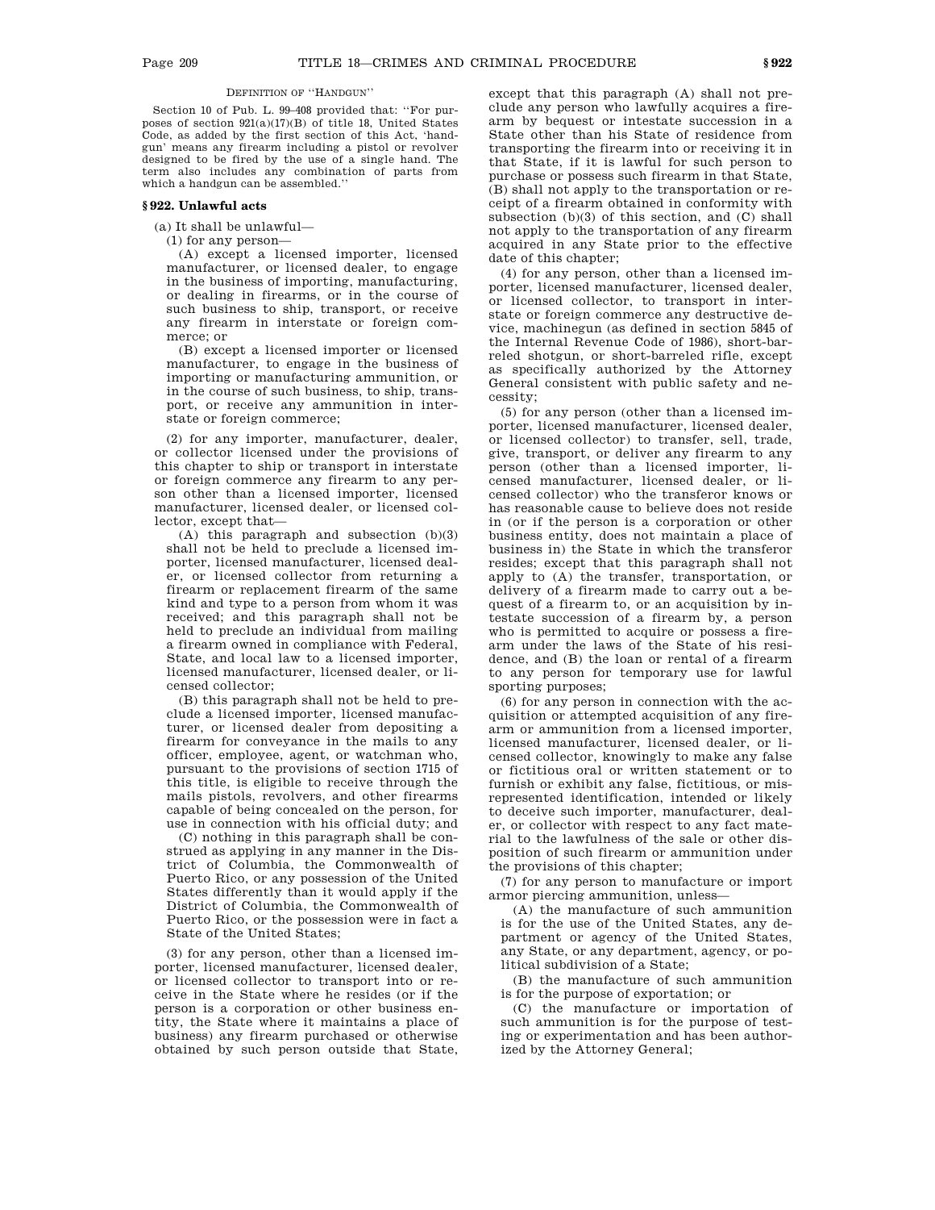DEFINITION OF "HANDGUN"

Section 10 of Pub. L. 99–408 provided that: "For purposes of section 921(a)(17)(B) of title 18, United States Code, as added by the first section of this Act, 'handgun' means any firearm including a pistol or revolver designed to be fired by the use of a single hand. The term also includes any combination of parts from which a handgun can be assembled."

### § 922. Unlawful acts

(a) It shall be unlawful—

(1) for any person—

(A) except a licensed importer, licensed manufacturer, or licensed dealer, to engage in the business of importing, manufacturing, or dealing in firearms, or in the course of such business to ship, transport, or receive any firearm in interstate or foreign commerce; or

(B) except a licensed importer or licensed manufacturer, to engage in the business of importing or manufacturing ammunition, or in the course of such business, to ship, transport, or receive any ammunition in interstate or foreign commerce;

(2) for any importer, manufacturer, dealer, or collector licensed under the provisions of this chapter to ship or transport in interstate or foreign commerce any firearm to any person other than a licensed importer, licensed manufacturer, licensed dealer, or licensed collector, except that—

(A) this paragraph and subsection (b)(3) shall not be held to preclude a licensed importer, licensed manufacturer, licensed dealer, or licensed collector from returning a firearm or replacement firearm of the same kind and type to a person from whom it was received; and this paragraph shall not be held to preclude an individual from mailing a firearm owned in compliance with Federal, State, and local law to a licensed importer, licensed manufacturer, licensed dealer, or licensed collector;

(B) this paragraph shall not be held to preclude a licensed importer, licensed manufacturer, or licensed dealer from depositing a firearm for conveyance in the mails to any officer, employee, agent, or watchman who, pursuant to the provisions of section 1715 of this title, is eligible to receive through the mails pistols, revolvers, and other firearms capable of being concealed on the person, for use in connection with his official duty; and

(C) nothing in this paragraph shall be construed as applying in any manner in the District of Columbia, the Commonwealth of Puerto Rico, or any possession of the United States differently than it would apply if the District of Columbia, the Commonwealth of Puerto Rico, or the possession were in fact a State of the United States;

(3) for any person, other than a licensed importer, licensed manufacturer, licensed dealer, or licensed collector to transport into or receive in the State where he resides (or if the person is a corporation or other business entity, the State where it maintains a place of business) any firearm purchased or otherwise obtained by such person outside that State, except that this paragraph (A) shall not preclude any person who lawfully acquires a firearm by bequest or intestate succession in a State other than his State of residence from transporting the firearm into or receiving it in that State, if it is lawful for such person to purchase or possess such firearm in that State, (B) shall not apply to the transportation or receipt of a firearm obtained in conformity with subsection (b)(3) of this section, and (C) shall not apply to the transportation of any firearm acquired in any State prior to the effective date of this chapter;

(4) for any person, other than a licensed importer, licensed manufacturer, licensed dealer, or licensed collector, to transport in interstate or foreign commerce any destructive device, machinegun (as defined in section 5845 of the Internal Revenue Code of 1986), short-barreled shotgun, or short-barreled rifle, except as specifically authorized by the Attorney General consistent with public safety and necessity;

(5) for any person (other than a licensed importer, licensed manufacturer, licensed dealer, or licensed collector) to transfer, sell, trade, give, transport, or deliver any firearm to any person (other than a licensed importer, licensed manufacturer, licensed dealer, or licensed collector) who the transferor knows or has reasonable cause to believe does not reside in (or if the person is a corporation or other business entity, does not maintain a place of business in) the State in which the transferor resides; except that this paragraph shall not apply to (A) the transfer, transportation, or delivery of a firearm made to carry out a bequest of a firearm to, or an acquisition by intestate succession of a firearm by, a person who is permitted to acquire or possess a firearm under the laws of the State of his residence, and (B) the loan or rental of a firearm to any person for temporary use for lawful sporting purposes;

(6) for any person in connection with the acquisition or attempted acquisition of any firearm or ammunition from a licensed importer, licensed manufacturer, licensed dealer, or licensed collector, knowingly to make any false or fictitious oral or written statement or to furnish or exhibit any false, fictitious, or misrepresented identification, intended or likely to deceive such importer, manufacturer, dealer, or collector with respect to any fact material to the lawfulness of the sale or other disposition of such firearm or ammunition under the provisions of this chapter;

(7) for any person to manufacture or import armor piercing ammunition, unless—

(A) the manufacture of such ammunition is for the use of the United States, any department or agency of the United States, any State, or any department, agency, or political subdivision of a State;

(B) the manufacture of such ammunition is for the purpose of exportation; or

(C) the manufacture or importation of such ammunition is for the purpose of testing or experimentation and has been authorized by the Attorney General;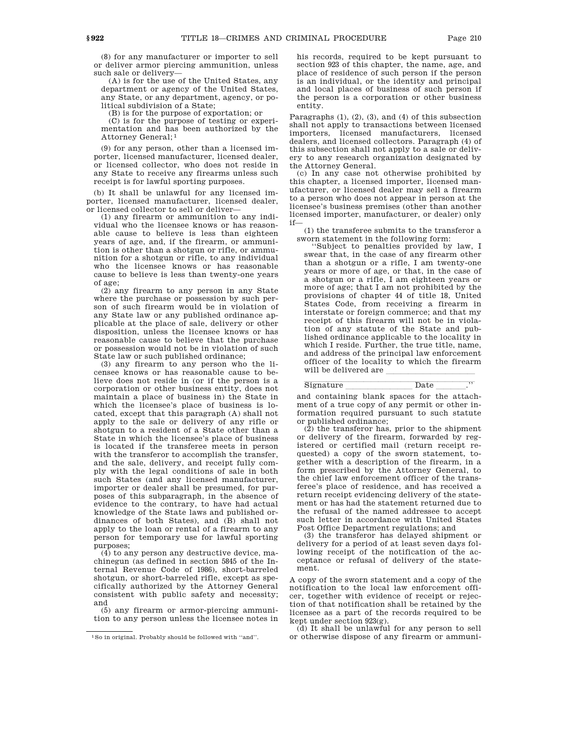(8) for any manufacturer or importer to sell or deliver armor piercing ammunition, unless such sale or delivery—

(A) is for the use of the United States, any department or agency of the United States, any State, or any department, agency, or political subdivision of a State;

(B) is for the purpose of exportation; or

(C) is for the purpose of testing or experimentation and has been authorized by the Attorney General;[1]

(9) for any person, other than a licensed importer, licensed manufacturer, licensed dealer, or licensed collector, who does not reside in any State to receive any firearms unless such receipt is for lawful sporting purposes.

(b) It shall be unlawful for any licensed importer, licensed manufacturer, licensed dealer, or licensed collector to sell or deliver—

(1) any firearm or ammunition to any individual who the licensee knows or has reasonable cause to believe is less than eighteen years of age, and, if the firearm, or ammunition is other than a shotgun or rifle, or ammunition for a shotgun or rifle, to any individual who the licensee knows or has reasonable cause to believe is less than twenty-one years of age;

(2) any firearm to any person in any State where the purchase or possession by such person of such firearm would be in violation of any State law or any published ordinance applicable at the place of sale, delivery or other disposition, unless the licensee knows or has reasonable cause to believe that the purchase or possession would not be in violation of such State law or such published ordinance;

(3) any firearm to any person who the licensee knows or has reasonable cause to believe does not reside in (or if the person is a corporation or other business entity, does not maintain a place of business in) the State in which the licensee's place of business is located, except that this paragraph (A) shall not apply to the sale or delivery of any rifle or shotgun to a resident of a State other than a State in which the licensee's place of business is located if the transferee meets in person with the transferor to accomplish the transfer, and the sale, delivery, and receipt fully comply with the legal conditions of sale in both such States (and any licensed manufacturer, importer or dealer shall be presumed, for purposes of this subparagraph, in the absence of evidence to the contrary, to have had actual knowledge of the State laws and published ordinances of both States), and (B) shall not apply to the loan or rental of a firearm to any person for temporary use for lawful sporting purposes;

(4) to any person any destructive device, machinegun (as defined in section 5845 of the Internal Revenue Code of 1986), short-barreled shotgun, or short-barreled rifle, except as specifically authorized by the Attorney General consistent with public safety and necessity; and

(5) any firearm or armor-piercing ammunition to any person unless the licensee notes in his records, required to be kept pursuant to section 923 of this chapter, the name, age, and place of residence of such person if the person is an individual, or the identity and principal and local places of business of such person if the person is a corporation or other business entity.

Paragraphs (1), (2), (3), and (4) of this subsection shall not apply to transactions between licensed importers, licensed manufacturers, licensed dealers, and licensed collectors. Paragraph (4) of this subsection shall not apply to a sale or delivery to any research organization designated by the Attorney General.

(c) In any case not otherwise prohibited by this chapter, a licensed importer, licensed manufacturer, or licensed dealer may sell a firearm to a person who does not appear in person at the licensee's business premises (other than another licensed importer, manufacturer, or dealer) only if—

(1) the transferee submits to the transferor a sworn statement in the following form:

"Subject to penalties provided by law, I swear that, in the case of any firearm other than a shotgun or a rifle, I am twenty-one years or more of age, or that, in the case of a shotgun or a rifle, I am eighteen years or more of age; that I am not prohibited by the provisions of chapter 44 of title 18, United States Code, from receiving a firearm in interstate or foreign commerce; and that my receipt of this firearm will not be in violation of any statute of the State and published ordinance applicable to the locality in which I reside. Further, the true title, name, and address of the principal law enforcement officer of the locality to which the firearm will be delivered are ____________________

______________________________

Signature ______________ Date ________."

and containing blank spaces for the attachment of a true copy of any permit or other information required pursuant to such statute or published ordinance;

(2) the transferor has, prior to the shipment or delivery of the firearm, forwarded by registered or certified mail (return receipt requested) a copy of the sworn statement, together with a description of the firearm, in a form prescribed by the Attorney General, to the chief law enforcement officer of the transferee's place of residence, and has received a return receipt evidencing delivery of the statement or has had the statement returned due to the refusal of the named addressee to accept such letter in accordance with United States Post Office Department regulations; and

(3) the transferor has delayed shipment or delivery for a period of at least seven days following receipt of the notification of the acceptance or refusal of delivery of the statement.

A copy of the sworn statement and a copy of the notification to the local law enforcement officer, together with evidence of receipt or rejection of that notification shall be retained by the licensee as a part of the records required to be kept under section 923(g).

(d) It shall be unlawful for any person to sell or otherwise dispose of any firearm or ammuni-

---

[1] So in original. Probably should be followed with "and".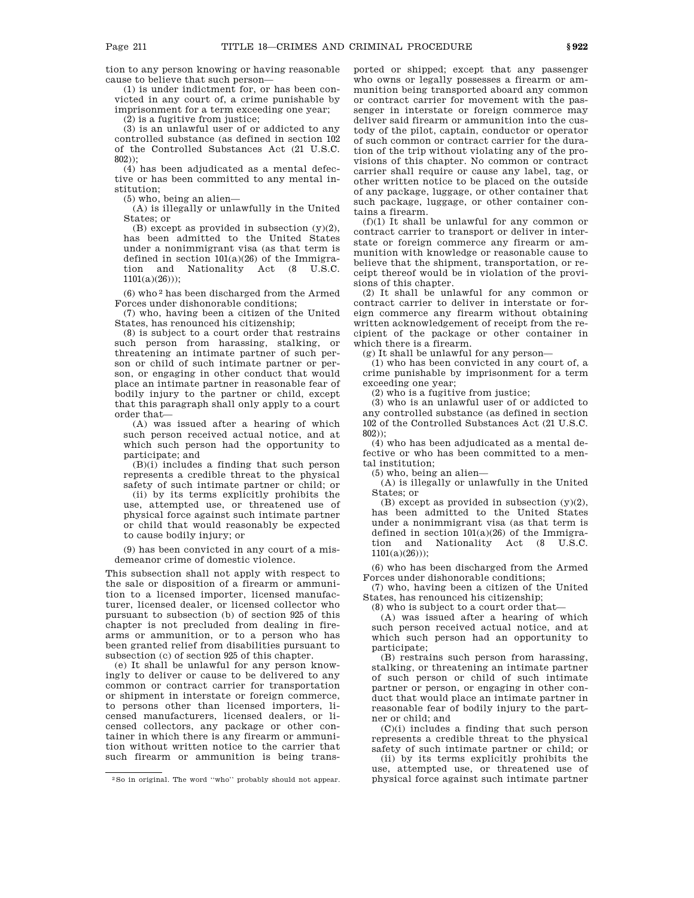tion to any person knowing or having reasonable cause to believe that such person—

(1) is under indictment for, or has been convicted in any court of, a crime punishable by imprisonment for a term exceeding one year;

(2) is a fugitive from justice;

(3) is an unlawful user of or addicted to any controlled substance (as defined in section 102 of the Controlled Substances Act (21 U.S.C. 802));

(4) has been adjudicated as a mental defective or has been committed to any mental institution;

(5) who, being an alien—

(A) is illegally or unlawfully in the United States; or

(B) except as provided in subsection (y)(2), has been admitted to the United States under a nonimmigrant visa (as that term is defined in section 101(a)(26) of the Immigration and Nationality Act (8 U.S.C. 1101(a)(26)));

(6) who[2] has been discharged from the Armed Forces under dishonorable conditions;

(7) who, having been a citizen of the United States, has renounced his citizenship;

(8) is subject to a court order that restrains such person from harassing, stalking, or threatening an intimate partner of such person or child of such intimate partner or person, or engaging in other conduct that would place an intimate partner in reasonable fear of bodily injury to the partner or child, except that this paragraph shall only apply to a court order that—

(A) was issued after a hearing of which such person received actual notice, and at which such person had the opportunity to participate; and

(B)(i) includes a finding that such person represents a credible threat to the physical safety of such intimate partner or child; or

(ii) by its terms explicitly prohibits the use, attempted use, or threatened use of physical force against such intimate partner or child that would reasonably be expected to cause bodily injury; or

(9) has been convicted in any court of a misdemeanor crime of domestic violence.

This subsection shall not apply with respect to the sale or disposition of a firearm or ammunition to a licensed importer, licensed manufacturer, licensed dealer, or licensed collector who pursuant to subsection (b) of section 925 of this chapter is not precluded from dealing in firearms or ammunition, or to a person who has been granted relief from disabilities pursuant to subsection (c) of section 925 of this chapter.

(e) It shall be unlawful for any person knowingly to deliver or cause to be delivered to any common or contract carrier for transportation or shipment in interstate or foreign commerce, to persons other than licensed importers, licensed manufacturers, licensed dealers, or licensed collectors, any package or other container in which there is any firearm or ammunition without written notice to the carrier that such firearm or ammunition is being transported or shipped; except that any passenger who owns or legally possesses a firearm or ammunition being transported aboard any common or contract carrier for movement with the passenger in interstate or foreign commerce may deliver said firearm or ammunition into the custody of the pilot, captain, conductor or operator of such common or contract carrier for the duration of the trip without violating any of the provisions of this chapter. No common or contract carrier shall require or cause any label, tag, or other written notice to be placed on the outside of any package, luggage, or other container that such package, luggage, or other container contains a firearm.

(f)(1) It shall be unlawful for any common or contract carrier to transport or deliver in interstate or foreign commerce any firearm or ammunition with knowledge or reasonable cause to believe that the shipment, transportation, or receipt thereof would be in violation of the provisions of this chapter.

(2) It shall be unlawful for any common or contract carrier to deliver in interstate or foreign commerce any firearm without obtaining written acknowledgement of receipt from the recipient of the package or other container in which there is a firearm.

(g) It shall be unlawful for any person—

(1) who has been convicted in any court of, a crime punishable by imprisonment for a term exceeding one year;

(2) who is a fugitive from justice;

(3) who is an unlawful user of or addicted to any controlled substance (as defined in section 102 of the Controlled Substances Act (21 U.S.C. 802));

(4) who has been adjudicated as a mental defective or who has been committed to a mental institution;

(5) who, being an alien—

(A) is illegally or unlawfully in the United States; or

(B) except as provided in subsection (y)(2), has been admitted to the United States under a nonimmigrant visa (as that term is defined in section 101(a)(26) of the Immigration and Nationality Act (8 U.S.C. 1101(a)(26)));

(6) who has been discharged from the Armed Forces under dishonorable conditions;

(7) who, having been a citizen of the United States, has renounced his citizenship;

(8) who is subject to a court order that—

(A) was issued after a hearing of which such person received actual notice, and at which such person had an opportunity to participate;

(B) restrains such person from harassing, stalking, or threatening an intimate partner of such person or child of such intimate partner or person, or engaging in other conduct that would place an intimate partner in reasonable fear of bodily injury to the partner or child; and

(C)(i) includes a finding that such person represents a credible threat to the physical safety of such intimate partner or child; or

(ii) by its terms explicitly prohibits the use, attempted use, or threatened use of physical force against such intimate partner

[2] So in original. The word "who" probably should not appear.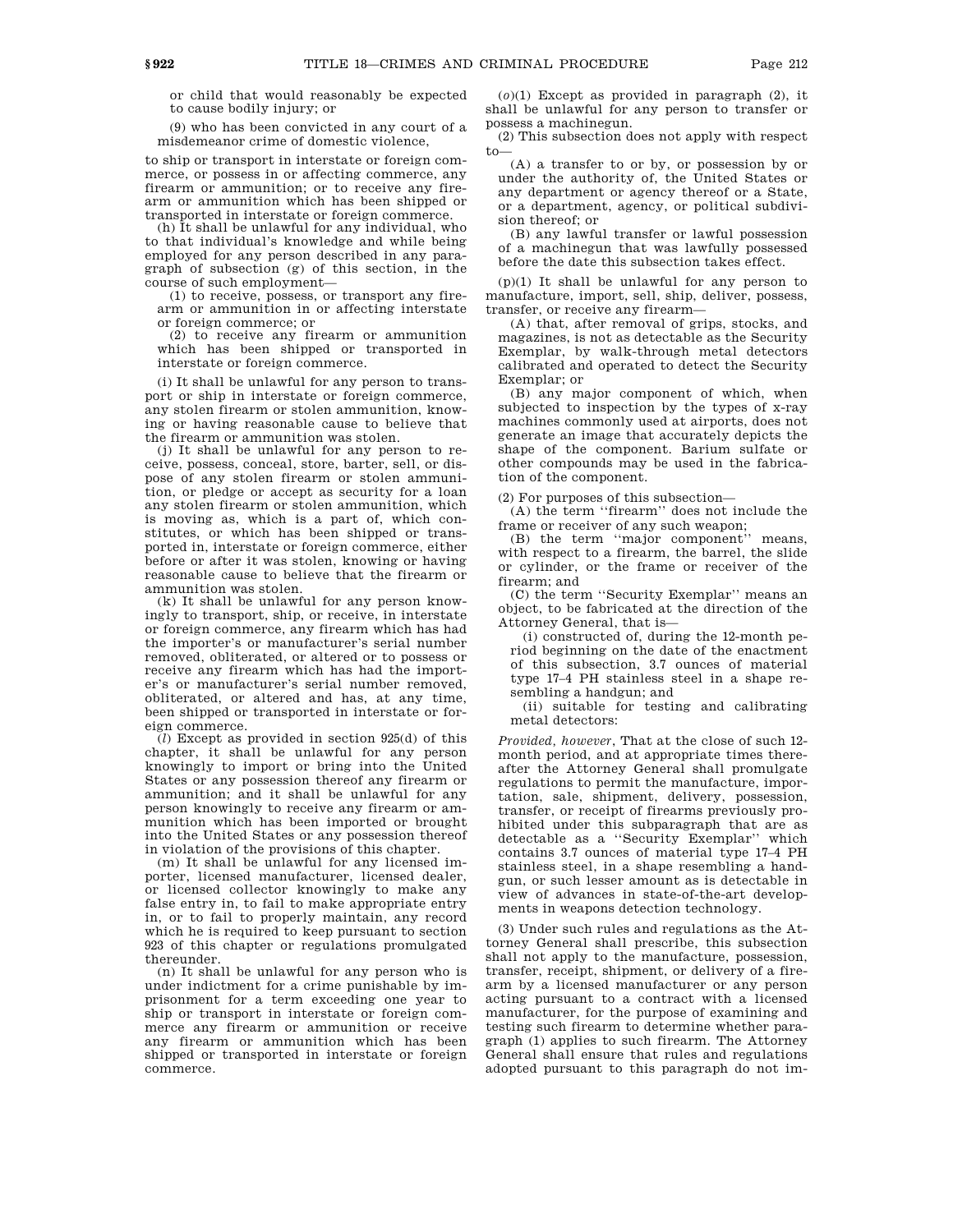or child that would reasonably be expected to cause bodily injury; or

(9) who has been convicted in any court of a misdemeanor crime of domestic violence,

to ship or transport in interstate or foreign commerce, or possess in or affecting commerce, any firearm or ammunition; or to receive any firearm or ammunition which has been shipped or transported in interstate or foreign commerce.

(h) It shall be unlawful for any individual, who to that individual's knowledge and while being employed for any person described in any paragraph of subsection (g) of this section, in the course of such employment—

(1) to receive, possess, or transport any firearm or ammunition in or affecting interstate or foreign commerce; or

(2) to receive any firearm or ammunition which has been shipped or transported in interstate or foreign commerce.

(i) It shall be unlawful for any person to transport or ship in interstate or foreign commerce, any stolen firearm or stolen ammunition, knowing or having reasonable cause to believe that the firearm or ammunition was stolen.

(j) It shall be unlawful for any person to receive, possess, conceal, store, barter, sell, or dispose of any stolen firearm or stolen ammunition, or pledge or accept as security for a loan any stolen firearm or stolen ammunition, which is moving as, which is a part of, which constitutes, or which has been shipped or transported in, interstate or foreign commerce, either before or after it was stolen, knowing or having reasonable cause to believe that the firearm or ammunition was stolen.

(k) It shall be unlawful for any person knowingly to transport, ship, or receive, in interstate or foreign commerce, any firearm which has had the importer's or manufacturer's serial number removed, obliterated, or altered or to possess or receive any firearm which has had the importer's or manufacturer's serial number removed, obliterated, or altered and has, at any time, been shipped or transported in interstate or foreign commerce.

(*l*) Except as provided in section 925(d) of this chapter, it shall be unlawful for any person knowingly to import or bring into the United States or any possession thereof any firearm or ammunition; and it shall be unlawful for any person knowingly to receive any firearm or ammunition which has been imported or brought into the United States or any possession thereof in violation of the provisions of this chapter.

(m) It shall be unlawful for any licensed importer, licensed manufacturer, licensed dealer, or licensed collector knowingly to make any false entry in, to fail to make appropriate entry in, or to fail to properly maintain, any record which he is required to keep pursuant to section 923 of this chapter or regulations promulgated thereunder.

(n) It shall be unlawful for any person who is under indictment for a crime punishable by imprisonment for a term exceeding one year to ship or transport in interstate or foreign commerce any firearm or ammunition or receive any firearm or ammunition which has been shipped or transported in interstate or foreign commerce.

(*o*)(1) Except as provided in paragraph (2), it shall be unlawful for any person to transfer or possess a machinegun.

(2) This subsection does not apply with respect to—

(A) a transfer to or by, or possession by or under the authority of, the United States or any department or agency thereof or a State, or a department, agency, or political subdivision thereof; or

(B) any lawful transfer or lawful possession of a machinegun that was lawfully possessed before the date this subsection takes effect.

(p)(1) It shall be unlawful for any person to manufacture, import, sell, ship, deliver, possess, transfer, or receive any firearm—

(A) that, after removal of grips, stocks, and magazines, is not as detectable as the Security Exemplar, by walk-through metal detectors calibrated and operated to detect the Security Exemplar; or

(B) any major component of which, when subjected to inspection by the types of x-ray machines commonly used at airports, does not generate an image that accurately depicts the shape of the component. Barium sulfate or other compounds may be used in the fabrication of the component.

(2) For purposes of this subsection—

(A) the term "firearm" does not include the frame or receiver of any such weapon;

(B) the term "major component" means, with respect to a firearm, the barrel, the slide or cylinder, or the frame or receiver of the firearm; and

(C) the term "Security Exemplar" means an object, to be fabricated at the direction of the Attorney General, that is—

(i) constructed of, during the 12-month period beginning on the date of the enactment of this subsection, 3.7 ounces of material type 17–4 PH stainless steel in a shape resembling a handgun; and

(ii) suitable for testing and calibrating metal detectors:

*Provided, however*, That at the close of such 12-month period, and at appropriate times thereafter the Attorney General shall promulgate regulations to permit the manufacture, importation, sale, shipment, delivery, possession, transfer, or receipt of firearms previously prohibited under this subparagraph that are as detectable as a "Security Exemplar" which contains 3.7 ounces of material type 17–4 PH stainless steel, in a shape resembling a handgun, or such lesser amount as is detectable in view of advances in state-of-the-art developments in weapons detection technology.

(3) Under such rules and regulations as the Attorney General shall prescribe, this subsection shall not apply to the manufacture, possession, transfer, receipt, shipment, or delivery of a firearm by a licensed manufacturer or any person acting pursuant to a contract with a licensed manufacturer, for the purpose of examining and testing such firearm to determine whether paragraph (1) applies to such firearm. The Attorney General shall ensure that rules and regulations adopted pursuant to this paragraph do not im-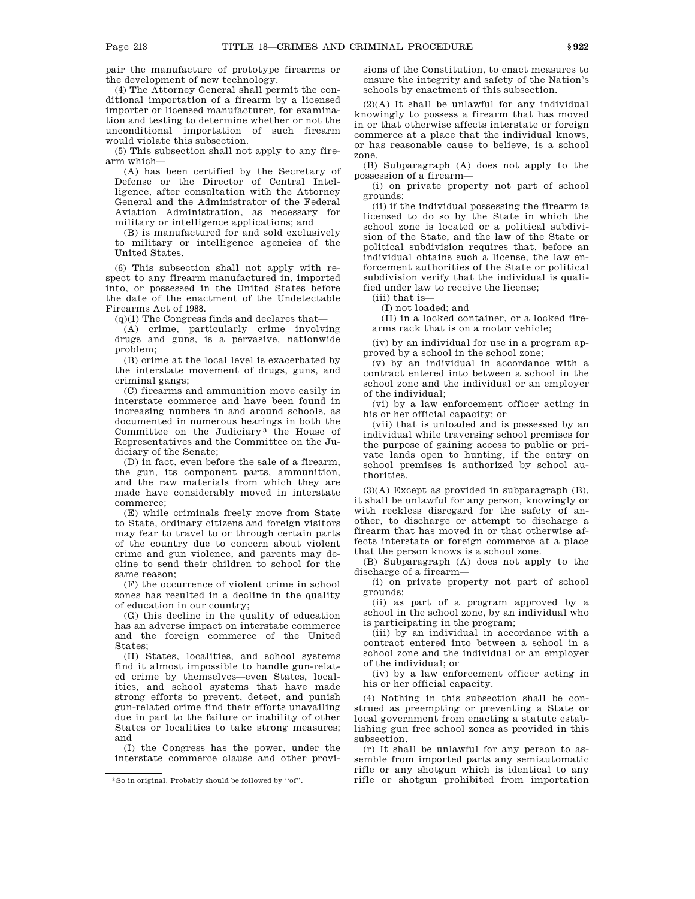pair the manufacture of prototype firearms or the development of new technology.

(4) The Attorney General shall permit the conditional importation of a firearm by a licensed importer or licensed manufacturer, for examination and testing to determine whether or not the unconditional importation of such firearm would violate this subsection.

(5) This subsection shall not apply to any firearm which—

(A) has been certified by the Secretary of Defense or the Director of Central Intelligence, after consultation with the Attorney General and the Administrator of the Federal Aviation Administration, as necessary for military or intelligence applications; and

(B) is manufactured for and sold exclusively to military or intelligence agencies of the United States.

(6) This subsection shall not apply with respect to any firearm manufactured in, imported into, or possessed in the United States before the date of the enactment of the Undetectable Firearms Act of 1988.

(q)(1) The Congress finds and declares that—

(A) crime, particularly crime involving drugs and guns, is a pervasive, nationwide problem;

(B) crime at the local level is exacerbated by the interstate movement of drugs, guns, and criminal gangs;

(C) firearms and ammunition move easily in interstate commerce and have been found in increasing numbers in and around schools, as documented in numerous hearings in both the Committee on the Judiciary[3] the House of Representatives and the Committee on the Judiciary of the Senate;

(D) in fact, even before the sale of a firearm, the gun, its component parts, ammunition, and the raw materials from which they are made have considerably moved in interstate commerce;

(E) while criminals freely move from State to State, ordinary citizens and foreign visitors may fear to travel to or through certain parts of the country due to concern about violent crime and gun violence, and parents may decline to send their children to school for the same reason;

(F) the occurrence of violent crime in school zones has resulted in a decline in the quality of education in our country;

(G) this decline in the quality of education has an adverse impact on interstate commerce and the foreign commerce of the United States;

(H) States, localities, and school systems find it almost impossible to handle gun-related crime by themselves—even States, localities, and school systems that have made strong efforts to prevent, detect, and punish gun-related crime find their efforts unavailing due in part to the failure or inability of other States or localities to take strong measures; and

(I) the Congress has the power, under the interstate commerce clause and other provisions of the Constitution, to enact measures to ensure the integrity and safety of the Nation's schools by enactment of this subsection.

(2)(A) It shall be unlawful for any individual knowingly to possess a firearm that has moved in or that otherwise affects interstate or foreign commerce at a place that the individual knows, or has reasonable cause to believe, is a school zone.

(B) Subparagraph (A) does not apply to the possession of a firearm—

(i) on private property not part of school grounds;

(ii) if the individual possessing the firearm is licensed to do so by the State in which the school zone is located or a political subdivision of the State, and the law of the State or political subdivision requires that, before an individual obtains such a license, the law enforcement authorities of the State or political subdivision verify that the individual is qualified under law to receive the license;

(iii) that is—

(I) not loaded; and

(II) in a locked container, or a locked firearms rack that is on a motor vehicle;

(iv) by an individual for use in a program approved by a school in the school zone;

(v) by an individual in accordance with a contract entered into between a school in the school zone and the individual or an employer of the individual;

(vi) by a law enforcement officer acting in his or her official capacity; or

(vii) that is unloaded and is possessed by an individual while traversing school premises for the purpose of gaining access to public or private lands open to hunting, if the entry on school premises is authorized by school authorities.

(3)(A) Except as provided in subparagraph (B), it shall be unlawful for any person, knowingly or with reckless disregard for the safety of another, to discharge or attempt to discharge a firearm that has moved in or that otherwise affects interstate or foreign commerce at a place that the person knows is a school zone.

(B) Subparagraph (A) does not apply to the discharge of a firearm—

(i) on private property not part of school grounds;

(ii) as part of a program approved by a school in the school zone, by an individual who is participating in the program;

(iii) by an individual in accordance with a contract entered into between a school in a school zone and the individual or an employer of the individual; or

(iv) by a law enforcement officer acting in his or her official capacity.

(4) Nothing in this subsection shall be construed as preempting or preventing a State or local government from enacting a statute establishing gun free school zones as provided in this subsection.

(r) It shall be unlawful for any person to assemble from imported parts any semiautomatic rifle or any shotgun which is identical to any rifle or shotgun prohibited from importation

[3] So in original. Probably should be followed by "of".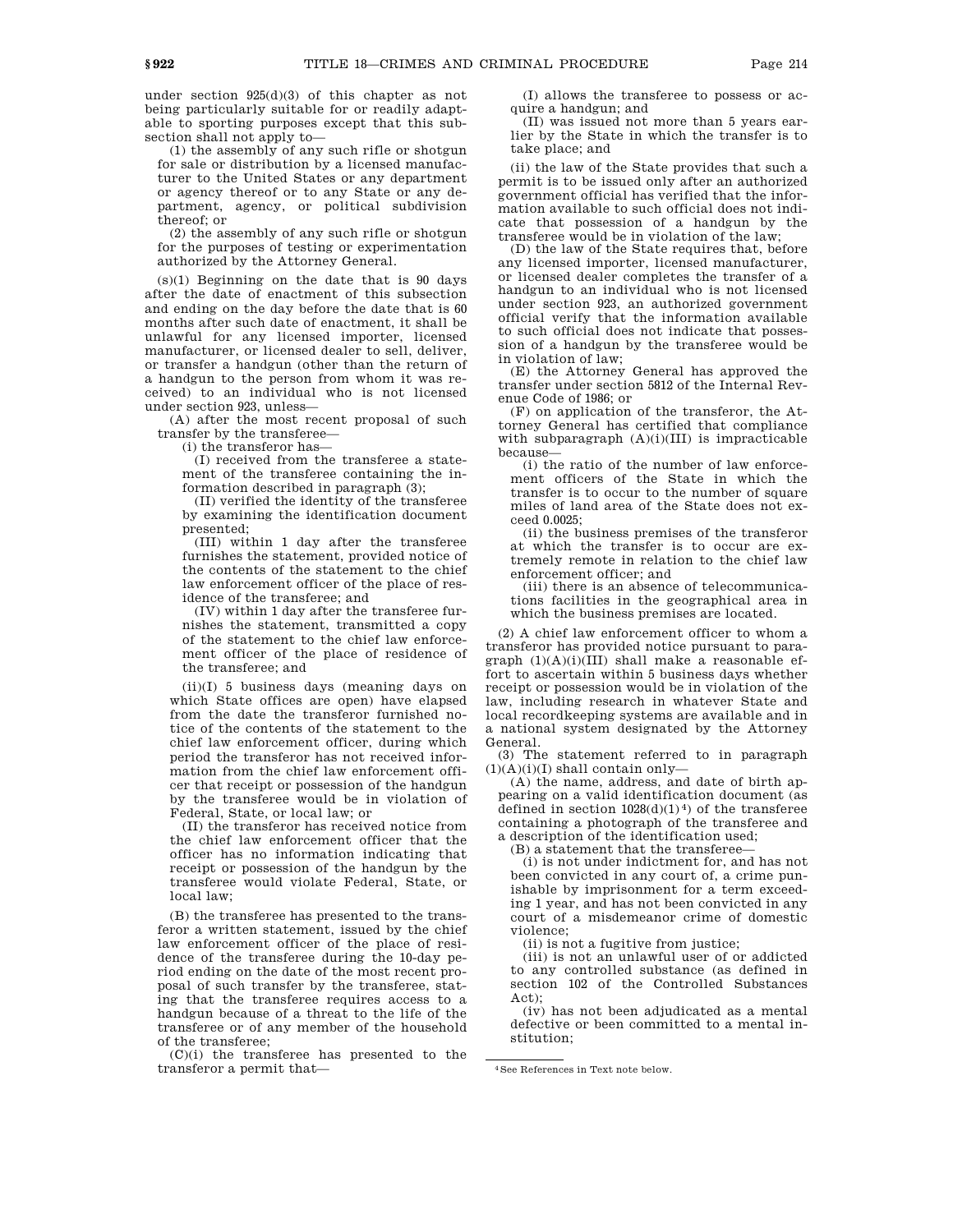under section 925(d)(3) of this chapter as not being particularly suitable for or readily adaptable to sporting purposes except that this subsection shall not apply to—

(1) the assembly of any such rifle or shotgun for sale or distribution by a licensed manufacturer to the United States or any department or agency thereof or to any State or any department, agency, or political subdivision thereof; or

(2) the assembly of any such rifle or shotgun for the purposes of testing or experimentation authorized by the Attorney General.

(s)(1) Beginning on the date that is 90 days after the date of enactment of this subsection and ending on the day before the date that is 60 months after such date of enactment, it shall be unlawful for any licensed importer, licensed manufacturer, or licensed dealer to sell, deliver, or transfer a handgun (other than the return of a handgun to the person from whom it was received) to an individual who is not licensed under section 923, unless—

(A) after the most recent proposal of such transfer by the transferee—

(i) the transferor has—

(I) received from the transferee a statement of the transferee containing the information described in paragraph (3);

(II) verified the identity of the transferee by examining the identification document presented;

(III) within 1 day after the transferee furnishes the statement, provided notice of the contents of the statement to the chief law enforcement officer of the place of residence of the transferee; and

(IV) within 1 day after the transferee furnishes the statement, transmitted a copy of the statement to the chief law enforcement officer of the place of residence of the transferee; and

(ii)(I) 5 business days (meaning days on which State offices are open) have elapsed from the date the transferor furnished notice of the contents of the statement to the chief law enforcement officer, during which period the transferor has not received information from the chief law enforcement officer that receipt or possession of the handgun by the transferee would be in violation of Federal, State, or local law; or

(II) the transferor has received notice from the chief law enforcement officer that the officer has no information indicating that receipt or possession of the handgun by the transferee would violate Federal, State, or local law;

(B) the transferee has presented to the transferor a written statement, issued by the chief law enforcement officer of the place of residence of the transferee during the 10-day period ending on the date of the most recent proposal of such transfer by the transferee, stating that the transferee requires access to a handgun because of a threat to the life of the transferee or of any member of the household of the transferee;

(C)(i) the transferee has presented to the transferor a permit that—

(I) allows the transferee to possess or acquire a handgun; and

(II) was issued not more than 5 years earlier by the State in which the transfer is to take place; and

(ii) the law of the State provides that such a permit is to be issued only after an authorized government official has verified that the information available to such official does not indicate that possession of a handgun by the transferee would be in violation of the law;

(D) the law of the State requires that, before any licensed importer, licensed manufacturer, or licensed dealer completes the transfer of a handgun to an individual who is not licensed under section 923, an authorized government official verify that the information available to such official does not indicate that possession of a handgun by the transferee would be in violation of law;

(E) the Attorney General has approved the transfer under section 5812 of the Internal Revenue Code of 1986; or

(F) on application of the transferor, the Attorney General has certified that compliance with subparagraph (A)(i)(III) is impracticable because—

(i) the ratio of the number of law enforcement officers of the State in which the transfer is to occur to the number of square miles of land area of the State does not exceed 0.0025;

(ii) the business premises of the transferor at which the transfer is to occur are extremely remote in relation to the chief law enforcement officer; and

(iii) there is an absence of telecommunications facilities in the geographical area in which the business premises are located.

(2) A chief law enforcement officer to whom a transferor has provided notice pursuant to paragraph (1)(A)(i)(III) shall make a reasonable effort to ascertain within 5 business days whether receipt or possession would be in violation of the law, including research in whatever State and local recordkeeping systems are available and in a national system designated by the Attorney General.

(3) The statement referred to in paragraph (1)(A)(i)(I) shall contain only—

(A) the name, address, and date of birth appearing on a valid identification document (as defined in section 1028(d)(1)[4]) of the transferee containing a photograph of the transferee and a description of the identification used;

(B) a statement that the transferee—

(i) is not under indictment for, and has not been convicted in any court of, a crime punishable by imprisonment for a term exceeding 1 year, and has not been convicted in any court of a misdemeanor crime of domestic violence;

(ii) is not a fugitive from justice;

(iii) is not an unlawful user of or addicted to any controlled substance (as defined in section 102 of the Controlled Substances Act);

(iv) has not been adjudicated as a mental defective or been committed to a mental institution;

[4] See References in Text note below.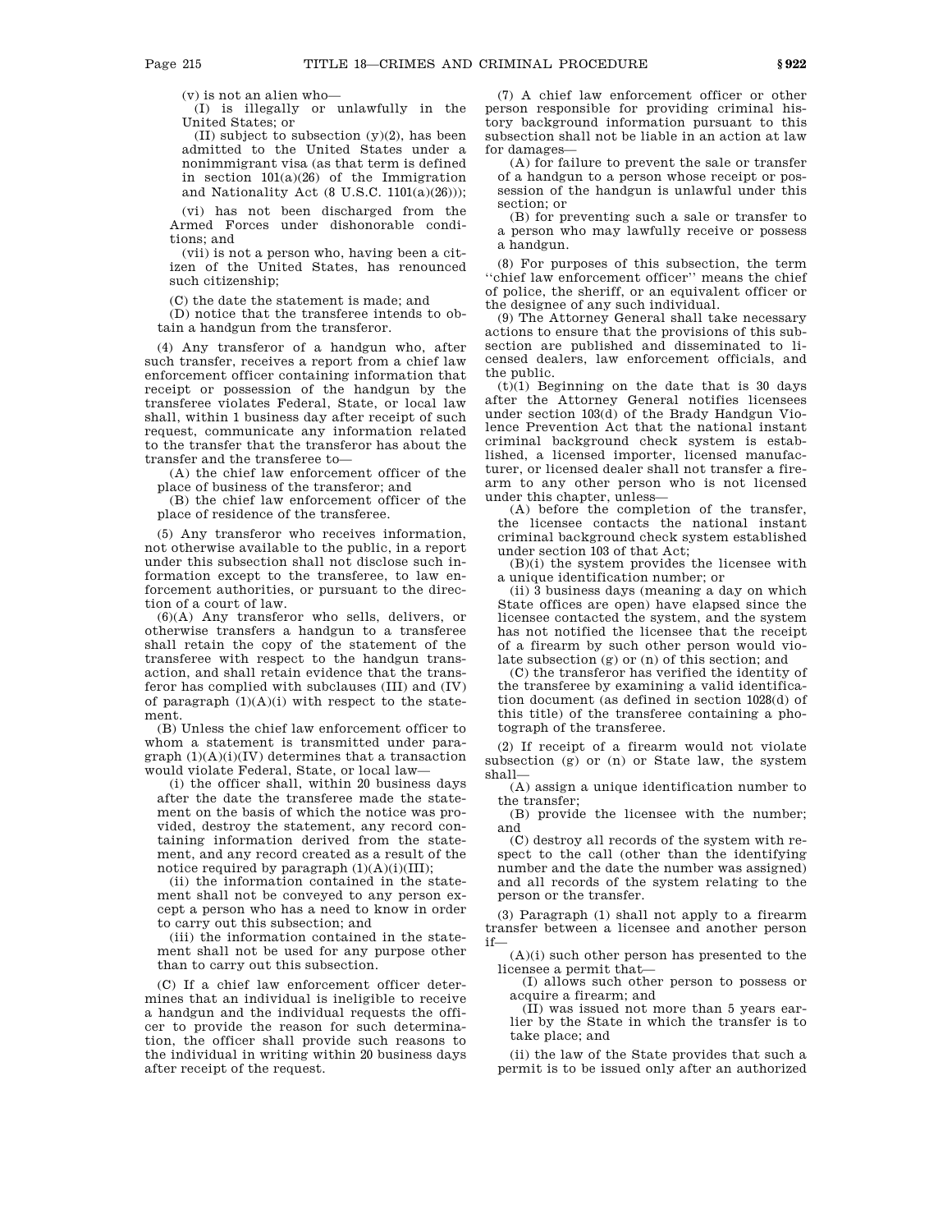(v) is not an alien who—

(I) is illegally or unlawfully in the United States; or

(II) subject to subsection (y)(2), has been admitted to the United States under a nonimmigrant visa (as that term is defined in section 101(a)(26) of the Immigration and Nationality Act (8 U.S.C. 1101(a)(26)));

(vi) has not been discharged from the Armed Forces under dishonorable conditions; and

(vii) is not a person who, having been a citizen of the United States, has renounced such citizenship;

(C) the date the statement is made; and

(D) notice that the transferee intends to obtain a handgun from the transferor.

(4) Any transferor of a handgun who, after such transfer, receives a report from a chief law enforcement officer containing information that receipt or possession of the handgun by the transferee violates Federal, State, or local law shall, within 1 business day after receipt of such request, communicate any information related to the transfer that the transferor has about the transfer and the transferee to—

(A) the chief law enforcement officer of the place of business of the transferor; and

(B) the chief law enforcement officer of the place of residence of the transferee.

(5) Any transferor who receives information, not otherwise available to the public, in a report under this subsection shall not disclose such information except to the transferee, to law enforcement authorities, or pursuant to the direction of a court of law.

(6)(A) Any transferor who sells, delivers, or otherwise transfers a handgun to a transferee shall retain the copy of the statement of the transferee with respect to the handgun transaction, and shall retain evidence that the transferor has complied with subclauses (III) and (IV) of paragraph (1)(A)(i) with respect to the statement.

(B) Unless the chief law enforcement officer to whom a statement is transmitted under paragraph (1)(A)(i)(IV) determines that a transaction would violate Federal, State, or local law—

(i) the officer shall, within 20 business days after the date the transferee made the statement on the basis of which the notice was provided, destroy the statement, any record containing information derived from the statement, and any record created as a result of the notice required by paragraph (1)(A)(i)(III);

(ii) the information contained in the statement shall not be conveyed to any person except a person who has a need to know in order to carry out this subsection; and

(iii) the information contained in the statement shall not be used for any purpose other than to carry out this subsection.

(C) If a chief law enforcement officer determines that an individual is ineligible to receive a handgun and the individual requests the officer to provide the reason for such determination, the officer shall provide such reasons to the individual in writing within 20 business days after receipt of the request.

(7) A chief law enforcement officer or other person responsible for providing criminal history background information pursuant to this subsection shall not be liable in an action at law for damages—

(A) for failure to prevent the sale or transfer of a handgun to a person whose receipt or possession of the handgun is unlawful under this section; or

(B) for preventing such a sale or transfer to a person who may lawfully receive or possess a handgun.

(8) For purposes of this subsection, the term ''chief law enforcement officer'' means the chief of police, the sheriff, or an equivalent officer or the designee of any such individual.

(9) The Attorney General shall take necessary actions to ensure that the provisions of this subsection are published and disseminated to licensed dealers, law enforcement officials, and the public.

(t)(1) Beginning on the date that is 30 days after the Attorney General notifies licensees under section 103(d) of the Brady Handgun Violence Prevention Act that the national instant criminal background check system is established, a licensed importer, licensed manufacturer, or licensed dealer shall not transfer a firearm to any other person who is not licensed under this chapter, unless—

(A) before the completion of the transfer, the licensee contacts the national instant criminal background check system established under section 103 of that Act;

(B)(i) the system provides the licensee with a unique identification number; or

(ii) 3 business days (meaning a day on which State offices are open) have elapsed since the licensee contacted the system, and the system has not notified the licensee that the receipt of a firearm by such other person would violate subsection (g) or (n) of this section; and

(C) the transferor has verified the identity of the transferee by examining a valid identification document (as defined in section 1028(d) of this title) of the transferee containing a photograph of the transferee.

(2) If receipt of a firearm would not violate subsection (g) or (n) or State law, the system shall—

(A) assign a unique identification number to the transfer;

(B) provide the licensee with the number; and

(C) destroy all records of the system with respect to the call (other than the identifying number and the date the number was assigned) and all records of the system relating to the person or the transfer.

(3) Paragraph (1) shall not apply to a firearm transfer between a licensee and another person if—

(A)(i) such other person has presented to the licensee a permit that—

(I) allows such other person to possess or acquire a firearm; and

(II) was issued not more than 5 years earlier by the State in which the transfer is to take place; and

(ii) the law of the State provides that such a permit is to be issued only after an authorized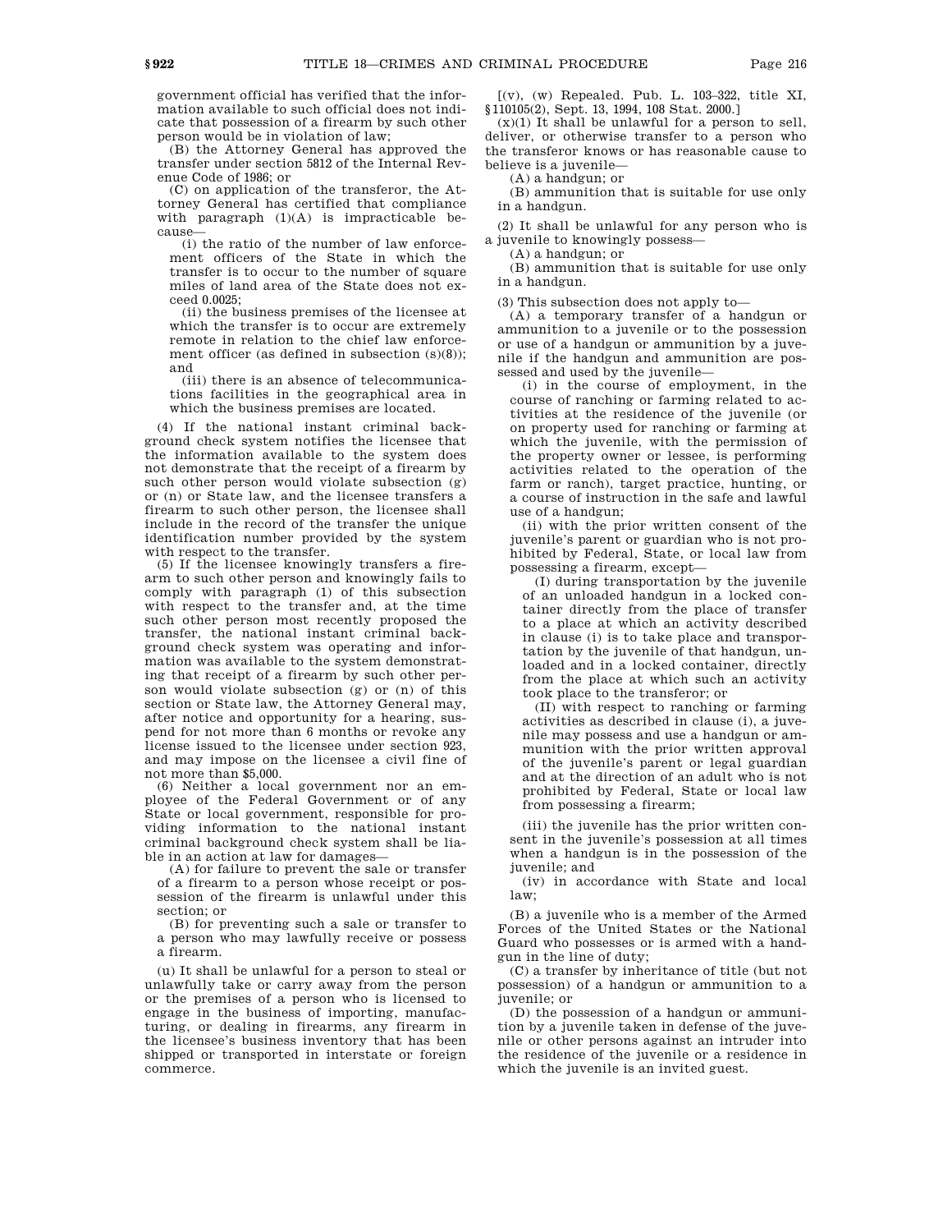government official has verified that the information available to such official does not indicate that possession of a firearm by such other person would be in violation of law;

(B) the Attorney General has approved the transfer under section 5812 of the Internal Revenue Code of 1986; or

(C) on application of the transferor, the Attorney General has certified that compliance with paragraph (1)(A) is impracticable because—

(i) the ratio of the number of law enforcement officers of the State in which the transfer is to occur to the number of square miles of land area of the State does not exceed 0.0025;

(ii) the business premises of the licensee at which the transfer is to occur are extremely remote in relation to the chief law enforcement officer (as defined in subsection (s)(8)); and

(iii) there is an absence of telecommunications facilities in the geographical area in which the business premises are located.

(4) If the national instant criminal background check system notifies the licensee that the information available to the system does not demonstrate that the receipt of a firearm by such other person would violate subsection (g) or (n) or State law, and the licensee transfers a firearm to such other person, the licensee shall include in the record of the transfer the unique identification number provided by the system with respect to the transfer.

(5) If the licensee knowingly transfers a firearm to such other person and knowingly fails to comply with paragraph (1) of this subsection with respect to the transfer and, at the time such other person most recently proposed the transfer, the national instant criminal background check system was operating and information was available to the system demonstrating that receipt of a firearm by such other person would violate subsection (g) or (n) of this section or State law, the Attorney General may, after notice and opportunity for a hearing, suspend for not more than 6 months or revoke any license issued to the licensee under section 923, and may impose on the licensee a civil fine of not more than $5,000.

(6) Neither a local government nor an employee of the Federal Government or of any State or local government, responsible for providing information to the national instant criminal background check system shall be liable in an action at law for damages—

(A) for failure to prevent the sale or transfer of a firearm to a person whose receipt or possession of the firearm is unlawful under this section; or

(B) for preventing such a sale or transfer to a person who may lawfully receive or possess a firearm.

(u) It shall be unlawful for a person to steal or unlawfully take or carry away from the person or the premises of a person who is licensed to engage in the business of importing, manufacturing, or dealing in firearms, any firearm in the licensee's business inventory that has been shipped or transported in interstate or foreign commerce.

[(v), (w) Repealed. Pub. L. 103–322, title XI, §110105(2), Sept. 13, 1994, 108 Stat. 2000.]

(x)(1) It shall be unlawful for a person to sell, deliver, or otherwise transfer to a person who the transferor knows or has reasonable cause to believe is a juvenile—

(A) a handgun; or

(B) ammunition that is suitable for use only in a handgun.

(2) It shall be unlawful for any person who is a juvenile to knowingly possess—

(A) a handgun; or

(B) ammunition that is suitable for use only in a handgun.

(3) This subsection does not apply to—

(A) a temporary transfer of a handgun or ammunition to a juvenile or to the possession or use of a handgun or ammunition by a juvenile if the handgun and ammunition are possessed and used by the juvenile—

(i) in the course of employment, in the course of ranching or farming related to activities at the residence of the juvenile (or on property used for ranching or farming at which the juvenile, with the permission of the property owner or lessee, is performing activities related to the operation of the farm or ranch), target practice, hunting, or a course of instruction in the safe and lawful use of a handgun;

(ii) with the prior written consent of the juvenile's parent or guardian who is not prohibited by Federal, State, or local law from possessing a firearm, except—

(I) during transportation by the juvenile of an unloaded handgun in a locked container directly from the place of transfer to a place at which an activity described in clause (i) is to take place and transportation by the juvenile of that handgun, unloaded and in a locked container, directly from the place at which such an activity took place to the transferor; or

(II) with respect to ranching or farming activities as described in clause (i), a juvenile may possess and use a handgun or ammunition with the prior written approval of the juvenile's parent or legal guardian and at the direction of an adult who is not prohibited by Federal, State or local law from possessing a firearm;

(iii) the juvenile has the prior written consent in the juvenile's possession at all times when a handgun is in the possession of the juvenile; and

(iv) in accordance with State and local law;

(B) a juvenile who is a member of the Armed Forces of the United States or the National Guard who possesses or is armed with a handgun in the line of duty;

(C) a transfer by inheritance of title (but not possession) of a handgun or ammunition to a juvenile; or

(D) the possession of a handgun or ammunition by a juvenile taken in defense of the juvenile or other persons against an intruder into the residence of the juvenile or a residence in which the juvenile is an invited guest.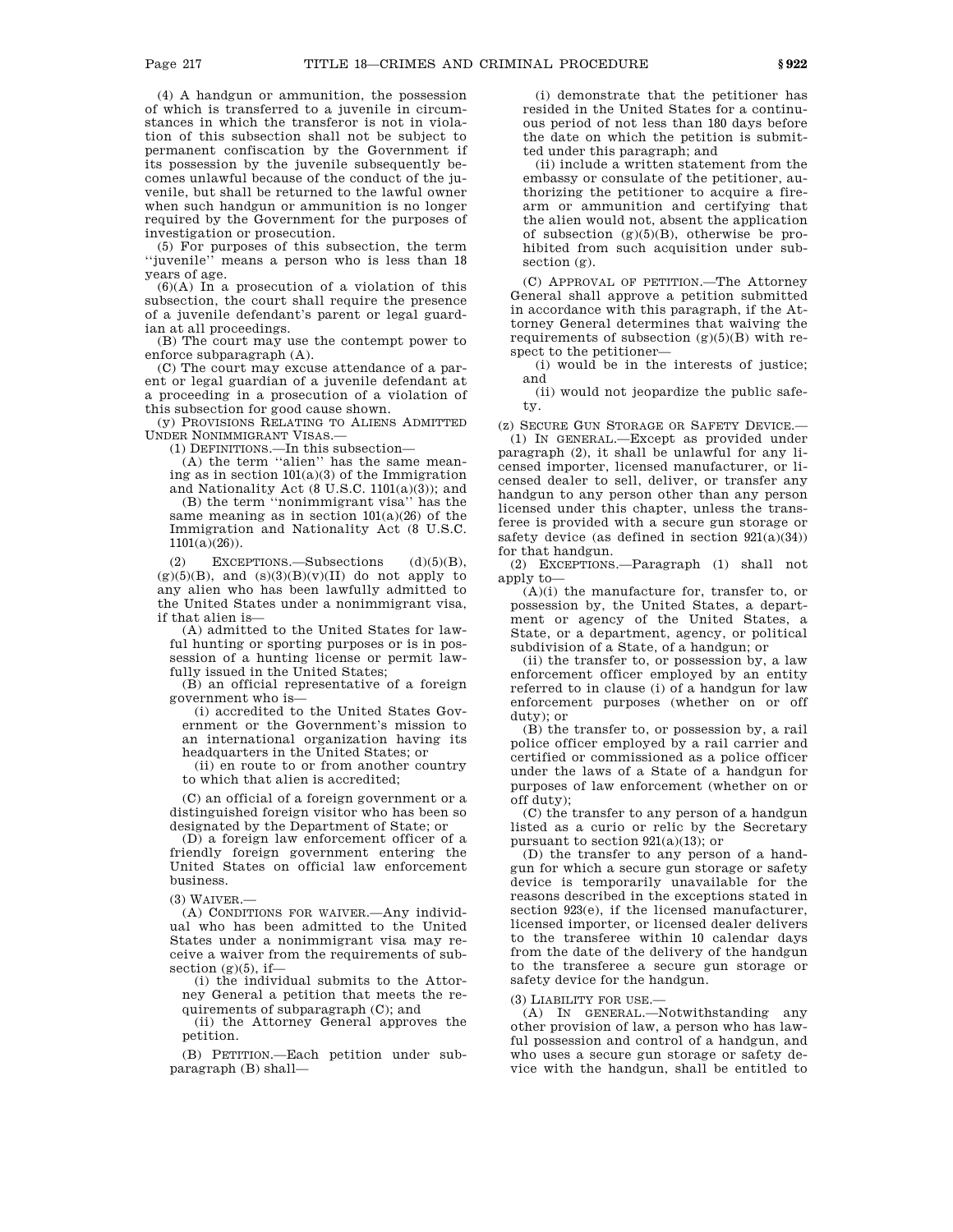(4) A handgun or ammunition, the possession of which is transferred to a juvenile in circumstances in which the transferor is not in violation of this subsection shall not be subject to permanent confiscation by the Government if its possession by the juvenile subsequently becomes unlawful because of the conduct of the juvenile, but shall be returned to the lawful owner when such handgun or ammunition is no longer required by the Government for the purposes of investigation or prosecution.

(5) For purposes of this subsection, the term "juvenile" means a person who is less than 18 years of age.

(6)(A) In a prosecution of a violation of this subsection, the court shall require the presence of a juvenile defendant's parent or legal guardian at all proceedings.

(B) The court may use the contempt power to enforce subparagraph (A).

(C) The court may excuse attendance of a parent or legal guardian of a juvenile defendant at a proceeding in a prosecution of a violation of this subsection for good cause shown.

(y) PROVISIONS RELATING TO ALIENS ADMITTED UNDER NONIMMIGRANT VISAS.—

(1) DEFINITIONS.—In this subsection—

(A) the term "alien" has the same meaning as in section 101(a)(3) of the Immigration and Nationality Act (8 U.S.C. 1101(a)(3)); and

(B) the term "nonimmigrant visa" has the same meaning as in section 101(a)(26) of the Immigration and Nationality Act (8 U.S.C. 1101(a)(26)).

(2) EXCEPTIONS.—Subsections (d)(5)(B), (g)(5)(B), and (s)(3)(B)(v)(II) do not apply to any alien who has been lawfully admitted to the United States under a nonimmigrant visa, if that alien is—

(A) admitted to the United States for lawful hunting or sporting purposes or is in possession of a hunting license or permit lawfully issued in the United States;

(B) an official representative of a foreign government who is—

(i) accredited to the United States Government or the Government's mission to an international organization having its headquarters in the United States; or

(ii) en route to or from another country to which that alien is accredited;

(C) an official of a foreign government or a distinguished foreign visitor who has been so designated by the Department of State; or

(D) a foreign law enforcement officer of a friendly foreign government entering the United States on official law enforcement business.

(3) WAIVER.—

(A) CONDITIONS FOR WAIVER.—Any individual who has been admitted to the United States under a nonimmigrant visa may receive a waiver from the requirements of subsection (g)(5), if—

(i) the individual submits to the Attorney General a petition that meets the requirements of subparagraph (C); and

(ii) the Attorney General approves the petition.

(B) PETITION.—Each petition under subparagraph (B) shall—

(i) demonstrate that the petitioner has resided in the United States for a continuous period of not less than 180 days before the date on which the petition is submitted under this paragraph; and

(ii) include a written statement from the embassy or consulate of the petitioner, authorizing the petitioner to acquire a firearm or ammunition and certifying that the alien would not, absent the application of subsection (g)(5)(B), otherwise be prohibited from such acquisition under subsection (g).

(C) APPROVAL OF PETITION.—The Attorney General shall approve a petition submitted in accordance with this paragraph, if the Attorney General determines that waiving the requirements of subsection (g)(5)(B) with respect to the petitioner—

(i) would be in the interests of justice; and

(ii) would not jeopardize the public safety.

(z) SECURE GUN STORAGE OR SAFETY DEVICE.—

(1) IN GENERAL.—Except as provided under paragraph (2), it shall be unlawful for any licensed importer, licensed manufacturer, or licensed dealer to sell, deliver, or transfer any handgun to any person other than any person licensed under this chapter, unless the transferee is provided with a secure gun storage or safety device (as defined in section 921(a)(34)) for that handgun.

(2) EXCEPTIONS.—Paragraph (1) shall not apply to—

(A)(i) the manufacture for, transfer to, or possession by, the United States, a department or agency of the United States, a State, or a department, agency, or political subdivision of a State, of a handgun; or

(ii) the transfer to, or possession by, a law enforcement officer employed by an entity referred to in clause (i) of a handgun for law enforcement purposes (whether on or off duty); or

(B) the transfer to, or possession by, a rail police officer employed by a rail carrier and certified or commissioned as a police officer under the laws of a State of a handgun for purposes of law enforcement (whether on or off duty);

(C) the transfer to any person of a handgun listed as a curio or relic by the Secretary pursuant to section 921(a)(13); or

(D) the transfer to any person of a handgun for which a secure gun storage or safety device is temporarily unavailable for the reasons described in the exceptions stated in section 923(e), if the licensed manufacturer, licensed importer, or licensed dealer delivers to the transferee within 10 calendar days from the date of the delivery of the handgun to the transferee a secure gun storage or safety device for the handgun.

(3) LIABILITY FOR USE.—

(A) IN GENERAL.—Notwithstanding any other provision of law, a person who has lawful possession and control of a handgun, and who uses a secure gun storage or safety device with the handgun, shall be entitled to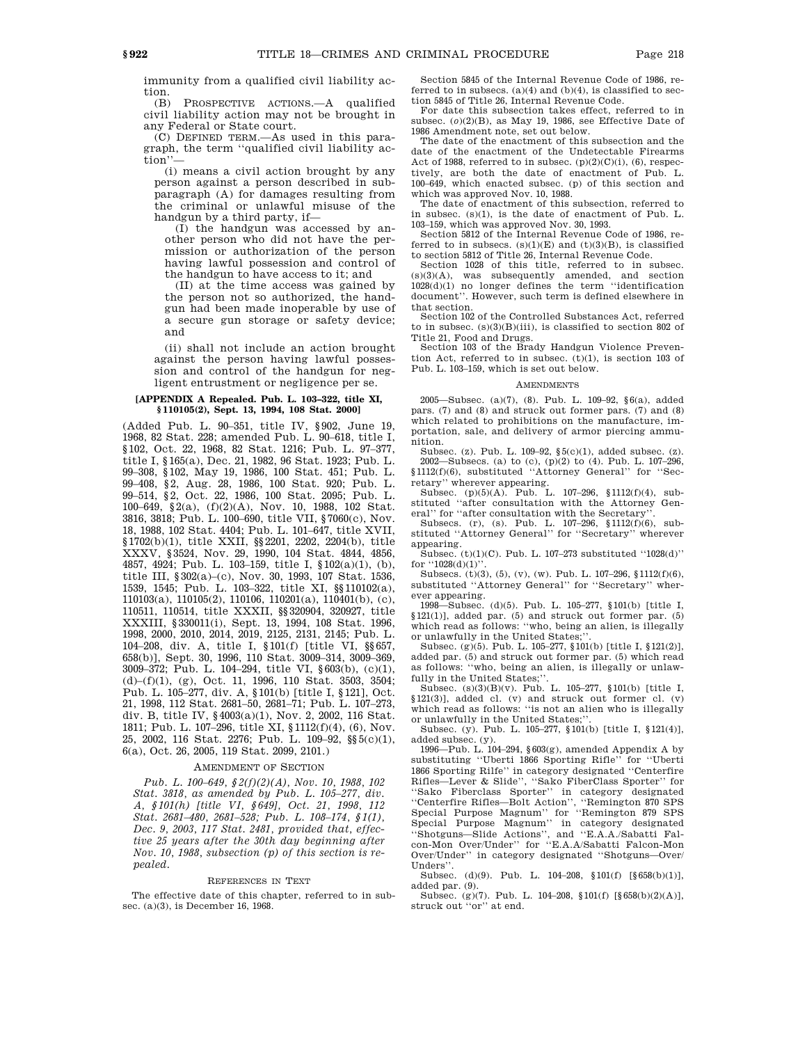immunity from a qualified civil liability action.

(B) PROSPECTIVE ACTIONS.—A qualified civil liability action may not be brought in any Federal or State court.

(C) DEFINED TERM.—As used in this paragraph, the term ''qualified civil liability action''—

(i) means a civil action brought by any person against a person described in subparagraph (A) for damages resulting from the criminal or unlawful misuse of the handgun by a third party, if—

(I) the handgun was accessed by another person who did not have the permission or authorization of the person having lawful possession and control of the handgun to have access to it; and

(II) at the time access was gained by the person not so authorized, the handgun had been made inoperable by use of a secure gun storage or safety device; and

(ii) shall not include an action brought against the person having lawful possession and control of the handgun for negligent entrustment or negligence per se.

**[APPENDIX A Repealed. Pub. L. 103–322, title XI, §110105(2), Sept. 13, 1994, 108 Stat. 2000]**

(Added Pub. L. 90–351, title IV, §902, June 19, 1968, 82 Stat. 228; amended Pub. L. 90–618, title I, §102, Oct. 22, 1968, 82 Stat. 1216; Pub. L. 97–377, title I, §165(a), Dec. 21, 1982, 96 Stat. 1923; Pub. L. 99–308, §102, May 19, 1986, 100 Stat. 451; Pub. L. 99–408, §2, Aug. 28, 1986, 100 Stat. 920; Pub. L. 99–514, §2, Oct. 22, 1986, 100 Stat. 2095; Pub. L. 100–649, §2(a), (f)(2)(A), Nov. 10, 1988, 102 Stat. 3816, 3818; Pub. L. 100–690, title VII, §7060(c), Nov. 18, 1988, 102 Stat. 4404; Pub. L. 101–647, title XVII, §1702(b)(1), title XXII, §§2201, 2202, 2204(b), title XXXV, §3524, Nov. 29, 1990, 104 Stat. 4844, 4856, 4857, 4924; Pub. L. 103–159, title I, §102(a)(1), (b), title III, §302(a)–(c), Nov. 30, 1993, 107 Stat. 1536, 1539, 1545; Pub. L. 103–322, title XI, §§110102(a), 110103(a), 110105(2), 110106, 110201(a), 110401(b), (c), 110511, 110514, title XXXII, §§320904, 320927, title XXXIII, §330011(i), Sept. 13, 1994, 108 Stat. 1996, 1998, 2000, 2010, 2014, 2019, 2125, 2131, 2145; Pub. L. 104–208, div. A, title I, §101(f) [title VI, §§657, 658(b)], Sept. 30, 1996, 110 Stat. 3009–314, 3009–369, 3009–372; Pub. L. 104–294, title VI, §603(b), (c)(1), (d)–(f)(1), (g), Oct. 11, 1996, 110 Stat. 3503, 3504; Pub. L. 105–277, div. A, §101(b) [title I, §121], Oct. 21, 1998, 112 Stat. 2681–50, 2681–71; Pub. L. 107–273, div. B, title IV, §4003(a)(1), Nov. 2, 2002, 116 Stat. 1811; Pub. L. 107–296, title XI, §1112(f)(4), (6), Nov. 25, 2002, 116 Stat. 2276; Pub. L. 109–92, §§5(c)(1), 6(a), Oct. 26, 2005, 119 Stat. 2099, 2101.)

## AMENDMENT OF SECTION

*Pub. L. 100–649, §2(f)(2)(A), Nov. 10, 1988, 102 Stat. 3818, as amended by Pub. L. 105–277, div. A, §101(h) [title VI, §649], Oct. 21, 1998, 112 Stat. 2681–480, 2681–528; Pub. L. 108–174, §1(1), Dec. 9, 2003, 117 Stat. 2481, provided that, effective 25 years after the 30th day beginning after Nov. 10, 1988, subsection (p) of this section is repealed.*

## REFERENCES IN TEXT

The effective date of this chapter, referred to in subsec. (a)(3), is December 16, 1968.

Section 5845 of the Internal Revenue Code of 1986, referred to in subsecs. (a)(4) and (b)(4), is classified to section 5845 of Title 26, Internal Revenue Code.

For date this subsection takes effect, referred to in subsec. (o)(2)(B), as May 19, 1986, see Effective Date of 1986 Amendment note, set out below.

The date of the enactment of this subsection and the date of the enactment of the Undetectable Firearms Act of 1988, referred to in subsec. (p)(2)(C)(i), (6), respectively, are both the date of enactment of Pub. L. 100–649, which enacted subsec. (p) of this section and which was approved Nov. 10, 1988.

The date of enactment of this subsection, referred to in subsec. (s)(1), is the date of enactment of Pub. L. 103–159, which was approved Nov. 30, 1993.

Section 5812 of the Internal Revenue Code of 1986, referred to in subsecs. (s)(1)(E) and (t)(3)(B), is classified to section 5812 of Title 26, Internal Revenue Code.

Section 1028 of this title, referred to in subsec. (s)(3)(A), was subsequently amended, and section 1028(d)(1) no longer defines the term ''identification document''. However, such term is defined elsewhere in that section.

Section 102 of the Controlled Substances Act, referred to in subsec. (s)(3)(B)(iii), is classified to section 802 of Title 21, Food and Drugs.

Section 103 of the Brady Handgun Violence Prevention Act, referred to in subsec. (t)(1), is section 103 of Pub. L. 103–159, which is set out below.

## AMENDMENTS

2005—Subsec. (a)(7), (8). Pub. L. 109–92, §6(a), added pars. (7) and (8) and struck out former pars. (7) and (8) which related to prohibitions on the manufacture, importation, sale, and delivery of armor piercing ammunition.

Subsec. (z). Pub. L. 109–92, §5(c)(1), added subsec. (z).

2002—Subsecs. (a) to (c), (p)(2) to (4). Pub. L. 107–296, §1112(f)(6), substituted ''Attorney General'' for ''Secretary'' wherever appearing.

Subsec. (p)(5)(A). Pub. L. 107–296, §1112(f)(4), substituted ''after consultation with the Attorney General'' for ''after consultation with the Secretary''.

Subsecs. (r), (s). Pub. L. 107–296, §1112(f)(6), substituted ''Attorney General'' for ''Secretary'' wherever appearing.

Subsec. (t)(1)(C). Pub. L. 107–273 substituted ''1028(d)'' for ''1028(d)(1)''.

Subsecs. (t)(3), (5), (v), (w). Pub. L. 107–296, §1112(f)(6), substituted ''Attorney General'' for ''Secretary'' wherever appearing.

1998—Subsec. (d)(5). Pub. L. 105–277, §101(b) [title I, §121(1)], added par. (5) and struck out former par. (5) which read as follows: ''who, being an alien, is illegally or unlawfully in the United States;''.

Subsec. (g)(5). Pub. L. 105–277, §101(b) [title I, §121(2)], added par. (5) and struck out former par. (5) which read as follows: ''who, being an alien, is illegally or unlawfully in the United States;''.

Subsec. (s)(3)(B)(v). Pub. L. 105–277, §101(b) [title I, §121(3)], added cl. (v) and struck out former cl. (v) which read as follows: ''is not an alien who is illegally or unlawfully in the United States;''.

Subsec. (y). Pub. L. 105–277, §101(b) [title I, §121(4)], added subsec. (y).

1996—Pub. L. 104–294, §603(g), amended Appendix A by substituting ''Uberti 1866 Sporting Rifle'' for ''Uberti 1866 Sporting Rilfe'' in category designated ''Centerfire Rifles—Lever & Slide'', ''Sako FiberClass Sporter'' for ''Sako Fiberclass Sporter'' in category designated ''Centerfire Rifles—Bolt Action'', ''Remington 870 SPS Special Purpose Magnum'' for ''Remington 879 SPS Special Purpose Magnum'' in category designated ''Shotguns—Slide Actions'', and ''E.A.A./Sabatti Falcon-Mon Over/Under'' for ''E.A.A/Sabatti Falcon-Mon Over/Under'' in category designated ''Shotguns—Over/Unders''.

Subsec. (d)(9). Pub. L. 104–208, §101(f) [§658(b)(1)], added par. (9).

Subsec. (g)(7). Pub. L. 104–208, §101(f) [§658(b)(2)(A)], struck out ''or'' at end.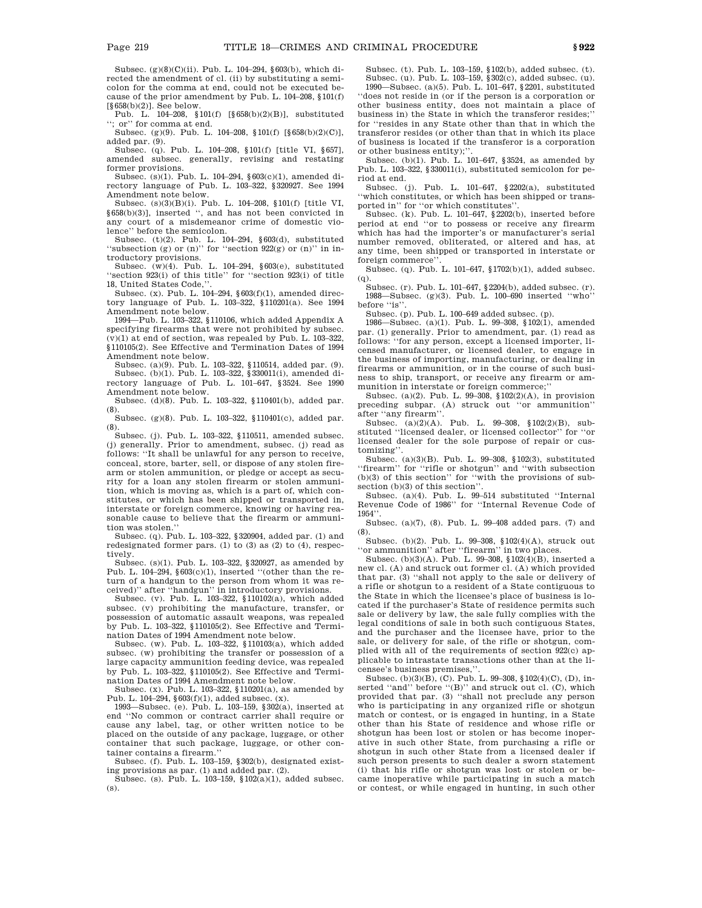Subsec. (g)(8)(C)(ii). Pub. L. 104–294, §603(b), which directed the amendment of cl. (ii) by substituting a semicolon for the comma at end, could not be executed because of the prior amendment by Pub. L. 104–208, §101(f) [§658(b)(2)]. See below.

Pub. L. 104–208, §101(f) [§658(b)(2)(B)], substituted ''; or'' for comma at end.

Subsec. (g)(9). Pub. L. 104–208, §101(f) [§658(b)(2)(C)], added par. (9).

Subsec. (q). Pub. L. 104–208, §101(f) [title VI, §657], amended subsec. generally, revising and restating former provisions.

Subsec. (s)(1). Pub. L. 104–294, §603(c)(1), amended directory language of Pub. L. 103–322, §320927. See 1994 Amendment note below.

Subsec. (s)(3)(B)(i). Pub. L. 104–208, §101(f) [title VI, §658(b)(3)], inserted '', and has not been convicted in any court of a misdemeanor crime of domestic violence'' before the semicolon.

Subsec. (t)(2). Pub. L. 104–294, §603(d), substituted ''subsection (g) or (n)'' for ''section 922(g) or (n)'' in introductory provisions.

Subsec. (w)(4). Pub. L. 104–294, §603(e), substituted ''section 923(i) of this title'' for ''section 923(i) of title 18, United States Code,''.

Subsec. (x). Pub. L. 104–294, §603(f)(1), amended directory language of Pub. L. 103–322, §110201(a). See 1994 Amendment note below.

1994—Pub. L. 103–322, §110106, which added Appendix A specifying firearms that were not prohibited by subsec. (v)(1) at end of section, was repealed by Pub. L. 103–322, §110105(2). See Effective and Termination Dates of 1994 Amendment note below.

Subsec. (a)(9). Pub. L. 103–322, §110514, added par. (9).

Subsec. (b)(1). Pub. L. 103–322, §330011(i), amended directory language of Pub. L. 101–647, §3524. See 1990 Amendment note below.

Subsec. (d)(8). Pub. L. 103–322, §110401(b), added par. (8).

Subsec. (g)(8). Pub. L. 103–322, §110401(c), added par. (8).

Subsec. (j). Pub. L. 103–322, §110511, amended subsec. (j) generally. Prior to amendment, subsec. (j) read as follows: ''It shall be unlawful for any person to receive, conceal, store, barter, sell, or dispose of any stolen firearm or stolen ammunition, or pledge or accept as security for a loan any stolen firearm or stolen ammunition, which is moving as, which is a part of, which constitutes, or which has been shipped or transported in, interstate or foreign commerce, knowing or having reasonable cause to believe that the firearm or ammunition was stolen.''

Subsec. (q). Pub. L. 103–322, §320904, added par. (1) and redesignated former pars. (1) to (3) as (2) to (4), respectively.

Subsec. (s)(1). Pub. L. 103–322, §320927, as amended by Pub. L. 104–294, §603(c)(1), inserted ''(other than the return of a handgun to the person from whom it was received)'' after ''handgun'' in introductory provisions.

Subsec. (v). Pub. L. 103–322, §110102(a), which added subsec. (v) prohibiting the manufacture, transfer, or possession of automatic assault weapons, was repealed by Pub. L. 103–322, §110105(2). See Effective and Termination Dates of 1994 Amendment note below.

Subsec. (w). Pub. L. 103–322, §110103(a), which added subsec. (w) prohibiting the transfer or possession of a large capacity ammunition feeding device, was repealed by Pub. L. 103–322, §110105(2). See Effective and Termination Dates of 1994 Amendment note below.

Subsec. (x). Pub. L. 103–322, §110201(a), as amended by Pub. L. 104–294, §603(f)(1), added subsec. (x).

1993—Subsec. (e). Pub. L. 103–159, §302(a), inserted at end ''No common or contract carrier shall require or cause any label, tag, or other written notice to be placed on the outside of any package, luggage, or other container that such package, luggage, or other container contains a firearm.''

Subsec. (f). Pub. L. 103–159, §302(b), designated existing provisions as par. (1) and added par. (2).

Subsec. (s). Pub. L. 103–159, §102(a)(1), added subsec. (s).

Subsec. (t). Pub. L. 103–159, §102(b), added subsec. (t).

Subsec. (u). Pub. L. 103–159, §302(c), added subsec. (u).

1990—Subsec. (a)(5). Pub. L. 101–647, §2201, substituted ''does not reside in (or if the person is a corporation or other business entity, does not maintain a place of business in) the State in which the transferor resides;'' for ''resides in any State other than that in which the transferor resides (or other than that in which its place of business is located if the transferor is a corporation or other business entity);''.

Subsec. (b)(1). Pub. L. 101–647, §3524, as amended by Pub. L. 103–322, §330011(i), substituted semicolon for period at end.

Subsec. (j). Pub. L. 101–647, §2202(a), substituted ''which constitutes, or which has been shipped or transported in'' for ''or which constitutes''.

Subsec. (k). Pub. L. 101–647, §2202(b), inserted before period at end ''or to possess or receive any firearm which has had the importer's or manufacturer's serial number removed, obliterated, or altered and has, at any time, been shipped or transported in interstate or foreign commerce''.

Subsec. (q). Pub. L. 101–647, §1702(b)(1), added subsec. (q).

Subsec. (r). Pub. L. 101–647, §2204(b), added subsec. (r).

1988—Subsec. (g)(3). Pub. L. 100–690 inserted ''who'' before ''is''.

Subsec. (p). Pub. L. 100–649 added subsec. (p).

1986—Subsec. (a)(1). Pub. L. 99–308, §102(1), amended par. (1) generally. Prior to amendment, par. (1) read as follows: ''for any person, except a licensed importer, licensed manufacturer, or licensed dealer, to engage in the business of importing, manufacturing, or dealing in firearms or ammunition, or in the course of such business to ship, transport, or receive any firearm or ammunition in interstate or foreign commerce;''

Subsec. (a)(2). Pub. L. 99–308, §102(2)(A), in provision preceding subpar. (A) struck out ''or ammunition'' after ''any firearm''.

Subsec. (a)(2)(A). Pub. L. 99–308, §102(2)(B), substituted ''licensed dealer, or licensed collector'' for ''or licensed dealer for the sole purpose of repair or customizing''.

Subsec. (a)(3)(B). Pub. L. 99–308, §102(3), substituted ''firearm'' for ''rifle or shotgun'' and ''with subsection (b)(3) of this section'' for ''with the provisions of subsection (b)(3) of this section''.

Subsec. (a)(4). Pub. L. 99–514 substituted ''Internal Revenue Code of 1986'' for ''Internal Revenue Code of 1954''.

Subsec. (a)(7), (8). Pub. L. 99–408 added pars. (7) and (8).

Subsec. (b)(2). Pub. L. 99–308, §102(4)(A), struck out ''or ammunition'' after ''firearm'' in two places.

Subsec. (b)(3)(A). Pub. L. 99–308, §102(4)(B), inserted a new cl. (A) and struck out former cl. (A) which provided that par. (3) ''shall not apply to the sale or delivery of a rifle or shotgun to a resident of a State contiguous to the State in which the licensee's place of business is located if the purchaser's State of residence permits such sale or delivery by law, the sale fully complies with the legal conditions of sale in both such contiguous States, and the purchaser and the licensee have, prior to the sale, or delivery for sale, of the rifle or shotgun, complied with all of the requirements of section 922(c) applicable to intrastate transactions other than at the licensee's business premises,''.

Subsec. (b)(3)(B), (C). Pub. L. 99–308, §102(4)(C), (D), inserted ''and'' before ''(B)'' and struck out cl. (C), which provided that par. (3) ''shall not preclude any person who is participating in any organized rifle or shotgun match or contest, or is engaged in hunting, in a State other than his State of residence and whose rifle or shotgun has been lost or stolen or has become inoperative in such other State, from purchasing a rifle or shotgun in such other State from a licensed dealer if such person presents to such dealer a sworn statement (i) that his rifle or shotgun was lost or stolen or became inoperative while participating in such a match or contest, or while engaged in hunting, in such other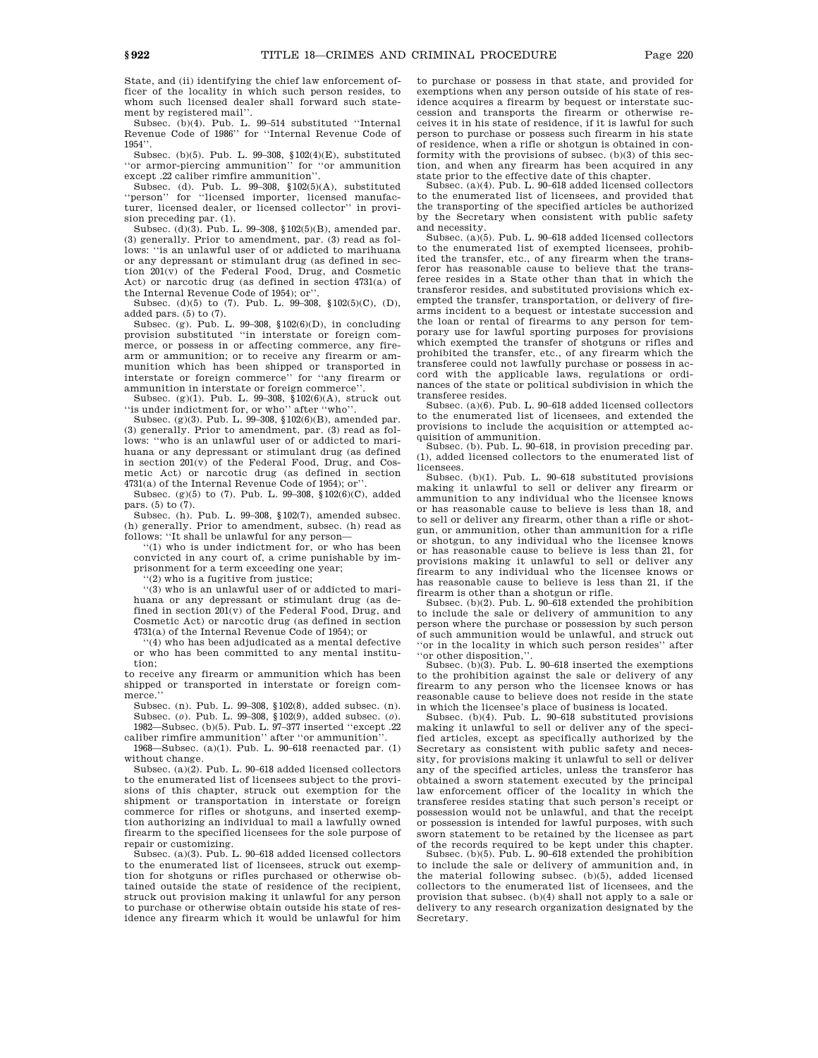State, and (ii) identifying the chief law enforcement officer of the locality in which such person resides, to whom such licensed dealer shall forward such statement by registered mail''.

Subsec. (b)(4). Pub. L. 99–514 substituted ''Internal Revenue Code of 1986'' for ''Internal Revenue Code of 1954''.

Subsec. (b)(5). Pub. L. 99–308, §102(4)(E), substituted ''or armor-piercing ammunition'' for ''or ammunition except .22 caliber rimfire ammunition''.

Subsec. (d). Pub. L. 99–308, §102(5)(A), substituted ''person'' for ''licensed importer, licensed manufacturer, licensed dealer, or licensed collector'' in provision preceding par. (1).

Subsec. (d)(3). Pub. L. 99–308, §102(5)(B), amended par. (3) generally. Prior to amendment, par. (3) read as follows: ''is an unlawful user of or addicted to marihuana or any depressant or stimulant drug (as defined in section 201(v) of the Federal Food, Drug, and Cosmetic Act) or narcotic drug (as defined in section 4731(a) of the Internal Revenue Code of 1954); or''.

Subsec. (d)(5) to (7). Pub. L. 99–308, §102(5)(C), (D), added pars. (5) to (7).

Subsec. (g). Pub. L. 99–308, §102(6)(D), in concluding provision substituted ''in interstate or foreign commerce, or possess in or affecting commerce, any firearm or ammunition; or to receive any firearm or ammunition which has been shipped or transported in interstate or foreign commerce'' for ''any firearm or ammunition in interstate or foreign commerce''.

Subsec. (g)(1). Pub. L. 99–308, §102(6)(A), struck out ''is under indictment for, or who'' after ''who''.

Subsec. (g)(3). Pub. L. 99–308, §102(6)(B), amended par. (3) generally. Prior to amendment, par. (3) read as follows: ''who is an unlawful user of or addicted to marihuana or any depressant or stimulant drug (as defined in section 201(v) of the Federal Food, Drug, and Cosmetic Act) or narcotic drug (as defined in section 4731(a) of the Internal Revenue Code of 1954); or''.

Subsec. (g)(5) to (7). Pub. L. 99–308, §102(6)(C), added pars. (5) to (7).

Subsec. (h). Pub. L. 99–308, §102(7), amended subsec. (h) generally. Prior to amendment, subsec. (h) read as follows: ''It shall be unlawful for any person—

''(1) who is under indictment for, or who has been convicted in any court of, a crime punishable by imprisonment for a term exceeding one year;

''(2) who is a fugitive from justice;

''(3) who is an unlawful user of or addicted to marihuana or any depressant or stimulant drug (as defined in section 201(v) of the Federal Food, Drug, and Cosmetic Act) or narcotic drug (as defined in section 4731(a) of the Internal Revenue Code of 1954); or

''(4) who has been adjudicated as a mental defective or who has been committed to any mental institution;

to receive any firearm or ammunition which has been shipped or transported in interstate or foreign commerce.''

Subsec. (n). Pub. L. 99–308, §102(8), added subsec. (n).

Subsec. (*o*). Pub. L. 99–308, §102(9), added subsec. (*o*).

1982—Subsec. (b)(5). Pub. L. 97–377 inserted ''except .22 caliber rimfire ammunition'' after ''or ammunition''.

1968—Subsec. (a)(1). Pub. L. 90–618 reenacted par. (1) without change.

Subsec. (a)(2). Pub. L. 90–618 added licensed collectors to the enumerated list of licensees subject to the provisions of this chapter, struck out exemption for the shipment or transportation in interstate or foreign commerce for rifles or shotguns, and inserted exemption authorizing an individual to mail a lawfully owned firearm to the specified licensees for the sole purpose of repair or customizing.

Subsec. (a)(3). Pub. L. 90–618 added licensed collectors to the enumerated list of licensees, struck out exemption for shotguns or rifles purchased or otherwise obtained outside the state of residence of the recipient, struck out provision making it unlawful for any person to purchase or otherwise obtain outside his state of residence any firearm which it would be unlawful for him to purchase or possess in that state, and provided for exemptions when any person outside of his state of residence acquires a firearm by bequest or interstate succession and transports the firearm or otherwise receives it in his state of residence, if it is lawful for such person to purchase or possess such firearm in his state of residence, when a rifle or shotgun is obtained in conformity with the provisions of subsec. (b)(3) of this section, and when any firearm has been acquired in any state prior to the effective date of this chapter.

Subsec. (a)(4). Pub. L. 90–618 added licensed collectors to the enumerated list of licensees, and provided that the transporting of the specified articles be authorized by the Secretary when consistent with public safety and necessity.

Subsec. (a)(5). Pub. L. 90–618 added licensed collectors to the enumerated list of exempted licensees, prohibited the transfer, etc., of any firearm when the transferor has reasonable cause to believe that the transferee resides in a State other than that in which the transferor resides, and substituted provisions which exempted the transfer, transportation, or delivery of firearms incident to a bequest or intestate succession and the loan or rental of firearms to any person for temporary use for lawful sporting purposes for provisions which exempted the transfer of shotguns or rifles and prohibited the transfer, etc., of any firearm which the transferee could not lawfully purchase or possess in accord with the applicable laws, regulations or ordinances of the state or political subdivision in which the transferee resides.

Subsec. (a)(6). Pub. L. 90–618 added licensed collectors to the enumerated list of licensees, and extended the provisions to include the acquisition or attempted acquisition of ammunition.

Subsec. (b). Pub. L. 90–618, in provision preceding par. (1), added licensed collectors to the enumerated list of licensees.

Subsec. (b)(1). Pub. L. 90–618 substituted provisions making it unlawful to sell or deliver any firearm or ammunition to any individual who the licensee knows or has reasonable cause to believe is less than 18, and to sell or deliver any firearm, other than a rifle or shotgun, or ammunition, other than ammunition for a rifle or shotgun, to any individual who the licensee knows or has reasonable cause to believe is less than 21, for provisions making it unlawful to sell or deliver any firearm to any individual who the licensee knows or has reasonable cause to believe is less than 21, if the firearm is other than a shotgun or rifle.

Subsec. (b)(2). Pub. L. 90–618 extended the prohibition to include the sale or delivery of ammunition to any person where the purchase or possession by such person of such ammunition would be unlawful, and struck out ''or in the locality in which such person resides'' after ''or other disposition,''.

Subsec. (b)(3). Pub. L. 90–618 inserted the exemptions to the prohibition against the sale or delivery of any firearm to any person who the licensee knows or has reasonable cause to believe does not reside in the state in which the licensee's place of business is located.

Subsec. (b)(4). Pub. L. 90–618 substituted provisions making it unlawful to sell or deliver any of the specified articles, except as specifically authorized by the Secretary as consistent with public safety and necessity, for provisions making it unlawful to sell or deliver any of the specified articles, unless the transferor has obtained a sworn statement executed by the principal law enforcement officer of the locality in which the transferee resides stating that such person's receipt or possession would not be unlawful, and that the receipt or possession is intended for lawful purposes, with such sworn statement to be retained by the licensee as part of the records required to be kept under this chapter.

Subsec. (b)(5). Pub. L. 90–618 extended the prohibition to include the sale or delivery of ammunition and, in the material following subsec. (b)(5), added licensed collectors to the enumerated list of licensees, and the provision that subsec. (b)(4) shall not apply to a sale or delivery to any research organization designated by the Secretary.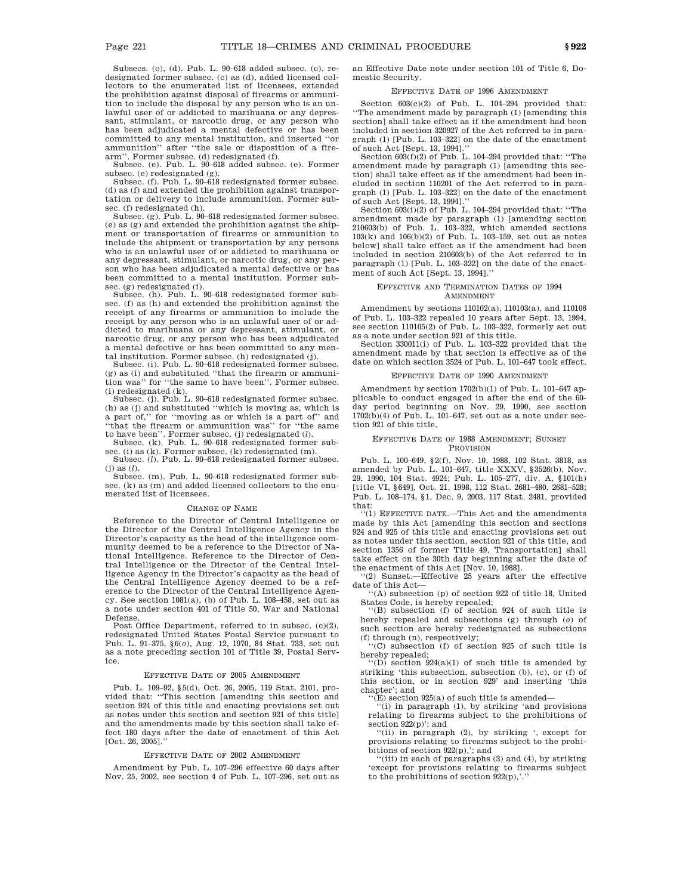Subsecs. (c), (d). Pub. L. 90–618 added subsec. (c), redesignated former subsec. (c) as (d), added licensed collectors to the enumerated list of licensees, extended the prohibition against disposal of firearms or ammunition to include the disposal by any person who is an unlawful user of or addicted to marihuana or any depressant, stimulant, or narcotic drug, or any person who has been adjudicated a mental defective or has been committed to any mental institution, and inserted ''or ammunition'' after ''the sale or disposition of a firearm''. Former subsec. (d) redesignated (f).

Subsec. (e). Pub. L. 90–618 added subsec. (e). Former subsec. (e) redesignated (g).

Subsec. (f). Pub. L. 90–618 redesignated former subsec. (d) as (f) and extended the prohibition against transportation or delivery to include ammunition. Former subsec. (f) redesignated (h).

Subsec. (g). Pub. L. 90–618 redesignated former subsec. (e) as (g) and extended the prohibition against the shipment or transportation of firearms or ammunition to include the shipment or transportation by any persons who is an unlawful user of or addicted to marihuana or any depressant, stimulant, or narcotic drug, or any person who has been adjudicated a mental defective or has been committed to a mental institution. Former subsec. (g) redesignated (i).

Subsec. (h). Pub. L. 90–618 redesignated former subsec. (f) as (h) and extended the prohibition against the receipt of any firearms or ammunition to include the receipt by any person who is an unlawful user of or addicted to marihuana or any depressant, stimulant, or narcotic drug, or any person who has been adjudicated a mental defective or has been committed to any mental institution. Former subsec. (h) redesignated (j).

Subsec. (i). Pub. L. 90–618 redesignated former subsec. (g) as (i) and substituted ''that the firearm or ammunition was'' for ''the same to have been''. Former subsec. (i) redesignated (k).

Subsec. (j). Pub. L. 90–618 redesignated former subsec. (h) as (j) and substituted ''which is moving as, which is a part of,'' for ''moving as or which is a part of'' and ''that the firearm or ammunition was'' for ''the same to have been''. Former subsec. (j) redesignated (*l*).

Subsec. (k). Pub. L. 90–618 redesignated former subsec. (i) as (k). Former subsec. (k) redesignated (m).

Subsec. (*l*). Pub. L. 90–618 redesignated former subsec. (j) as (*l*).

Subsec. (m). Pub. L. 90–618 redesignated former subsec. (k) as (m) and added licensed collectors to the enumerated list of licensees.

### Change of Name

Reference to the Director of Central Intelligence or the Director of the Central Intelligence Agency in the Director's capacity as the head of the intelligence community deemed to be a reference to the Director of National Intelligence. Reference to the Director of Central Intelligence or the Director of the Central Intelligence Agency in the Director's capacity as the head of the Central Intelligence Agency deemed to be a reference to the Director of the Central Intelligence Agency. See section 1081(a), (b) of Pub. L. 108–458, set out as a note under section 401 of Title 50, War and National Defense.

Post Office Department, referred to in subsec. (c)(2), redesignated United States Postal Service pursuant to Pub. L. 91–375, §6(*o*), Aug. 12, 1970, 84 Stat. 733, set out as a note preceding section 101 of Title 39, Postal Service.

### Effective Date of 2005 Amendment

Pub. L. 109–92, §5(d), Oct. 26, 2005, 119 Stat. 2101, provided that: ''This section [amending this section and section 924 of this title and enacting provisions set out as notes under this section and section 921 of this title] and the amendments made by this section shall take effect 180 days after the date of enactment of this Act [Oct. 26, 2005].''

### Effective Date of 2002 Amendment

Amendment by Pub. L. 107–296 effective 60 days after Nov. 25, 2002, see section 4 of Pub. L. 107–296, set out as an Effective Date note under section 101 of Title 6, Domestic Security.

### Effective Date of 1996 Amendment

Section 603(c)(2) of Pub. L. 104–294 provided that: ''The amendment made by paragraph (1) [amending this section] shall take effect as if the amendment had been included in section 320927 of the Act referred to in paragraph (1) [Pub. L. 103–322] on the date of the enactment of such Act [Sept. 13, 1994].''

Section 603(f)(2) of Pub. L. 104–294 provided that: ''The amendment made by paragraph (1) [amending this section] shall take effect as if the amendment had been included in section 110201 of the Act referred to in paragraph (1) [Pub. L. 103–322] on the date of the enactment of such Act [Sept. 13, 1994].''

Section 603(i)(2) of Pub. L. 104–294 provided that: ''The amendment made by paragraph (1) [amending section 210603(b) of Pub. L. 103–322, which amended sections 103(k) and 106(b)(2) of Pub. L. 103–159, set out as notes below] shall take effect as if the amendment had been included in section 210603(b) of the Act referred to in paragraph (1) [Pub. L. 103–322] on the date of the enactment of such Act [Sept. 13, 1994].''

### Effective and Termination Dates of 1994 Amendment

Amendment by sections 110102(a), 110103(a), and 110106 of Pub. L. 103–322 repealed 10 years after Sept. 13, 1994, see section 110105(2) of Pub. L. 103–322, formerly set out as a note under section 921 of this title.

Section 330011(i) of Pub. L. 103–322 provided that the amendment made by that section is effective as of the date on which section 3524 of Pub. L. 101–647 took effect.

### Effective Date of 1990 Amendment

Amendment by section 1702(b)(1) of Pub. L. 101–647 applicable to conduct engaged in after the end of the 60-day period beginning on Nov. 29, 1990, see section 1702(b)(4) of Pub. L. 101–647, set out as a note under section 921 of this title.

### Effective Date of 1988 Amendment; Sunset Provision

Pub. L. 100–649, §2(f), Nov. 10, 1988, 102 Stat. 3818, as amended by Pub. L. 101–647, title XXXV, §3526(b), Nov. 29, 1990, 104 Stat. 4924; Pub. L. 105–277, div. A, §101(h) [title VI, §649], Oct. 21, 1998, 112 Stat. 2681–480, 2681–528; Pub. L. 108–174, §1, Dec. 9, 2003, 117 Stat. 2481, provided that:

''(1) Effective date.—This Act and the amendments made by this Act [amending this section and sections 924 and 925 of this title and enacting provisions set out as notes under this section, section 921 of this title, and section 1356 of former Title 49, Transportation] shall take effect on the 30th day beginning after the date of the enactment of this Act [Nov. 10, 1988].

''(2) Sunset.—Effective 25 years after the effective date of this Act—

''(A) subsection (p) of section 922 of title 18, United States Code, is hereby repealed;

''(B) subsection (f) of section 924 of such title is hereby repealed and subsections (g) through (*o*) of such section are hereby redesignated as subsections (f) through (n), respectively;

''(C) subsection (f) of section 925 of such title is hereby repealed;

''(D) section 924(a)(1) of such title is amended by striking 'this subsection, subsection (b), (c), or (f) of this section, or in section 929' and inserting 'this chapter'; and

''(E) section 925(a) of such title is amended—

''(i) in paragraph (1), by striking 'and provisions relating to firearms subject to the prohibitions of section 922(p)'; and

''(ii) in paragraph (2), by striking ', except for provisions relating to firearms subject to the prohibitions of section 922(p),'; and

''(iii) in each of paragraphs (3) and (4), by striking 'except for provisions relating to firearms subject to the prohibitions of section 922(p),'.''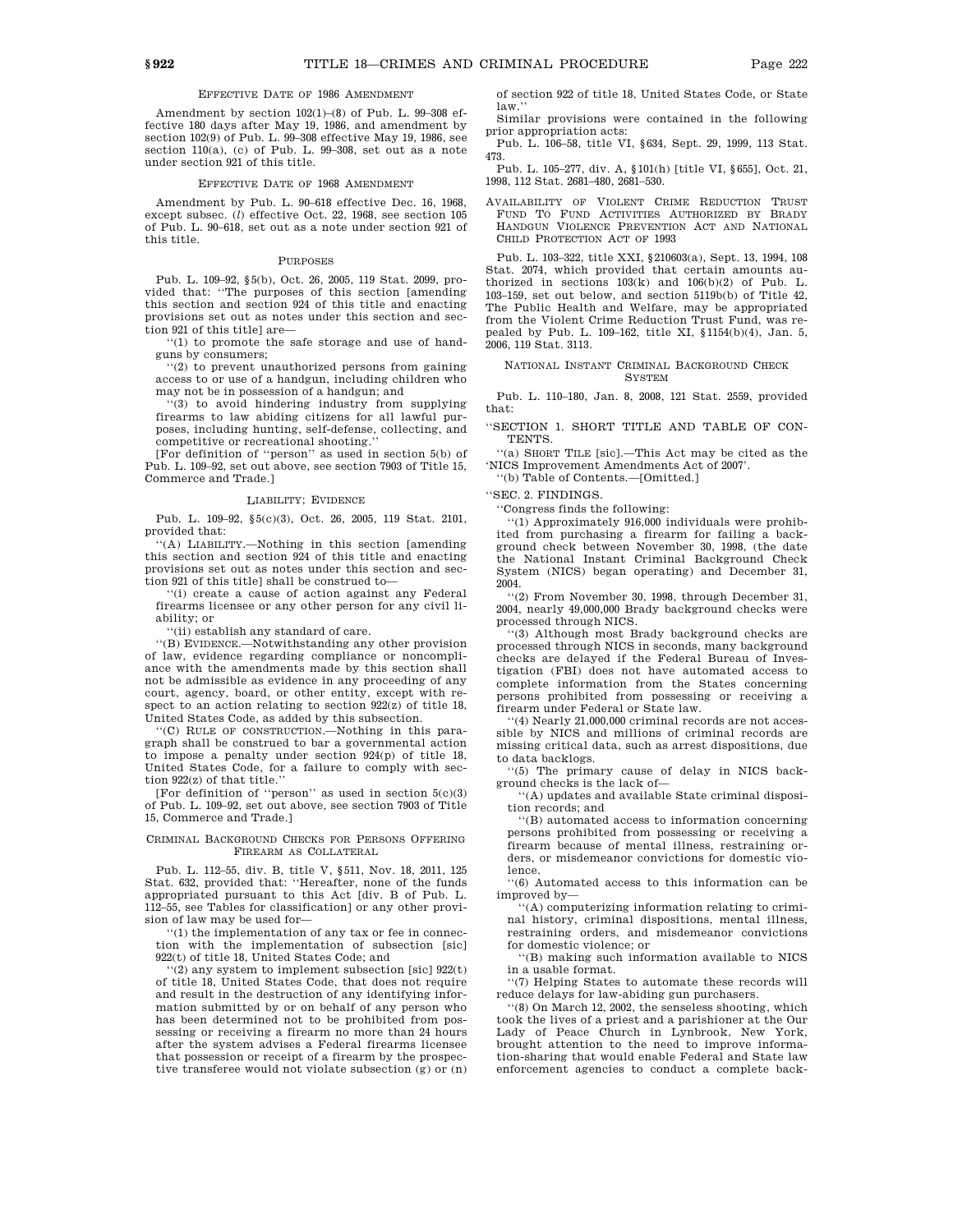### Effective Date of 1986 Amendment

Amendment by section 102(1)–(8) of Pub. L. 99–308 effective 180 days after May 19, 1986, and amendment by section 102(9) of Pub. L. 99–308 effective May 19, 1986, see section 110(a), (c) of Pub. L. 99–308, set out as a note under section 921 of this title.

### Effective Date of 1968 Amendment

Amendment by Pub. L. 90–618 effective Dec. 16, 1968, except subsec. (*l*) effective Oct. 22, 1968, see section 105 of Pub. L. 90–618, set out as a note under section 921 of this title.

### Purposes

Pub. L. 109–92, §5(b), Oct. 26, 2005, 119 Stat. 2099, provided that: ''The purposes of this section [amending this section and section 924 of this title and enacting provisions set out as notes under this section and section 921 of this title] are—

''(1) to promote the safe storage and use of handguns by consumers;

''(2) to prevent unauthorized persons from gaining access to or use of a handgun, including children who may not be in possession of a handgun; and

''(3) to avoid hindering industry from supplying firearms to law abiding citizens for all lawful purposes, including hunting, self-defense, collecting, and competitive or recreational shooting.''

[For definition of ''person'' as used in section 5(b) of Pub. L. 109–92, set out above, see section 7903 of Title 15, Commerce and Trade.]

### Liability; Evidence

Pub. L. 109–92, §5(c)(3), Oct. 26, 2005, 119 Stat. 2101, provided that:

''(A) Liability.—Nothing in this section [amending this section and section 924 of this title and enacting provisions set out as notes under this section and section 921 of this title] shall be construed to—

''(i) create a cause of action against any Federal firearms licensee or any other person for any civil liability; or

''(ii) establish any standard of care.

''(B) Evidence.—Notwithstanding any other provision of law, evidence regarding compliance or noncompliance with the amendments made by this section shall not be admissible as evidence in any proceeding of any court, agency, board, or other entity, except with respect to an action relating to section 922(z) of title 18, United States Code, as added by this subsection.

''(C) Rule of construction.—Nothing in this paragraph shall be construed to bar a governmental action to impose a penalty under section 924(p) of title 18, United States Code, for a failure to comply with section 922(z) of that title.''

[For definition of ''person'' as used in section 5(c)(3) of Pub. L. 109–92, set out above, see section 7903 of Title 15, Commerce and Trade.]

### Criminal Background Checks for Persons Offering Firearm as Collateral

Pub. L. 112–55, div. B, title V, §511, Nov. 18, 2011, 125 Stat. 632, provided that: ''Hereafter, none of the funds appropriated pursuant to this Act [div. B of Pub. L. 112–55, see Tables for classification] or any other provision of law may be used for—

''(1) the implementation of any tax or fee in connection with the implementation of subsection [sic] 922(t) of title 18, United States Code; and

''(2) any system to implement subsection [sic] 922(t) of title 18, United States Code, that does not require and result in the destruction of any identifying information submitted by or on behalf of any person who has been determined not to be prohibited from possessing or receiving a firearm no more than 24 hours after the system advises a Federal firearms licensee that possession or receipt of a firearm by the prospective transferee would not violate subsection (g) or (n) of section 922 of title 18, United States Code, or State law.''

Similar provisions were contained in the following prior appropriation acts:

Pub. L. 106–58, title VI, §634, Sept. 29, 1999, 113 Stat. 473.

Pub. L. 105–277, div. A, §101(h) [title VI, §655], Oct. 21, 1998, 112 Stat. 2681–480, 2681–530.

### Availability of Violent Crime Reduction Trust Fund To Fund Activities Authorized by Brady Handgun Violence Prevention Act and National Child Protection Act of 1993

Pub. L. 103–322, title XXI, §210603(a), Sept. 13, 1994, 108 Stat. 2074, which provided that certain amounts authorized in sections 103(k) and 106(b)(2) of Pub. L. 103–159, set out below, and section 5119b(b) of Title 42, The Public Health and Welfare, may be appropriated from the Violent Crime Reduction Trust Fund, was repealed by Pub. L. 109–162, title XI, §1154(b)(4), Jan. 5, 2006, 119 Stat. 3113.

### National Instant Criminal Background Check System

Pub. L. 110–180, Jan. 8, 2008, 121 Stat. 2559, provided that:

''SECTION 1. SHORT TITLE AND TABLE OF CONTENTS.

''(a) Short Tile [sic].—This Act may be cited as the 'NICS Improvement Amendments Act of 2007'.

''(b) Table of Contents.—[Omitted.]

''SEC. 2. FINDINGS.

''Congress finds the following:

''(1) Approximately 916,000 individuals were prohibited from purchasing a firearm for failing a background check between November 30, 1998, (the date the National Instant Criminal Background Check System (NICS) began operating) and December 31, 2004.

''(2) From November 30, 1998, through December 31, 2004, nearly 49,000,000 Brady background checks were processed through NICS.

''(3) Although most Brady background checks are processed through NICS in seconds, many background checks are delayed if the Federal Bureau of Investigation (FBI) does not have automated access to complete information from the States concerning persons prohibited from possessing or receiving a firearm under Federal or State law.

''(4) Nearly 21,000,000 criminal records are not accessible by NICS and millions of criminal records are missing critical data, such as arrest dispositions, due to data backlogs.

''(5) The primary cause of delay in NICS background checks is the lack of—

''(A) updates and available State criminal disposition records; and

''(B) automated access to information concerning persons prohibited from possessing or receiving a firearm because of mental illness, restraining orders, or misdemeanor convictions for domestic violence.

''(6) Automated access to this information can be improved by—

''(A) computerizing information relating to criminal history, criminal dispositions, mental illness, restraining orders, and misdemeanor convictions for domestic violence; or

''(B) making such information available to NICS in a usable format.

''(7) Helping States to automate these records will reduce delays for law-abiding gun purchasers.

''(8) On March 12, 2002, the senseless shooting, which took the lives of a priest and a parishioner at the Our Lady of Peace Church in Lynbrook, New York, brought attention to the need to improve information-sharing that would enable Federal and State law enforcement agencies to conduct a complete back-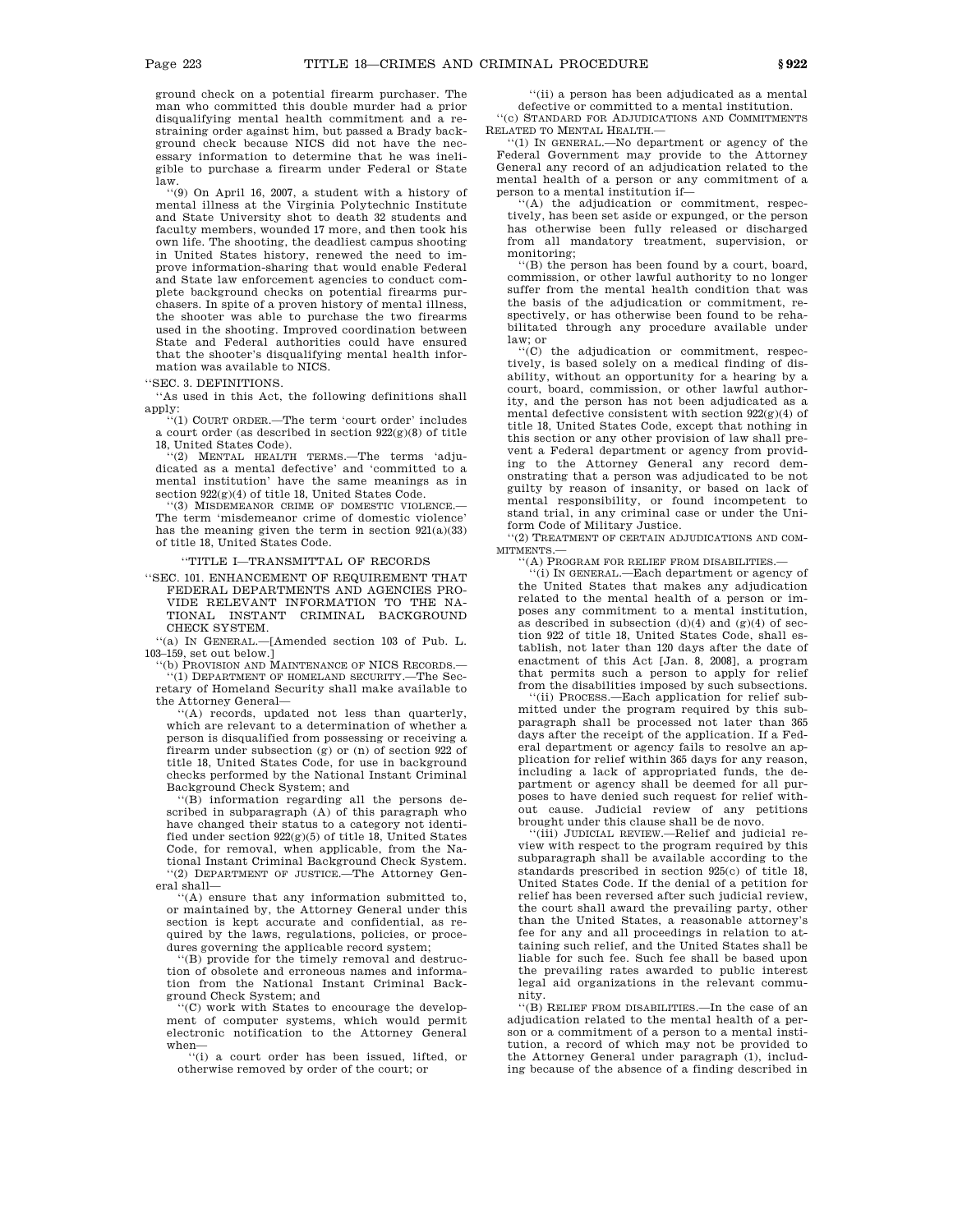ground check on a potential firearm purchaser. The man who committed this double murder had a prior disqualifying mental health commitment and a restraining order against him, but passed a Brady background check because NICS did not have the necessary information to determine that he was ineligible to purchase a firearm under Federal or State law.

"(9) On April 16, 2007, a student with a history of mental illness at the Virginia Polytechnic Institute and State University shot to death 32 students and faculty members, wounded 17 more, and then took his own life. The shooting, the deadliest campus shooting in United States history, renewed the need to improve information-sharing that would enable Federal and State law enforcement agencies to conduct complete background checks on potential firearms purchasers. In spite of a proven history of mental illness, the shooter was able to purchase the two firearms used in the shooting. Improved coordination between State and Federal authorities could have ensured that the shooter's disqualifying mental health information was available to NICS.

"SEC. 3. DEFINITIONS.

"As used in this Act, the following definitions shall apply:

"(1) COURT ORDER.—The term 'court order' includes a court order (as described in section 922(g)(8) of title 18, United States Code).

"(2) MENTAL HEALTH TERMS.—The terms 'adjudicated as a mental defective' and 'committed to a mental institution' have the same meanings as in section 922(g)(4) of title 18, United States Code.

"(3) MISDEMEANOR CRIME OF DOMESTIC VIOLENCE.—The term 'misdemeanor crime of domestic violence' has the meaning given the term in section 921(a)(33) of title 18, United States Code.

"TITLE I—TRANSMITTAL OF RECORDS

"SEC. 101. ENHANCEMENT OF REQUIREMENT THAT FEDERAL DEPARTMENTS AND AGENCIES PROVIDE RELEVANT INFORMATION TO THE NATIONAL INSTANT CRIMINAL BACKGROUND CHECK SYSTEM.

"(a) IN GENERAL.—[Amended section 103 of Pub. L. 103–159, set out below.]

"(b) PROVISION AND MAINTENANCE OF NICS RECORDS.—

"(1) DEPARTMENT OF HOMELAND SECURITY.—The Secretary of Homeland Security shall make available to the Attorney General—

"(A) records, updated not less than quarterly, which are relevant to a determination of whether a person is disqualified from possessing or receiving a firearm under subsection (g) or (n) of section 922 of title 18, United States Code, for use in background checks performed by the National Instant Criminal Background Check System; and

"(B) information regarding all the persons described in subparagraph (A) of this paragraph who have changed their status to a category not identified under section 922(g)(5) of title 18, United States Code, for removal, when applicable, from the National Instant Criminal Background Check System.

"(2) DEPARTMENT OF JUSTICE.—The Attorney General shall—

"(A) ensure that any information submitted to, or maintained by, the Attorney General under this section is kept accurate and confidential, as required by the laws, regulations, policies, or procedures governing the applicable record system;

"(B) provide for the timely removal and destruction of obsolete and erroneous names and information from the National Instant Criminal Background Check System; and

"(C) work with States to encourage the development of computer systems, which would permit electronic notification to the Attorney General when—

"(i) a court order has been issued, lifted, or otherwise removed by order of the court; or

"(ii) a person has been adjudicated as a mental defective or committed to a mental institution.

"(c) STANDARD FOR ADJUDICATIONS AND COMMITMENTS RELATED TO MENTAL HEALTH.—

"(1) IN GENERAL.—No department or agency of the Federal Government may provide to the Attorney General any record of an adjudication related to the mental health of a person or any commitment of a person to a mental institution if—

"(A) the adjudication or commitment, respectively, has been set aside or expunged, or the person has otherwise been fully released or discharged from all mandatory treatment, supervision, or monitoring;

"(B) the person has been found by a court, board, commission, or other lawful authority to no longer suffer from the mental health condition that was the basis of the adjudication or commitment, respectively, or has otherwise been found to be rehabilitated through any procedure available under law; or

"(C) the adjudication or commitment, respectively, is based solely on a medical finding of disability, without an opportunity for a hearing by a court, board, commission, or other lawful authority, and the person has not been adjudicated as a mental defective consistent with section 922(g)(4) of title 18, United States Code, except that nothing in this section or any other provision of law shall prevent a Federal department or agency from providing to the Attorney General any record demonstrating that a person was adjudicated to be not guilty by reason of insanity, or based on lack of mental responsibility, or found incompetent to stand trial, in any criminal case or under the Uniform Code of Military Justice.

"(2) TREATMENT OF CERTAIN ADJUDICATIONS AND COMMITMENTS.—

"(A) PROGRAM FOR RELIEF FROM DISABILITIES.—

"(i) IN GENERAL.—Each department or agency of the United States that makes any adjudication related to the mental health of a person or imposes any commitment to a mental institution, as described in subsection (d)(4) and (g)(4) of section 922 of title 18, United States Code, shall establish, not later than 120 days after the date of enactment of this Act [Jan. 8, 2008], a program that permits such a person to apply for relief from the disabilities imposed by such subsections.

"(ii) PROCESS.—Each application for relief submitted under the program required by this subparagraph shall be processed not later than 365 days after the receipt of the application. If a Federal department or agency fails to resolve an application for relief within 365 days for any reason, including a lack of appropriated funds, the department or agency shall be deemed for all purposes to have denied such request for relief without cause. Judicial review of any petitions brought under this clause shall be de novo.

"(iii) JUDICIAL REVIEW.—Relief and judicial review with respect to the program required by this subparagraph shall be available according to the standards prescribed in section 925(c) of title 18, United States Code. If the denial of a petition for relief has been reversed after such judicial review, the court shall award the prevailing party, other than the United States, a reasonable attorney's fee for any and all proceedings in relation to attaining such relief, and the United States shall be liable for such fee. Such fee shall be based upon the prevailing rates awarded to public interest legal aid organizations in the relevant community.

"(B) RELIEF FROM DISABILITIES.—In the case of an adjudication related to the mental health of a person or a commitment of a person to a mental institution, a record of which may not be provided to the Attorney General under paragraph (1), including because of the absence of a finding described in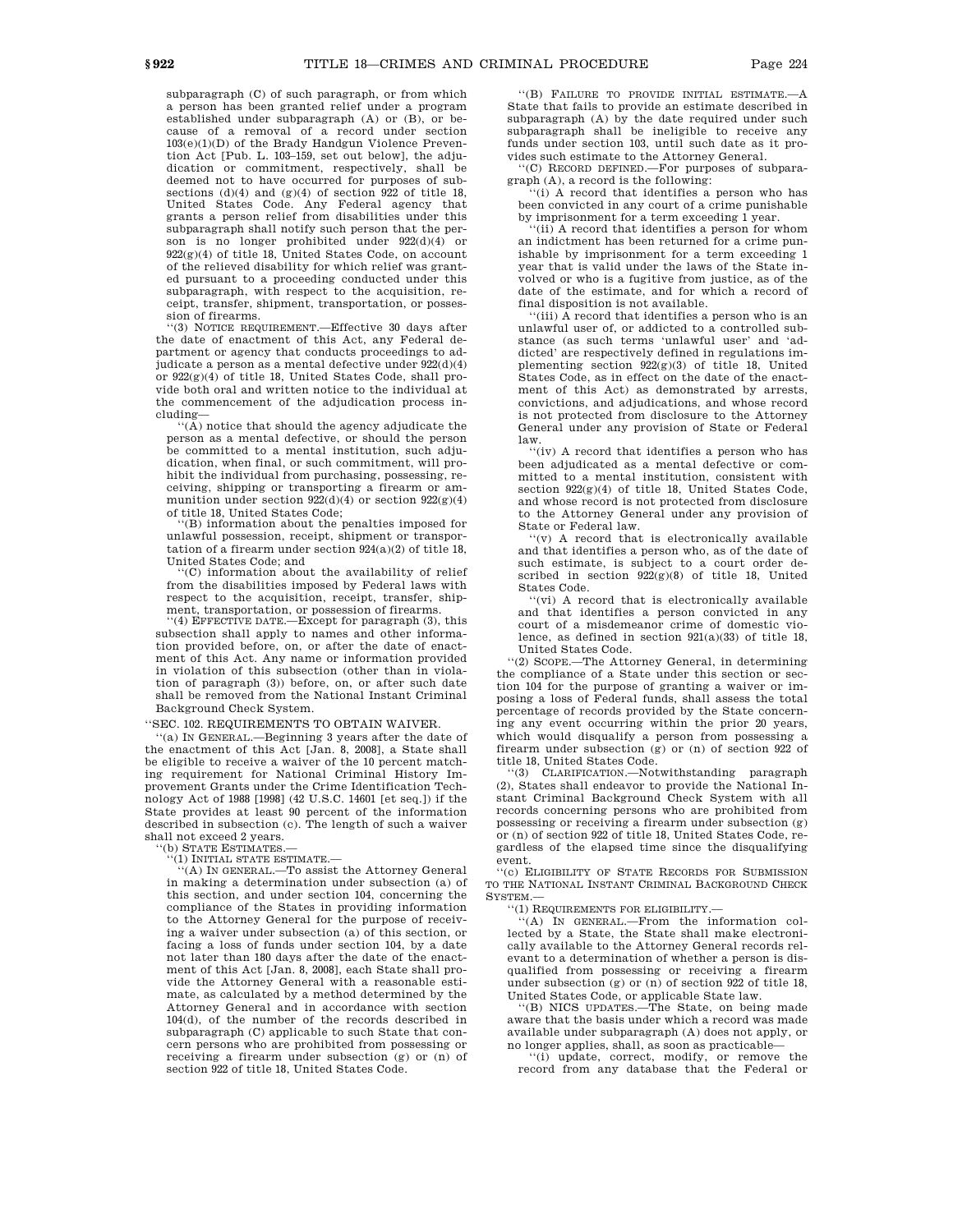subparagraph (C) of such paragraph, or from which a person has been granted relief under a program established under subparagraph (A) or (B), or because of a removal of a record under section 103(e)(1)(D) of the Brady Handgun Violence Prevention Act [Pub. L. 103–159, set out below], the adjudication or commitment, respectively, shall be deemed not to have occurred for purposes of subsections (d)(4) and (g)(4) of section 922 of title 18, United States Code. Any Federal agency that grants a person relief from disabilities under this subparagraph shall notify such person that the person is no longer prohibited under 922(d)(4) or 922(g)(4) of title 18, United States Code, on account of the relieved disability for which relief was granted pursuant to a proceeding conducted under this subparagraph, with respect to the acquisition, receipt, transfer, shipment, transportation, or possession of firearms.

''(3) NOTICE REQUIREMENT.—Effective 30 days after the date of enactment of this Act, any Federal department or agency that conducts proceedings to adjudicate a person as a mental defective under 922(d)(4) or 922(g)(4) of title 18, United States Code, shall provide both oral and written notice to the individual at the commencement of the adjudication process including—

''(A) notice that should the agency adjudicate the person as a mental defective, or should the person be committed to a mental institution, such adjudication, when final, or such commitment, will prohibit the individual from purchasing, possessing, receiving, shipping or transporting a firearm or ammunition under section 922(d)(4) or section 922(g)(4) of title 18, United States Code;

''(B) information about the penalties imposed for unlawful possession, receipt, shipment or transportation of a firearm under section 924(a)(2) of title 18, United States Code; and

''(C) information about the availability of relief from the disabilities imposed by Federal laws with respect to the acquisition, receipt, transfer, shipment, transportation, or possession of firearms.

''(4) EFFECTIVE DATE.—Except for paragraph (3), this subsection shall apply to names and other information provided before, on, or after the date of enactment of this Act. Any name or information provided in violation of this subsection (other than in violation of paragraph (3)) before, on, or after such date shall be removed from the National Instant Criminal Background Check System.

''SEC. 102. REQUIREMENTS TO OBTAIN WAIVER.

''(a) IN GENERAL.—Beginning 3 years after the date of the enactment of this Act [Jan. 8, 2008], a State shall be eligible to receive a waiver of the 10 percent matching requirement for National Criminal History Improvement Grants under the Crime Identification Technology Act of 1988 [1998] (42 U.S.C. 14601 [et seq.]) if the State provides at least 90 percent of the information described in subsection (c). The length of such a waiver shall not exceed 2 years.

''(b) STATE ESTIMATES.—

''(1) INITIAL STATE ESTIMATE.—

''(A) IN GENERAL.—To assist the Attorney General in making a determination under subsection (a) of this section, and under section 104, concerning the compliance of the States in providing information to the Attorney General for the purpose of receiving a waiver under subsection (a) of this section, or facing a loss of funds under section 104, by a date not later than 180 days after the date of the enactment of this Act [Jan. 8, 2008], each State shall provide the Attorney General with a reasonable estimate, as calculated by a method determined by the Attorney General and in accordance with section 104(d), of the number of the records described in subparagraph (C) applicable to such State that concern persons who are prohibited from possessing or receiving a firearm under subsection (g) or (n) of section 922 of title 18, United States Code.

''(B) FAILURE TO PROVIDE INITIAL ESTIMATE.—A State that fails to provide an estimate described in subparagraph (A) by the date required under such subparagraph shall be ineligible to receive any funds under section 103, until such date as it provides such estimate to the Attorney General.

''(C) RECORD DEFINED.—For purposes of subparagraph (A), a record is the following:

''(i) A record that identifies a person who has been convicted in any court of a crime punishable by imprisonment for a term exceeding 1 year.

''(ii) A record that identifies a person for whom an indictment has been returned for a crime punishable by imprisonment for a term exceeding 1 year that is valid under the laws of the State involved or who is a fugitive from justice, as of the date of the estimate, and for which a record of final disposition is not available.

''(iii) A record that identifies a person who is an unlawful user of, or addicted to a controlled substance (as such terms 'unlawful user' and 'addicted' are respectively defined in regulations implementing section 922(g)(3) of title 18, United States Code, as in effect on the date of the enactment of this Act) as demonstrated by arrests, convictions, and adjudications, and whose record is not protected from disclosure to the Attorney General under any provision of State or Federal law.

''(iv) A record that identifies a person who has been adjudicated as a mental defective or committed to a mental institution, consistent with section 922(g)(4) of title 18, United States Code, and whose record is not protected from disclosure to the Attorney General under any provision of State or Federal law.

''(v) A record that is electronically available and that identifies a person who, as of the date of such estimate, is subject to a court order described in section 922(g)(8) of title 18, United States Code.

''(vi) A record that is electronically available and that identifies a person convicted in any court of a misdemeanor crime of domestic violence, as defined in section 921(a)(33) of title 18, United States Code.

''(2) SCOPE.—The Attorney General, in determining the compliance of a State under this section or section 104 for the purpose of granting a waiver or imposing a loss of Federal funds, shall assess the total percentage of records provided by the State concerning any event occurring within the prior 20 years, which would disqualify a person from possessing a firearm under subsection (g) or (n) of section 922 of title 18, United States Code.

''(3) CLARIFICATION.—Notwithstanding paragraph (2), States shall endeavor to provide the National Instant Criminal Background Check System with all records concerning persons who are prohibited from possessing or receiving a firearm under subsection (g) or (n) of section 922 of title 18, United States Code, regardless of the elapsed time since the disqualifying event.

''(c) ELIGIBILITY OF STATE RECORDS FOR SUBMISSION TO THE NATIONAL INSTANT CRIMINAL BACKGROUND CHECK SYSTEM.—

''(1) REQUIREMENTS FOR ELIGIBILITY.—

''(A) IN GENERAL.—From the information collected by a State, the State shall make electronically available to the Attorney General records relevant to a determination of whether a person is disqualified from possessing or receiving a firearm under subsection (g) or (n) of section 922 of title 18, United States Code, or applicable State law.

''(B) NICS UPDATES.—The State, on being made aware that the basis under which a record was made available under subparagraph (A) does not apply, or no longer applies, shall, as soon as practicable—

''(i) update, correct, modify, or remove the record from any database that the Federal or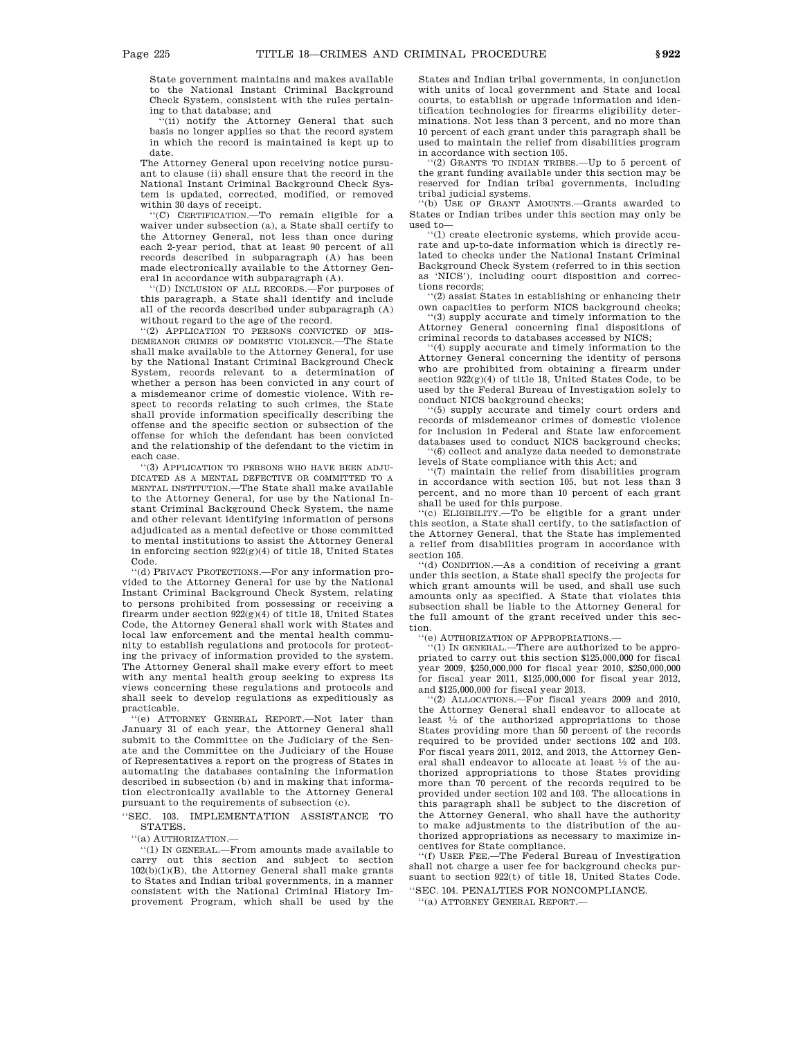State government maintains and makes available to the National Instant Criminal Background Check System, consistent with the rules pertaining to that database; and

''(ii) notify the Attorney General that such basis no longer applies so that the record system in which the record is maintained is kept up to date.

The Attorney General upon receiving notice pursuant to clause (ii) shall ensure that the record in the National Instant Criminal Background Check System is updated, corrected, modified, or removed within 30 days of receipt.

''(C) CERTIFICATION.—To remain eligible for a waiver under subsection (a), a State shall certify to the Attorney General, not less than once during each 2-year period, that at least 90 percent of all records described in subparagraph (A) has been made electronically available to the Attorney General in accordance with subparagraph (A).

''(D) INCLUSION OF ALL RECORDS.—For purposes of this paragraph, a State shall identify and include all of the records described under subparagraph (A) without regard to the age of the record.

''(2) APPLICATION TO PERSONS CONVICTED OF MISDEMEANOR CRIMES OF DOMESTIC VIOLENCE.—The State shall make available to the Attorney General, for use by the National Instant Criminal Background Check System, records relevant to a determination of whether a person has been convicted in any court of a misdemeanor crime of domestic violence. With respect to records relating to such crimes, the State shall provide information specifically describing the offense and the specific section or subsection of the offense for which the defendant has been convicted and the relationship of the defendant to the victim in each case.

''(3) APPLICATION TO PERSONS WHO HAVE BEEN ADJUDICATED AS A MENTAL DEFECTIVE OR COMMITTED TO A MENTAL INSTITUTION.—The State shall make available to the Attorney General, for use by the National Instant Criminal Background Check System, the name and other relevant identifying information of persons adjudicated as a mental defective or those committed to mental institutions to assist the Attorney General in enforcing section 922(g)(4) of title 18, United States Code.

''(d) PRIVACY PROTECTIONS.—For any information provided to the Attorney General for use by the National Instant Criminal Background Check System, relating to persons prohibited from possessing or receiving a firearm under section 922(g)(4) of title 18, United States Code, the Attorney General shall work with States and local law enforcement and the mental health community to establish regulations and protocols for protecting the privacy of information provided to the system. The Attorney General shall make every effort to meet with any mental health group seeking to express its views concerning these regulations and protocols and shall seek to develop regulations as expeditiously as practicable.

''(e) ATTORNEY GENERAL REPORT.—Not later than January 31 of each year, the Attorney General shall submit to the Committee on the Judiciary of the Senate and the Committee on the Judiciary of the House of Representatives a report on the progress of States in automating the databases containing the information described in subsection (b) and in making that information electronically available to the Attorney General pursuant to the requirements of subsection (c).

''SEC. 103. IMPLEMENTATION ASSISTANCE TO STATES.

''(a) AUTHORIZATION.—

''(1) IN GENERAL.—From amounts made available to carry out this section and subject to section 102(b)(1)(B), the Attorney General shall make grants to States and Indian tribal governments, in a manner consistent with the National Criminal History Improvement Program, which shall be used by the States and Indian tribal governments, in conjunction with units of local government and State and local courts, to establish or upgrade information and identification technologies for firearms eligibility determinations. Not less than 3 percent, and no more than 10 percent of each grant under this paragraph shall be used to maintain the relief from disabilities program in accordance with section 105.

''(2) GRANTS TO INDIAN TRIBES.—Up to 5 percent of the grant funding available under this section may be reserved for Indian tribal governments, including tribal judicial systems.

''(b) USE OF GRANT AMOUNTS.—Grants awarded to States or Indian tribes under this section may only be used to—

''(1) create electronic systems, which provide accurate and up-to-date information which is directly related to checks under the National Instant Criminal Background Check System (referred to in this section as 'NICS'), including court disposition and corrections records;

''(2) assist States in establishing or enhancing their own capacities to perform NICS background checks;

''(3) supply accurate and timely information to the Attorney General concerning final dispositions of criminal records to databases accessed by NICS;

''(4) supply accurate and timely information to the Attorney General concerning the identity of persons who are prohibited from obtaining a firearm under section 922(g)(4) of title 18, United States Code, to be used by the Federal Bureau of Investigation solely to conduct NICS background checks;

''(5) supply accurate and timely court orders and records of misdemeanor crimes of domestic violence for inclusion in Federal and State law enforcement databases used to conduct NICS background checks;

''(6) collect and analyze data needed to demonstrate levels of State compliance with this Act; and

''(7) maintain the relief from disabilities program in accordance with section 105, but not less than 3 percent, and no more than 10 percent of each grant shall be used for this purpose.

''(c) ELIGIBILITY.—To be eligible for a grant under this section, a State shall certify, to the satisfaction of the Attorney General, that the State has implemented a relief from disabilities program in accordance with section 105.

''(d) CONDITION.—As a condition of receiving a grant under this section, a State shall specify the projects for which grant amounts will be used, and shall use such amounts only as specified. A State that violates this subsection shall be liable to the Attorney General for the full amount of the grant received under this section.

''(e) AUTHORIZATION OF APPROPRIATIONS.—

''(1) IN GENERAL.—There are authorized to be appropriated to carry out this section $125,000,000 for fiscal year 2009, $250,000,000 for fiscal year 2010, $250,000,000 for fiscal year 2011, $125,000,000 for fiscal year 2012, and $125,000,000 for fiscal year 2013.

''(2) ALLOCATIONS.—For fiscal years 2009 and 2010, the Attorney General shall endeavor to allocate at least ½ of the authorized appropriations to those States providing more than 50 percent of the records required to be provided under sections 102 and 103. For fiscal years 2011, 2012, and 2013, the Attorney General shall endeavor to allocate at least ½ of the authorized appropriations to those States providing more than 70 percent of the records required to be provided under section 102 and 103. The allocations in this paragraph shall be subject to the discretion of the Attorney General, who shall have the authority to make adjustments to the distribution of the authorized appropriations as necessary to maximize incentives for State compliance.

''(f) USER FEE.—The Federal Bureau of Investigation shall not charge a user fee for background checks pursuant to section 922(t) of title 18, United States Code.

''SEC. 104. PENALTIES FOR NONCOMPLIANCE.

''(a) ATTORNEY GENERAL REPORT.—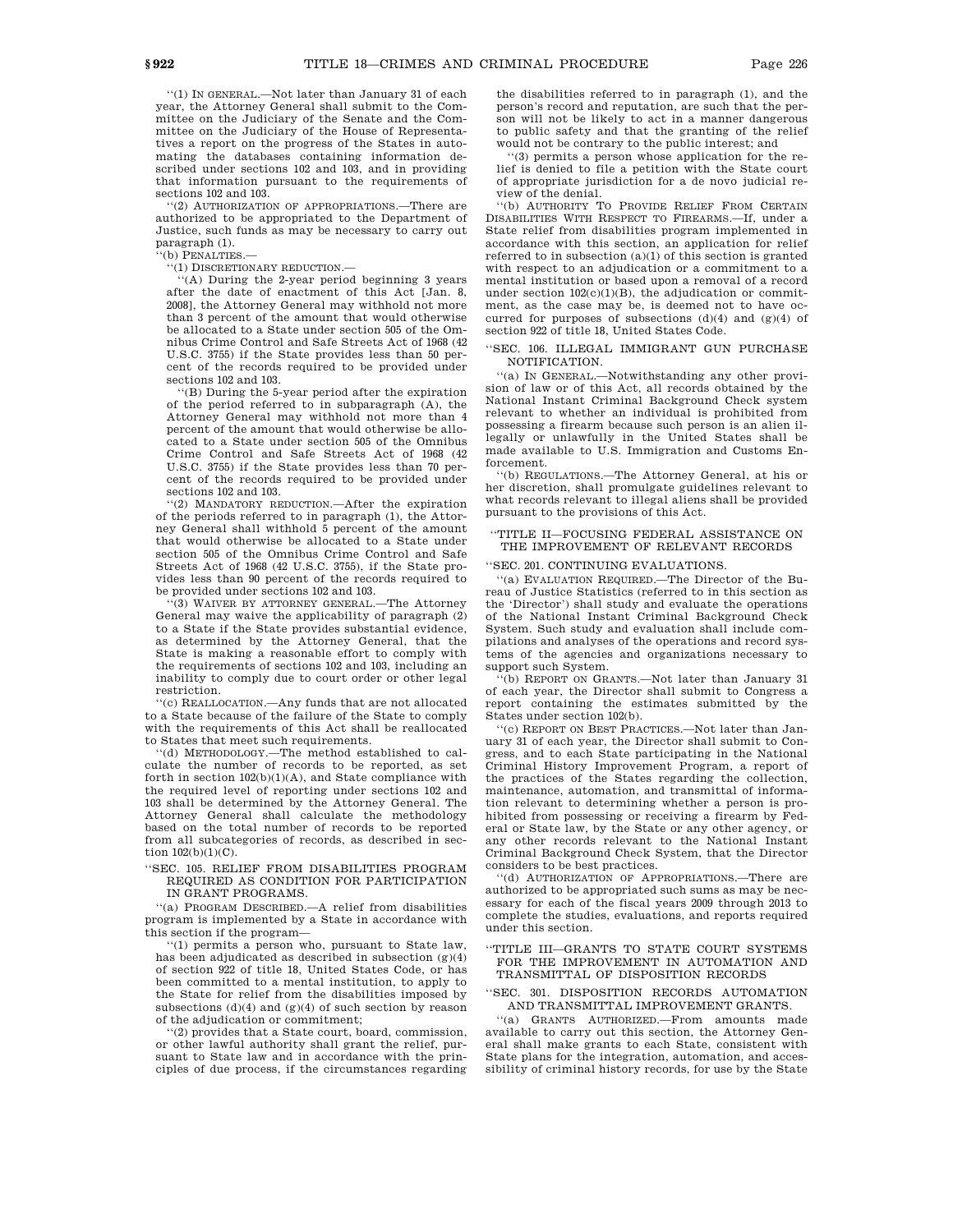"(1) In general.—Not later than January 31 of each year, the Attorney General shall submit to the Committee on the Judiciary of the Senate and the Committee on the Judiciary of the House of Representatives a report on the progress of the States in automating the databases containing information described under sections 102 and 103, and in providing that information pursuant to the requirements of sections 102 and 103.

"(2) Authorization of appropriations.—There are authorized to be appropriated to the Department of Justice, such funds as may be necessary to carry out paragraph (1).

"(b) Penalties.—

"(1) Discretionary reduction.—

"(A) During the 2-year period beginning 3 years after the date of enactment of this Act [Jan. 8, 2008], the Attorney General may withhold not more than 3 percent of the amount that would otherwise be allocated to a State under section 505 of the Omnibus Crime Control and Safe Streets Act of 1968 (42 U.S.C. 3755) if the State provides less than 50 percent of the records required to be provided under sections 102 and 103.

"(B) During the 5-year period after the expiration of the period referred to in subparagraph (A), the Attorney General may withhold not more than 4 percent of the amount that would otherwise be allocated to a State under section 505 of the Omnibus Crime Control and Safe Streets Act of 1968 (42 U.S.C. 3755) if the State provides less than 70 percent of the records required to be provided under sections 102 and 103.

"(2) Mandatory reduction.—After the expiration of the periods referred to in paragraph (1), the Attorney General shall withhold 5 percent of the amount that would otherwise be allocated to a State under section 505 of the Omnibus Crime Control and Safe Streets Act of 1968 (42 U.S.C. 3755), if the State provides less than 90 percent of the records required to be provided under sections 102 and 103.

"(3) Waiver by attorney general.—The Attorney General may waive the applicability of paragraph (2) to a State if the State provides substantial evidence, as determined by the Attorney General, that the State is making a reasonable effort to comply with the requirements of sections 102 and 103, including an inability to comply due to court order or other legal restriction.

"(c) Reallocation.—Any funds that are not allocated to a State because of the failure of the State to comply with the requirements of this Act shall be reallocated to States that meet such requirements.

"(d) Methodology.—The method established to calculate the number of records to be reported, as set forth in section 102(b)(1)(A), and State compliance with the required level of reporting under sections 102 and 103 shall be determined by the Attorney General. The Attorney General shall calculate the methodology based on the total number of records to be reported from all subcategories of records, as described in section 102(b)(1)(C).

"SEC. 105. RELIEF FROM DISABILITIES PROGRAM REQUIRED AS CONDITION FOR PARTICIPATION IN GRANT PROGRAMS.

"(a) Program Described.—A relief from disabilities program is implemented by a State in accordance with this section if the program—

"(1) permits a person who, pursuant to State law, has been adjudicated as described in subsection (g)(4) of section 922 of title 18, United States Code, or has been committed to a mental institution, to apply to the State for relief from the disabilities imposed by subsections (d)(4) and (g)(4) of such section by reason of the adjudication or commitment;

"(2) provides that a State court, board, commission, or other lawful authority shall grant the relief, pursuant to State law and in accordance with the principles of due process, if the circumstances regarding the disabilities referred to in paragraph (1), and the person's record and reputation, are such that the person will not be likely to act in a manner dangerous to public safety and that the granting of the relief would not be contrary to the public interest; and

"(3) permits a person whose application for the relief is denied to file a petition with the State court of appropriate jurisdiction for a de novo judicial review of the denial.

"(b) Authority To Provide Relief From Certain Disabilities With Respect to Firearms.—If, under a State relief from disabilities program implemented in accordance with this section, an application for relief referred to in subsection (a)(1) of this section is granted with respect to an adjudication or a commitment to a mental institution or based upon a removal of a record under section 102(c)(1)(B), the adjudication or commitment, as the case may be, is deemed not to have occurred for purposes of subsections (d)(4) and (g)(4) of section 922 of title 18, United States Code.

"SEC. 106. ILLEGAL IMMIGRANT GUN PURCHASE NOTIFICATION.

"(a) In General.—Notwithstanding any other provision of law or of this Act, all records obtained by the National Instant Criminal Background Check system relevant to whether an individual is prohibited from possessing a firearm because such person is an alien illegally or unlawfully in the United States shall be made available to U.S. Immigration and Customs Enforcement.

"(b) Regulations.—The Attorney General, at his or her discretion, shall promulgate guidelines relevant to what records relevant to illegal aliens shall be provided pursuant to the provisions of this Act.

"TITLE II—FOCUSING FEDERAL ASSISTANCE ON THE IMPROVEMENT OF RELEVANT RECORDS

"SEC. 201. CONTINUING EVALUATIONS.

"(a) Evaluation Required.—The Director of the Bureau of Justice Statistics (referred to in this section as the 'Director') shall study and evaluate the operations of the National Instant Criminal Background Check System. Such study and evaluation shall include compilations and analyses of the operations and record systems of the agencies and organizations necessary to support such System.

"(b) Report on Grants.—Not later than January 31 of each year, the Director shall submit to Congress a report containing the estimates submitted by the States under section 102(b).

"(c) Report on Best Practices.—Not later than January 31 of each year, the Director shall submit to Congress, and to each State participating in the National Criminal History Improvement Program, a report of the practices of the States regarding the collection, maintenance, automation, and transmittal of information relevant to determining whether a person is prohibited from possessing or receiving a firearm by Federal or State law, by the State or any other agency, or any other records relevant to the National Instant Criminal Background Check System, that the Director considers to be best practices.

"(d) Authorization of Appropriations.—There are authorized to be appropriated such sums as may be necessary for each of the fiscal years 2009 through 2013 to complete the studies, evaluations, and reports required under this section.

"TITLE III—GRANTS TO STATE COURT SYSTEMS FOR THE IMPROVEMENT IN AUTOMATION AND TRANSMITTAL OF DISPOSITION RECORDS

"SEC. 301. DISPOSITION RECORDS AUTOMATION AND TRANSMITTAL IMPROVEMENT GRANTS.

"(a) Grants Authorized.—From amounts made available to carry out this section, the Attorney General shall make grants to each State, consistent with State plans for the integration, automation, and accessibility of criminal history records, for use by the State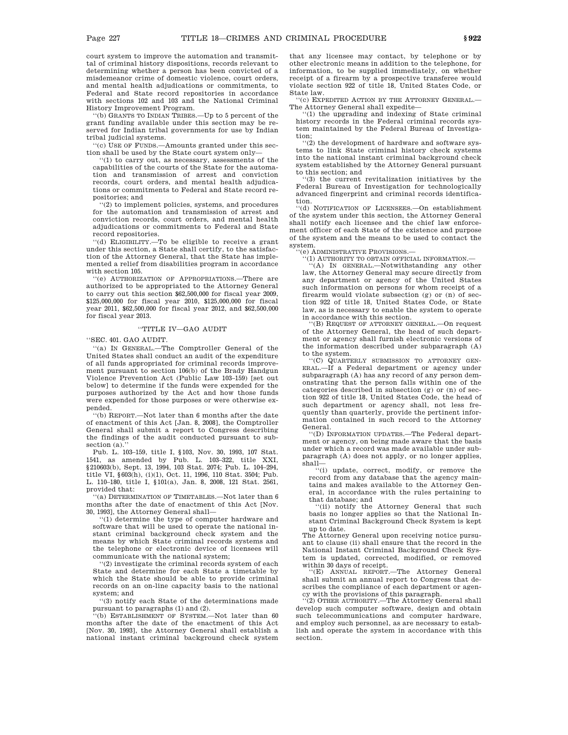court system to improve the automation and transmittal of criminal history dispositions, records relevant to determining whether a person has been convicted of a misdemeanor crime of domestic violence, court orders, and mental health adjudications or commitments, to Federal and State record repositories in accordance with sections 102 and 103 and the National Criminal History Improvement Program.

''(b) GRANTS TO INDIAN TRIBES.—Up to 5 percent of the grant funding available under this section may be reserved for Indian tribal governments for use by Indian tribal judicial systems.

''(c) USE OF FUNDS.—Amounts granted under this section shall be used by the State court system only—

''(1) to carry out, as necessary, assessments of the capabilities of the courts of the State for the automation and transmission of arrest and conviction records, court orders, and mental health adjudications or commitments to Federal and State record repositories; and

''(2) to implement policies, systems, and procedures for the automation and transmission of arrest and conviction records, court orders, and mental health adjudications or commitments to Federal and State record repositories.

''(d) ELIGIBILITY.—To be eligible to receive a grant under this section, a State shall certify, to the satisfaction of the Attorney General, that the State has implemented a relief from disabilities program in accordance with section 105.

''(e) AUTHORIZATION OF APPROPRIATIONS.—There are authorized to be appropriated to the Attorney General to carry out this section $62,500,000 for fiscal year 2009, $125,000,000 for fiscal year 2010, $125,000,000 for fiscal year 2011, $62,500,000 for fiscal year 2012, and $62,500,000 for fiscal year 2013.

''TITLE IV—GAO AUDIT

''SEC. 401. GAO AUDIT.

''(a) IN GENERAL.—The Comptroller General of the United States shall conduct an audit of the expenditure of all funds appropriated for criminal records improvement pursuant to section 106(b) of the Brady Handgun Violence Prevention Act (Public Law 103–159) [set out below] to determine if the funds were expended for the purposes authorized by the Act and how those funds were expended for those purposes or were otherwise expended.

''(b) REPORT.—Not later than 6 months after the date of enactment of this Act [Jan. 8, 2008], the Comptroller General shall submit a report to Congress describing the findings of the audit conducted pursuant to subsection (a).''

Pub. L. 103–159, title I, §103, Nov. 30, 1993, 107 Stat. 1541, as amended by Pub. L. 103–322, title XXI, §210603(b), Sept. 13, 1994, 103 Stat. 2074; Pub. L. 104–294, title VI, §603(h), (i)(1), Oct. 11, 1996, 110 Stat. 3504; Pub. L. 110–180, title I, §101(a), Jan. 8, 2008, 121 Stat. 2561, provided that:

''(a) DETERMINATION OF TIMETABLES.—Not later than 6 months after the date of enactment of this Act [Nov. 30, 1993], the Attorney General shall—

''(1) determine the type of computer hardware and software that will be used to operate the national instant criminal background check system and the means by which State criminal records systems and the telephone or electronic device of licensees will communicate with the national system;

''(2) investigate the criminal records system of each State and determine for each State a timetable by which the State should be able to provide criminal records on an on-line capacity basis to the national system; and

''(3) notify each State of the determinations made pursuant to paragraphs (1) and (2).

''(b) ESTABLISHMENT OF SYSTEM.—Not later than 60 months after the date of the enactment of this Act [Nov. 30, 1993], the Attorney General shall establish a national instant criminal background check system that any licensee may contact, by telephone or by other electronic means in addition to the telephone, for information, to be supplied immediately, on whether receipt of a firearm by a prospective transferee would violate section 922 of title 18, United States Code, or State law.

''(c) EXPEDITED ACTION BY THE ATTORNEY GENERAL.—The Attorney General shall expedite—

''(1) the upgrading and indexing of State criminal history records in the Federal criminal records system maintained by the Federal Bureau of Investigation;

''(2) the development of hardware and software systems to link State criminal history check systems into the national instant criminal background check system established by the Attorney General pursuant to this section; and

''(3) the current revitalization initiatives by the Federal Bureau of Investigation for technologically advanced fingerprint and criminal records identification.

''(d) NOTIFICATION OF LICENSEES.—On establishment of the system under this section, the Attorney General shall notify each licensee and the chief law enforcement officer of each State of the existence and purpose of the system and the means to be used to contact the system.

''(e) ADMINISTRATIVE PROVISIONS.—

''(1) AUTHORITY TO OBTAIN OFFICIAL INFORMATION.—

''(A) IN GENERAL.—Notwithstanding any other law, the Attorney General may secure directly from any department or agency of the United States such information on persons for whom receipt of a firearm would violate subsection (g) or (n) of section 922 of title 18, United States Code, or State law, as is necessary to enable the system to operate in accordance with this section.

''(B) REQUEST OF ATTORNEY GENERAL.—On request of the Attorney General, the head of such department or agency shall furnish electronic versions of the information described under subparagraph (A) to the system.

''(C) QUARTERLY SUBMISSION TO ATTORNEY GENERAL.—If a Federal department or agency under subparagraph (A) has any record of any person demonstrating that the person falls within one of the categories described in subsection (g) or (n) of section 922 of title 18, United States Code, the head of such department or agency shall, not less frequently than quarterly, provide the pertinent information contained in such record to the Attorney General.

''(D) INFORMATION UPDATES.—The Federal department or agency, on being made aware that the basis under which a record was made available under subparagraph (A) does not apply, or no longer applies, shall—

''(i) update, correct, modify, or remove the record from any database that the agency maintains and makes available to the Attorney General, in accordance with the rules pertaining to that database; and

''(ii) notify the Attorney General that such basis no longer applies so that the National Instant Criminal Background Check System is kept up to date.

The Attorney General upon receiving notice pursuant to clause (ii) shall ensure that the record in the National Instant Criminal Background Check System is updated, corrected, modified, or removed within 30 days of receipt.

''(E) ANNUAL REPORT.—The Attorney General shall submit an annual report to Congress that describes the compliance of each department or agency with the provisions of this paragraph.

''(2) OTHER AUTHORITY.—The Attorney General shall develop such computer software, design and obtain such telecommunications and computer hardware, and employ such personnel, as are necessary to establish and operate the system in accordance with this section.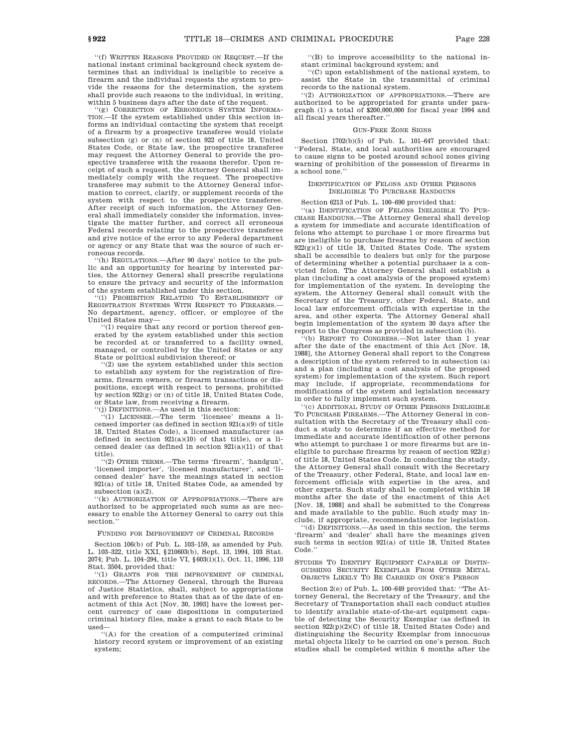''(f) WRITTEN REASONS PROVIDED ON REQUEST.—If the national instant criminal background check system determines that an individual is ineligible to receive a firearm and the individual requests the system to provide the reasons for the determination, the system shall provide such reasons to the individual, in writing, within 5 business days after the date of the request.

''(g) CORRECTION OF ERRONEOUS SYSTEM INFORMATION.—If the system established under this section informs an individual contacting the system that receipt of a firearm by a prospective transferee would violate subsection (g) or (n) of section 922 of title 18, United States Code, or State law, the prospective transferee may request the Attorney General to provide the prospective transferee with the reasons therefor. Upon receipt of such a request, the Attorney General shall immediately comply with the request. The prospective transferee may submit to the Attorney General information to correct, clarify, or supplement records of the system with respect to the prospective transferee. After receipt of such information, the Attorney General shall immediately consider the information, investigate the matter further, and correct all erroneous Federal records relating to the prospective transferee and give notice of the error to any Federal department or agency or any State that was the source of such erroneous records.

''(h) REGULATIONS.—After 90 days' notice to the public and an opportunity for hearing by interested parties, the Attorney General shall prescribe regulations to ensure the privacy and security of the information of the system established under this section.

''(i) PROHIBITION RELATING TO ESTABLISHMENT OF REGISTRATION SYSTEMS WITH RESPECT TO FIREARMS.—No department, agency, officer, or employee of the United States may—

''(1) require that any record or portion thereof generated by the system established under this section be recorded at or transferred to a facility owned, managed, or controlled by the United States or any State or political subdivision thereof; or

''(2) use the system established under this section to establish any system for the registration of firearms, firearm owners, or firearm transactions or dispositions, except with respect to persons, prohibited by section 922(g) or (n) of title 18, United States Code, or State law, from receiving a firearm.

''(j) DEFINITIONS.—As used in this section:

''(1) LICENSEE.—The term 'licensee' means a licensed importer (as defined in section 921(a)(9) of title 18, United States Code), a licensed manufacturer (as defined in section 921(a)(10) of that title), or a licensed dealer (as defined in section 921(a)(11) of that title).

''(2) OTHER TERMS.—The terms 'firearm', 'handgun', 'licensed importer', 'licensed manufacturer', and 'licensed dealer' have the meanings stated in section 921(a) of title 18, United States Code, as amended by subsection (a)(2).

''(k) AUTHORIZATION OF APPROPRIATIONS.—There are authorized to be appropriated such sums as are necessary to enable the Attorney General to carry out this section.''

### FUNDING FOR IMPROVEMENT OF CRIMINAL RECORDS

Section 106(b) of Pub. L. 103–159, as amended by Pub. L. 103–322, title XXI, §210603(b), Sept. 13, 1994, 103 Stat. 2074; Pub. L. 104–294, title VI, §603(i)(1), Oct. 11, 1996, 110 Stat. 3504, provided that:

''(1) GRANTS FOR THE IMPROVEMENT OF CRIMINAL RECORDS.—The Attorney General, through the Bureau of Justice Statistics, shall, subject to appropriations and with preference to States that as of the date of enactment of this Act [Nov. 30, 1993] have the lowest percent currency of case dispositions in computerized criminal history files, make a grant to each State to be used—

''(A) for the creation of a computerized criminal history record system or improvement of an existing system;

''(B) to improve accessibility to the national instant criminal background system; and

''(C) upon establishment of the national system, to assist the State in the transmittal of criminal records to the national system.

''(2) AUTHORIZATION OF APPROPRIATIONS.—There are authorized to be appropriated for grants under paragraph (1) a total of $200,000,000 for fiscal year 1994 and all fiscal years thereafter.''

### GUN-FREE ZONE SIGNS

Section 1702(b)(5) of Pub. L. 101–647 provided that: ''Federal, State, and local authorities are encouraged to cause signs to be posted around school zones giving warning of prohibition of the possession of firearms in a school zone.''

### IDENTIFICATION OF FELONS AND OTHER PERSONS INELIGIBLE TO PURCHASE HANDGUNS

Section 6213 of Pub. L. 100–690 provided that:

''(a) IDENTIFICATION OF FELONS INELIGIBLE TO PURCHASE HANDGUNS.—The Attorney General shall develop a system for immediate and accurate identification of felons who attempt to purchase 1 or more firearms but are ineligible to purchase firearms by reason of section 922(g)(1) of title 18, United States Code. The system shall be accessible to dealers but only for the purpose of determining whether a potential purchaser is a convicted felon. The Attorney General shall establish a plan (including a cost analysis of the proposed system) for implementation of the system. In developing the system, the Attorney General shall consult with the Secretary of the Treasury, other Federal, State, and local law enforcement officials with expertise in the area, and other experts. The Attorney General shall begin implementation of the system 30 days after the report to the Congress as provided in subsection (b).

''(b) REPORT TO CONGRESS.—Not later than 1 year after the date of the enactment of this Act [Nov. 18, 1988], the Attorney General shall report to the Congress a description of the system referred to in subsection (a) and a plan (including a cost analysis of the proposed system) for implementation of the system. Such report may include, if appropriate, recommendations for modifications of the system and legislation necessary in order to fully implement such system.

''(c) ADDITIONAL STUDY OF OTHER PERSONS INELIGIBLE TO PURCHASE FIREARMS.—The Attorney General in consultation with the Secretary of the Treasury shall conduct a study to determine if an effective method for immediate and accurate identification of other persons who attempt to purchase 1 or more firearms but are ineligible to purchase firearms by reason of section 922(g) of title 18, United States Code. In conducting the study, the Attorney General shall consult with the Secretary of the Treasury, other Federal, State, and local law enforcement officials with expertise in the area, and other experts. Such study shall be completed within 18 months after the date of the enactment of this Act [Nov. 18, 1988] and shall be submitted to the Congress and made available to the public. Such study may include, if appropriate, recommendations for legislation.

''(d) DEFINITIONS.—As used in this section, the terms 'firearm' and 'dealer' shall have the meanings given such terms in section 921(a) of title 18, United States Code.''

### STUDIES TO IDENTIFY EQUIPMENT CAPABLE OF DISTINGUISHING SECURITY EXEMPLAR FROM OTHER METAL OBJECTS LIKELY TO BE CARRIED ON ONE'S PERSON

Section 2(e) of Pub. L. 100–649 provided that: ''The Attorney General, the Secretary of the Treasury, and the Secretary of Transportation shall each conduct studies to identify available state-of-the-art equipment capable of detecting the Security Exemplar (as defined in section 922(p)(2)(C) of title 18, United States Code) and distinguishing the Security Exemplar from innocuous metal objects likely to be carried on one's person. Such studies shall be completed within 6 months after the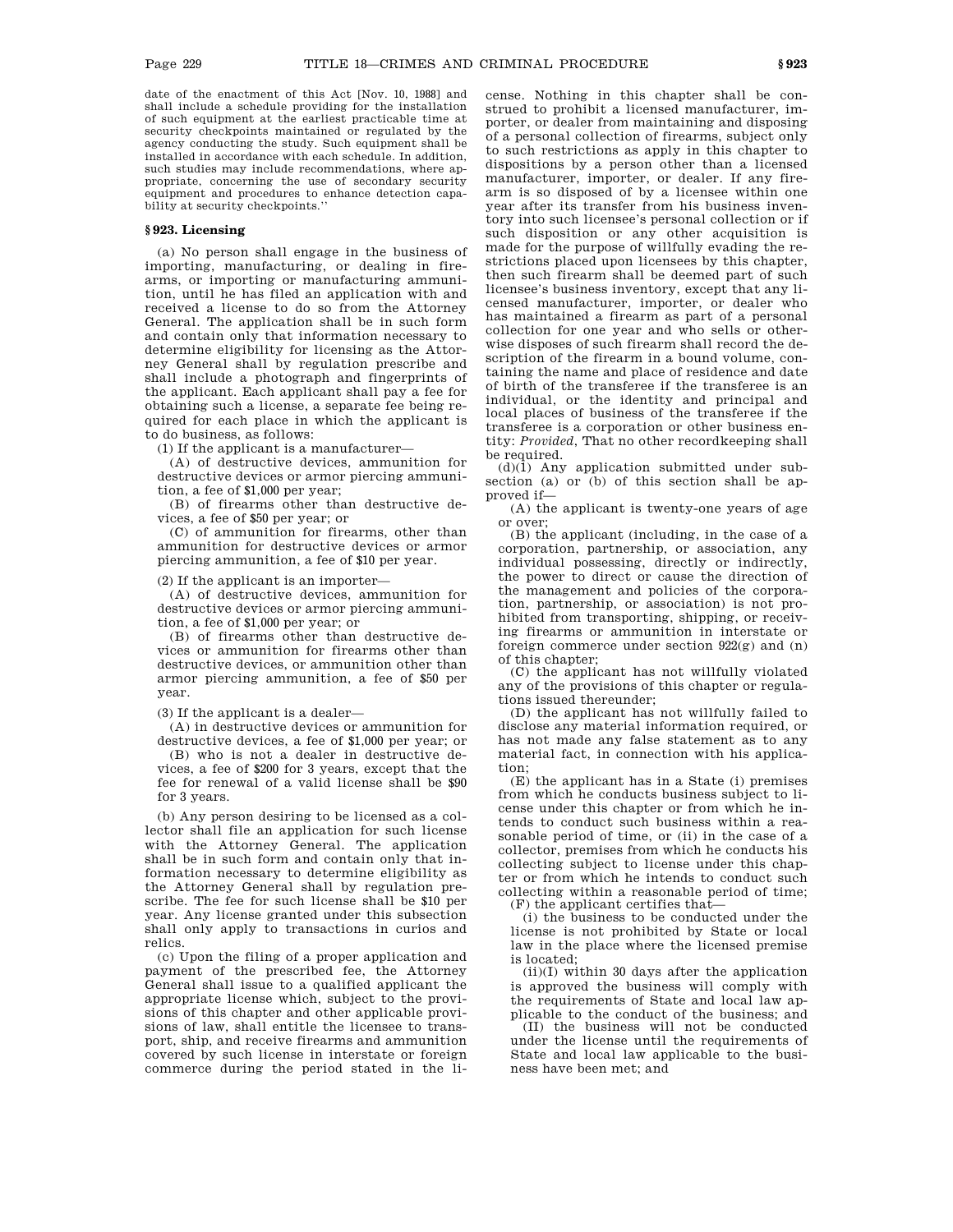date of the enactment of this Act [Nov. 10, 1988] and shall include a schedule providing for the installation of such equipment at the earliest practicable time at security checkpoints maintained or regulated by the agency conducting the study. Such equipment shall be installed in accordance with each schedule. In addition, such studies may include recommendations, where appropriate, concerning the use of secondary security equipment and procedures to enhance detection capability at security checkpoints.''

## § 923. Licensing

(a) No person shall engage in the business of importing, manufacturing, or dealing in firearms, or importing or manufacturing ammunition, until he has filed an application with and received a license to do so from the Attorney General. The application shall be in such form and contain only that information necessary to determine eligibility for licensing as the Attorney General shall by regulation prescribe and shall include a photograph and fingerprints of the applicant. Each applicant shall pay a fee for obtaining such a license, a separate fee being required for each place in which the applicant is to do business, as follows:

(1) If the applicant is a manufacturer—

(A) of destructive devices, ammunition for destructive devices or armor piercing ammunition, a fee of $1,000 per year;

(B) of firearms other than destructive devices, a fee of $50 per year; or

(C) of ammunition for firearms, other than ammunition for destructive devices or armor piercing ammunition, a fee of $10 per year.

(2) If the applicant is an importer—

(A) of destructive devices, ammunition for destructive devices or armor piercing ammunition, a fee of $1,000 per year; or

(B) of firearms other than destructive devices or ammunition for firearms other than destructive devices, or ammunition other than armor piercing ammunition, a fee of $50 per year.

(3) If the applicant is a dealer—

(A) in destructive devices or ammunition for destructive devices, a fee of $1,000 per year; or

(B) who is not a dealer in destructive devices, a fee of $200 for 3 years, except that the fee for renewal of a valid license shall be $90 for 3 years.

(b) Any person desiring to be licensed as a collector shall file an application for such license with the Attorney General. The application shall be in such form and contain only that information necessary to determine eligibility as the Attorney General shall by regulation prescribe. The fee for such license shall be $10 per year. Any license granted under this subsection shall only apply to transactions in curios and relics.

(c) Upon the filing of a proper application and payment of the prescribed fee, the Attorney General shall issue to a qualified applicant the appropriate license which, subject to the provisions of this chapter and other applicable provisions of law, shall entitle the licensee to transport, ship, and receive firearms and ammunition covered by such license in interstate or foreign commerce during the period stated in the license. Nothing in this chapter shall be construed to prohibit a licensed manufacturer, importer, or dealer from maintaining and disposing of a personal collection of firearms, subject only to such restrictions as apply in this chapter to dispositions by a person other than a licensed manufacturer, importer, or dealer. If any firearm is so disposed of by a licensee within one year after its transfer from his business inventory into such licensee's personal collection or if such disposition or any other acquisition is made for the purpose of willfully evading the restrictions placed upon licensees by this chapter, then such firearm shall be deemed part of such licensee's business inventory, except that any licensed manufacturer, importer, or dealer who has maintained a firearm as part of a personal collection for one year and who sells or otherwise disposes of such firearm shall record the description of the firearm in a bound volume, containing the name and place of residence and date of birth of the transferee if the transferee is an individual, or the identity and principal and local places of business of the transferee if the transferee is a corporation or other business entity: *Provided*, That no other recordkeeping shall be required.

(d)(1) Any application submitted under subsection (a) or (b) of this section shall be approved if—

(A) the applicant is twenty-one years of age or over;

(B) the applicant (including, in the case of a corporation, partnership, or association, any individual possessing, directly or indirectly, the power to direct or cause the direction of the management and policies of the corporation, partnership, or association) is not prohibited from transporting, shipping, or receiving firearms or ammunition in interstate or foreign commerce under section 922(g) and (n) of this chapter;

(C) the applicant has not willfully violated any of the provisions of this chapter or regulations issued thereunder;

(D) the applicant has not willfully failed to disclose any material information required, or has not made any false statement as to any material fact, in connection with his application;

(E) the applicant has in a State (i) premises from which he conducts business subject to license under this chapter or from which he intends to conduct such business within a reasonable period of time, or (ii) in the case of a collector, premises from which he conducts his collecting subject to license under this chapter or from which he intends to conduct such collecting within a reasonable period of time;

(F) the applicant certifies that—

(i) the business to be conducted under the license is not prohibited by State or local law in the place where the licensed premise is located;

(ii)(I) within 30 days after the application is approved the business will comply with the requirements of State and local law applicable to the conduct of the business; and

(II) the business will not be conducted under the license until the requirements of State and local law applicable to the business have been met; and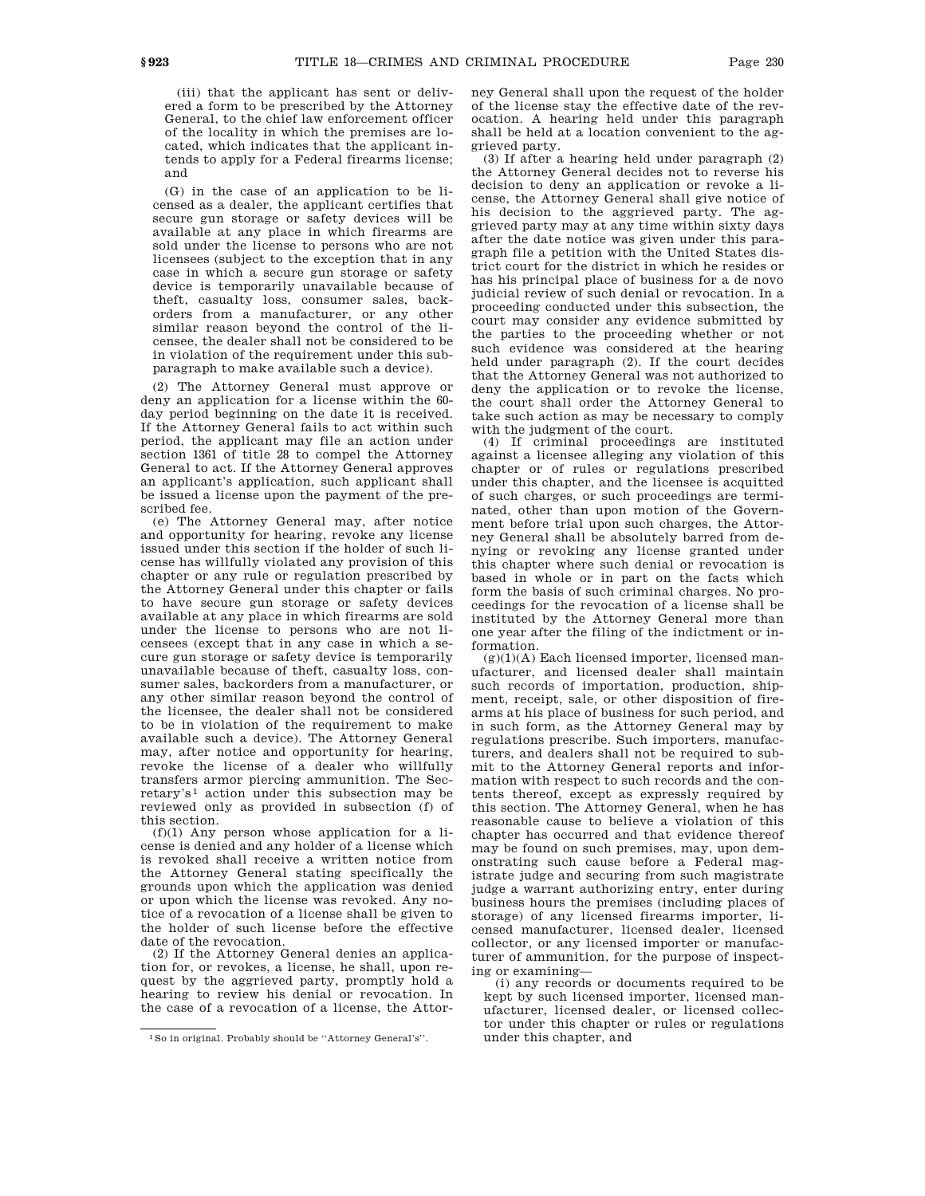(iii) that the applicant has sent or delivered a form to be prescribed by the Attorney General, to the chief law enforcement officer of the locality in which the premises are located, which indicates that the applicant intends to apply for a Federal firearms license; and

(G) in the case of an application to be licensed as a dealer, the applicant certifies that secure gun storage or safety devices will be available at any place in which firearms are sold under the license to persons who are not licensees (subject to the exception that in any case in which a secure gun storage or safety device is temporarily unavailable because of theft, casualty loss, consumer sales, backorders from a manufacturer, or any other similar reason beyond the control of the licensee, the dealer shall not be considered to be in violation of the requirement under this subparagraph to make available such a device).

(2) The Attorney General must approve or deny an application for a license within the 60-day period beginning on the date it is received. If the Attorney General fails to act within such period, the applicant may file an action under section 1361 of title 28 to compel the Attorney General to act. If the Attorney General approves an applicant's application, such applicant shall be issued a license upon the payment of the prescribed fee.

(e) The Attorney General may, after notice and opportunity for hearing, revoke any license issued under this section if the holder of such license has willfully violated any provision of this chapter or any rule or regulation prescribed by the Attorney General under this chapter or fails to have secure gun storage or safety devices available at any place in which firearms are sold under the license to persons who are not licensees (except that in any case in which a secure gun storage or safety device is temporarily unavailable because of theft, casualty loss, consumer sales, backorders from a manufacturer, or any other similar reason beyond the control of the licensee, the dealer shall not be considered to be in violation of the requirement to make available such a device). The Attorney General may, after notice and opportunity for hearing, revoke the license of a dealer who willfully transfers armor piercing ammunition. The Secretary's[1] action under this subsection may be reviewed only as provided in subsection (f) of this section.

(f)(1) Any person whose application for a license is denied and any holder of a license which is revoked shall receive a written notice from the Attorney General stating specifically the grounds upon which the application was denied or upon which the license was revoked. Any notice of a revocation of a license shall be given to the holder of such license before the effective date of the revocation.

(2) If the Attorney General denies an application for, or revokes, a license, he shall, upon request by the aggrieved party, promptly hold a hearing to review his denial or revocation. In the case of a revocation of a license, the Attorney General shall upon the request of the holder of the license stay the effective date of the revocation. A hearing held under this paragraph shall be held at a location convenient to the aggrieved party.

(3) If after a hearing held under paragraph (2) the Attorney General decides not to reverse his decision to deny an application or revoke a license, the Attorney General shall give notice of his decision to the aggrieved party. The aggrieved party may at any time within sixty days after the date notice was given under this paragraph file a petition with the United States district court for the district in which he resides or has his principal place of business for a de novo judicial review of such denial or revocation. In a proceeding conducted under this subsection, the court may consider any evidence submitted by the parties to the proceeding whether or not such evidence was considered at the hearing held under paragraph (2). If the court decides that the Attorney General was not authorized to deny the application or to revoke the license, the court shall order the Attorney General to take such action as may be necessary to comply with the judgment of the court.

(4) If criminal proceedings are instituted against a licensee alleging any violation of this chapter or of rules or regulations prescribed under this chapter, and the licensee is acquitted of such charges, or such proceedings are terminated, other than upon motion of the Government before trial upon such charges, the Attorney General shall be absolutely barred from denying or revoking any license granted under this chapter where such denial or revocation is based in whole or in part on the facts which form the basis of such criminal charges. No proceedings for the revocation of a license shall be instituted by the Attorney General more than one year after the filing of the indictment or information.

(g)(1)(A) Each licensed importer, licensed manufacturer, and licensed dealer shall maintain such records of importation, production, shipment, receipt, sale, or other disposition of firearms at his place of business for such period, and in such form, as the Attorney General may by regulations prescribe. Such importers, manufacturers, and dealers shall not be required to submit to the Attorney General reports and information with respect to such records and the contents thereof, except as expressly required by this section. The Attorney General, when he has reasonable cause to believe a violation of this chapter has occurred and that evidence thereof may be found on such premises, may, upon demonstrating such cause before a Federal magistrate judge and securing from such magistrate judge a warrant authorizing entry, enter during business hours the premises (including places of storage) of any licensed firearms importer, licensed manufacturer, licensed dealer, licensed collector, or any licensed importer or manufacturer of ammunition, for the purpose of inspecting or examining—

(i) any records or documents required to be kept by such licensed importer, licensed manufacturer, licensed dealer, or licensed collector under this chapter or rules or regulations under this chapter, and

---

[1] So in original. Probably should be "Attorney General's".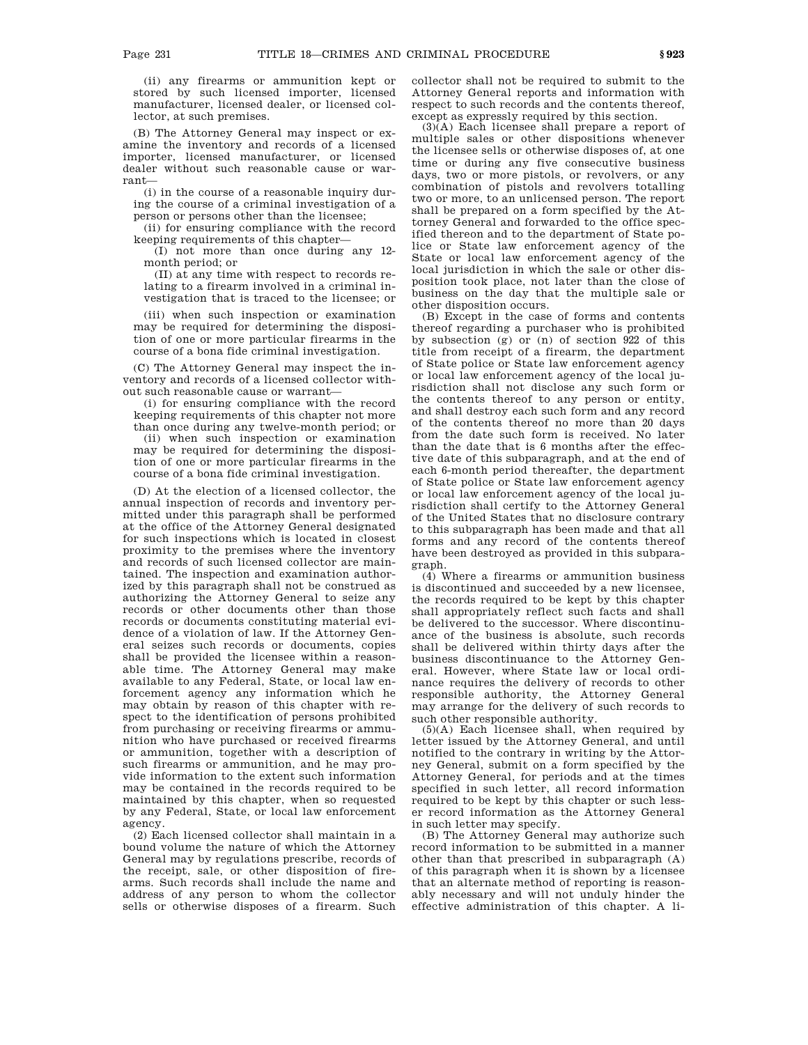(ii) any firearms or ammunition kept or stored by such licensed importer, licensed manufacturer, licensed dealer, or licensed collector, at such premises.

(B) The Attorney General may inspect or examine the inventory and records of a licensed importer, licensed manufacturer, or licensed dealer without such reasonable cause or warrant—

(i) in the course of a reasonable inquiry during the course of a criminal investigation of a person or persons other than the licensee;

(ii) for ensuring compliance with the record keeping requirements of this chapter—

(I) not more than once during any 12-month period; or

(II) at any time with respect to records relating to a firearm involved in a criminal investigation that is traced to the licensee; or

(iii) when such inspection or examination may be required for determining the disposition of one or more particular firearms in the course of a bona fide criminal investigation.

(C) The Attorney General may inspect the inventory and records of a licensed collector without such reasonable cause or warrant—

(i) for ensuring compliance with the record keeping requirements of this chapter not more than once during any twelve-month period; or

(ii) when such inspection or examination may be required for determining the disposition of one or more particular firearms in the course of a bona fide criminal investigation.

(D) At the election of a licensed collector, the annual inspection of records and inventory permitted under this paragraph shall be performed at the office of the Attorney General designated for such inspections which is located in closest proximity to the premises where the inventory and records of such licensed collector are maintained. The inspection and examination authorized by this paragraph shall not be construed as authorizing the Attorney General to seize any records or other documents other than those records or documents constituting material evidence of a violation of law. If the Attorney General seizes such records or documents, copies shall be provided the licensee within a reasonable time. The Attorney General may make available to any Federal, State, or local law enforcement agency any information which he may obtain by reason of this chapter with respect to the identification of persons prohibited from purchasing or receiving firearms or ammunition who have purchased or received firearms or ammunition, together with a description of such firearms or ammunition, and he may provide information to the extent such information may be contained in the records required to be maintained by this chapter, when so requested by any Federal, State, or local law enforcement agency.

(2) Each licensed collector shall maintain in a bound volume the nature of which the Attorney General may by regulations prescribe, records of the receipt, sale, or other disposition of firearms. Such records shall include the name and address of any person to whom the collector sells or otherwise disposes of a firearm. Such collector shall not be required to submit to the Attorney General reports and information with respect to such records and the contents thereof, except as expressly required by this section.

(3)(A) Each licensee shall prepare a report of multiple sales or other dispositions whenever the licensee sells or otherwise disposes of, at one time or during any five consecutive business days, two or more pistols, or revolvers, or any combination of pistols and revolvers totalling two or more, to an unlicensed person. The report shall be prepared on a form specified by the Attorney General and forwarded to the office specified thereon and to the department of State police or State law enforcement agency of the State or local law enforcement agency of the local jurisdiction in which the sale or other disposition took place, not later than the close of business on the day that the multiple sale or other disposition occurs.

(B) Except in the case of forms and contents thereof regarding a purchaser who is prohibited by subsection (g) or (n) of section 922 of this title from receipt of a firearm, the department of State police or State law enforcement agency or local law enforcement agency of the local jurisdiction shall not disclose any such form or the contents thereof to any person or entity, and shall destroy each such form and any record of the contents thereof no more than 20 days from the date such form is received. No later than the date that is 6 months after the effective date of this subparagraph, and at the end of each 6-month period thereafter, the department of State police or State law enforcement agency or local law enforcement agency of the local jurisdiction shall certify to the Attorney General of the United States that no disclosure contrary to this subparagraph has been made and that all forms and any record of the contents thereof have been destroyed as provided in this subparagraph.

(4) Where a firearms or ammunition business is discontinued and succeeded by a new licensee, the records required to be kept by this chapter shall appropriately reflect such facts and shall be delivered to the successor. Where discontinuance of the business is absolute, such records shall be delivered within thirty days after the business discontinuance to the Attorney General. However, where State law or local ordinance requires the delivery of records to other responsible authority, the Attorney General may arrange for the delivery of such records to such other responsible authority.

(5)(A) Each licensee shall, when required by letter issued by the Attorney General, and until notified to the contrary in writing by the Attorney General, submit on a form specified by the Attorney General, for periods and at the times specified in such letter, all record information required to be kept by this chapter or such lesser record information as the Attorney General in such letter may specify.

(B) The Attorney General may authorize such record information to be submitted in a manner other than that prescribed in subparagraph (A) of this paragraph when it is shown by a licensee that an alternate method of reporting is reasonably necessary and will not unduly hinder the effective administration of this chapter. A li-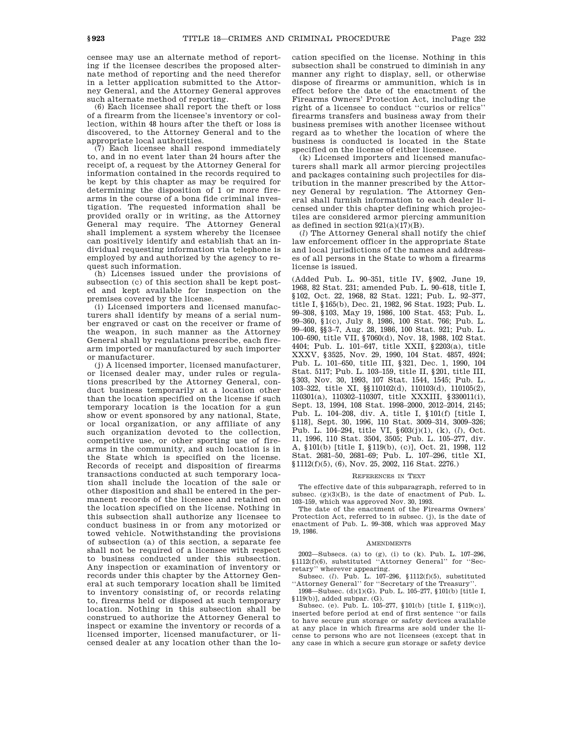censee may use an alternate method of reporting if the licensee describes the proposed alternate method of reporting and the need therefor in a letter application submitted to the Attorney General, and the Attorney General approves such alternate method of reporting.

(6) Each licensee shall report the theft or loss of a firearm from the licensee's inventory or collection, within 48 hours after the theft or loss is discovered, to the Attorney General and to the appropriate local authorities.

(7) Each licensee shall respond immediately to, and in no event later than 24 hours after the receipt of, a request by the Attorney General for information contained in the records required to be kept by this chapter as may be required for determining the disposition of 1 or more firearms in the course of a bona fide criminal investigation. The requested information shall be provided orally or in writing, as the Attorney General may require. The Attorney General shall implement a system whereby the licensee can positively identify and establish that an individual requesting information via telephone is employed by and authorized by the agency to request such information.

(h) Licenses issued under the provisions of subsection (c) of this section shall be kept posted and kept available for inspection on the premises covered by the license.

(i) Licensed importers and licensed manufacturers shall identify by means of a serial number engraved or cast on the receiver or frame of the weapon, in such manner as the Attorney General shall by regulations prescribe, each firearm imported or manufactured by such importer or manufacturer.

(j) A licensed importer, licensed manufacturer, or licensed dealer may, under rules or regulations prescribed by the Attorney General, conduct business temporarily at a location other than the location specified on the license if such temporary location is the location for a gun show or event sponsored by any national, State, or local organization, or any affiliate of any such organization devoted to the collection, competitive use, or other sporting use of firearms in the community, and such location is in the State which is specified on the license. Records of receipt and disposition of firearms transactions conducted at such temporary location shall include the location of the sale or other disposition and shall be entered in the permanent records of the licensee and retained on the location specified on the license. Nothing in this subsection shall authorize any licensee to conduct business in or from any motorized or towed vehicle. Notwithstanding the provisions of subsection (a) of this section, a separate fee shall not be required of a licensee with respect to business conducted under this subsection. Any inspection or examination of inventory or records under this chapter by the Attorney General at such temporary location shall be limited to inventory consisting of, or records relating to, firearms held or disposed at such temporary location. Nothing in this subsection shall be construed to authorize the Attorney General to inspect or examine the inventory or records of a licensed importer, licensed manufacturer, or licensed dealer at any location other than the location specified on the license. Nothing in this subsection shall be construed to diminish in any manner any right to display, sell, or otherwise dispose of firearms or ammunition, which is in effect before the date of the enactment of the Firearms Owners' Protection Act, including the right of a licensee to conduct "curios or relics" firearms transfers and business away from their business premises with another licensee without regard as to whether the location of where the business is conducted is located in the State specified on the license of either licensee.

(k) Licensed importers and licensed manufacturers shall mark all armor piercing projectiles and packages containing such projectiles for distribution in the manner prescribed by the Attorney General by regulation. The Attorney General shall furnish information to each dealer licensed under this chapter defining which projectiles are considered armor piercing ammunition as defined in section 921(a)(17)(B).

(*l*) The Attorney General shall notify the chief law enforcement officer in the appropriate State and local jurisdictions of the names and addresses of all persons in the State to whom a firearms license is issued.

(Added Pub. L. 90–351, title IV, §902, June 19, 1968, 82 Stat. 231; amended Pub. L. 90–618, title I, §102, Oct. 22, 1968, 82 Stat. 1221; Pub. L. 92–377, title I, §165(b), Dec. 21, 1982, 96 Stat. 1923; Pub. L. 99–308, §103, May 19, 1986, 100 Stat. 453; Pub. L. 99–360, §1(c), July 8, 1986, 100 Stat. 766; Pub. L. 99–408, §§3–7, Aug. 28, 1986, 100 Stat. 921; Pub. L. 100–690, title VII, §7060(d), Nov. 18, 1988, 102 Stat. 4404; Pub. L. 101–647, title XXII, §2203(a), title XXXV, §3525, Nov. 29, 1990, 104 Stat. 4857, 4924; Pub. L. 101–650, title III, §321, Dec. 1, 1990, 104 Stat. 5117; Pub. L. 103–159, title II, §201, title III, §303, Nov. 30, 1993, 107 Stat. 1544, 1545; Pub. L. 103–322, title XI, §§110102(d), 110103(d), 110105(2), 110301(a), 110302–110307, title XXXIII, §330011(i), Sept. 13, 1994, 108 Stat. 1998–2000, 2012–2014, 2145; Pub. L. 104–208, div. A, title I, §101(f) [title I, §118], Sept. 30, 1996, 110 Stat. 3009–314, 3009–326; Pub. L. 104–294, title VI, §603(j)(1), (k), (*l*), Oct. 11, 1996, 110 Stat. 3504, 3505; Pub. L. 105–277, div. A, §101(b) [title I, §119(b), (c)], Oct. 21, 1998, 112 Stat. 2681–50, 2681–69; Pub. L. 107–296, title XI, §1112(f)(5), (6), Nov. 25, 2002, 116 Stat. 2276.)

### REFERENCES IN TEXT

The effective date of this subparagraph, referred to in subsec. (g)(3)(B), is the date of enactment of Pub. L. 103–159, which was approved Nov. 30, 1993.

The date of the enactment of the Firearms Owners' Protection Act, referred to in subsec. (j), is the date of enactment of Pub. L. 99–308, which was approved May 19, 1986.

### AMENDMENTS

2002—Subsecs. (a) to (g), (i) to (k). Pub. L. 107–296, §1112(f)(6), substituted "Attorney General" for "Secretary" wherever appearing.

Subsec. (*l*). Pub. L. 107–296, §1112(f)(5), substituted "Attorney General" for "Secretary of the Treasury".

1998—Subsec. (d)(1)(G). Pub. L. 105–277, §101(b) [title I, §119(b)], added subpar. (G).

Subsec. (e). Pub. L. 105–277, §101(b) [title I, §119(c)], inserted before period at end of first sentence "or fails to have secure gun storage or safety devices available at any place in which firearms are sold under the license to persons who are not licensees (except that in any case in which a secure gun storage or safety device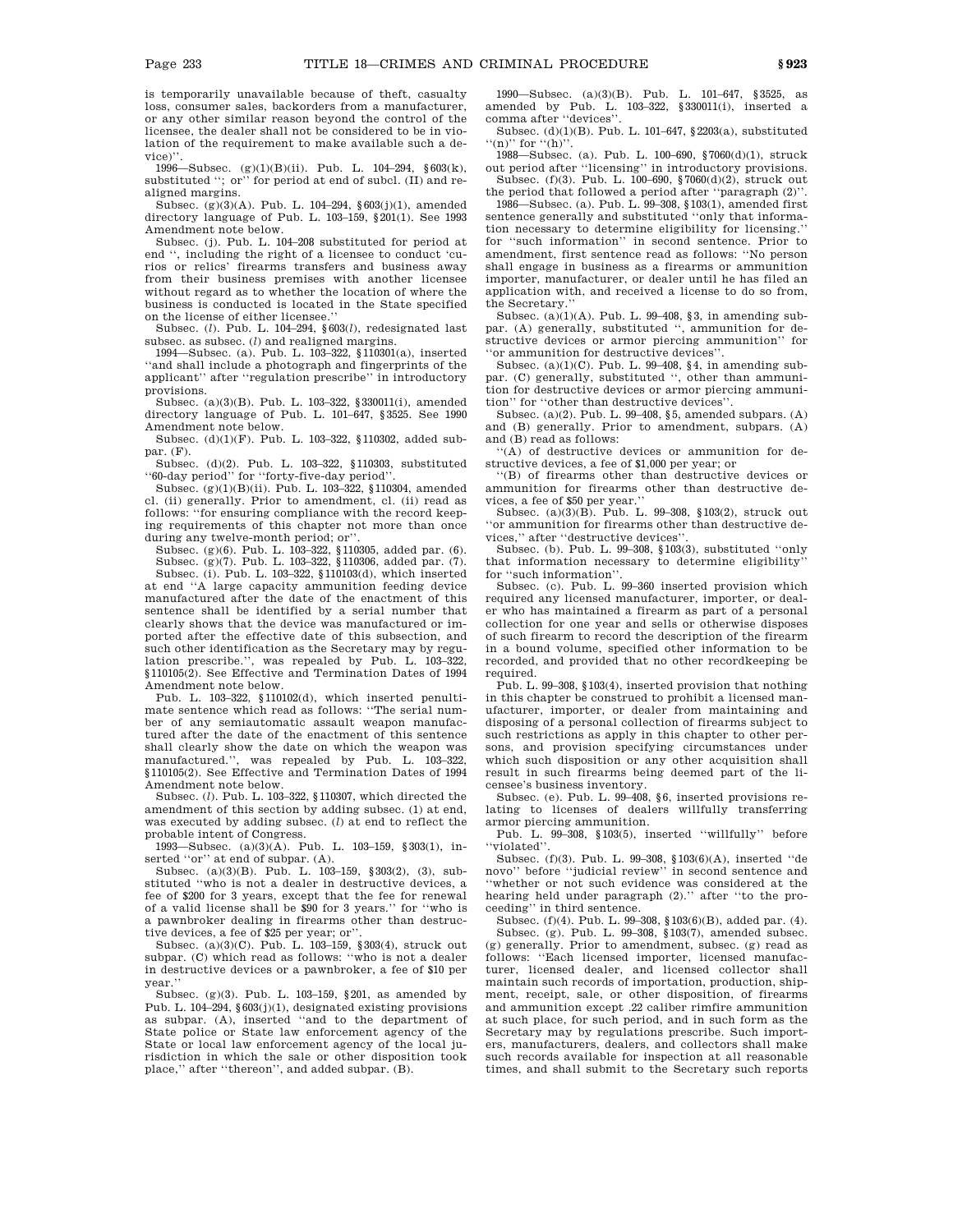is temporarily unavailable because of theft, casualty loss, consumer sales, backorders from a manufacturer, or any other similar reason beyond the control of the licensee, the dealer shall not be considered to be in violation of the requirement to make available such a device)''.

1996—Subsec. (g)(1)(B)(ii). Pub. L. 104–294, §603(k), substituted ''; or'' for period at end of subcl. (II) and realigned margins.

Subsec. (g)(3)(A). Pub. L. 104–294, §603(j)(1), amended directory language of Pub. L. 103–159, §201(1). See 1993 Amendment note below.

Subsec. (j). Pub. L. 104–208 substituted for period at end '', including the right of a licensee to conduct 'curios or relics' firearms transfers and business away from their business premises with another licensee without regard as to whether the location of where the business is conducted is located in the State specified on the license of either licensee.''

Subsec. (*l*). Pub. L. 104–294, §603(*l*), redesignated last subsec. as subsec. (*l*) and realigned margins.

1994—Subsec. (a). Pub. L. 103–322, §110301(a), inserted ''and shall include a photograph and fingerprints of the applicant'' after ''regulation prescribe'' in introductory provisions.

Subsec. (a)(3)(B). Pub. L. 103–322, §330011(i), amended directory language of Pub. L. 101–647, §3525. See 1990 Amendment note below.

Subsec. (d)(1)(F). Pub. L. 103–322, §110302, added subpar. (F).

Subsec. (d)(2). Pub. L. 103–322, §110303, substituted ''60-day period'' for ''forty-five-day period''.

Subsec. (g)(1)(B)(ii). Pub. L. 103–322, §110304, amended cl. (ii) generally. Prior to amendment, cl. (ii) read as follows: ''for ensuring compliance with the record keeping requirements of this chapter not more than once during any twelve-month period; or''.

Subsec. (g)(6). Pub. L. 103–322, §110305, added par. (6).

Subsec. (g)(7). Pub. L. 103–322, §110306, added par. (7).

Subsec. (i). Pub. L. 103–322, §110103(d), which inserted at end ''A large capacity ammunition feeding device manufactured after the date of the enactment of this sentence shall be identified by a serial number that clearly shows that the device was manufactured or imported after the effective date of this subsection, and such other identification as the Secretary may by regulation prescribe.'', was repealed by Pub. L. 103–322, §110105(2). See Effective and Termination Dates of 1994 Amendment note below.

Pub. L. 103–322, §110102(d), which inserted penultimate sentence which read as follows: ''The serial number of any semiautomatic assault weapon manufactured after the date of the enactment of this sentence shall clearly show the date on which the weapon was manufactured.'', was repealed by Pub. L. 103–322, §110105(2). See Effective and Termination Dates of 1994 Amendment note below.

Subsec. (*l*). Pub. L. 103–322, §110307, which directed the amendment of this section by adding subsec. (1) at end, was executed by adding subsec. (*l*) at end to reflect the probable intent of Congress.

1993—Subsec. (a)(3)(A). Pub. L. 103–159, §303(1), inserted ''or'' at end of subpar. (A).

Subsec. (a)(3)(B). Pub. L. 103–159, §303(2), (3), substituted ''who is not a dealer in destructive devices, a fee of $200 for 3 years, except that the fee for renewal of a valid license shall be $90 for 3 years.'' for ''who is a pawnbroker dealing in firearms other than destructive devices, a fee of $25 per year; or''.

Subsec. (a)(3)(C). Pub. L. 103–159, §303(4), struck out subpar. (C) which read as follows: ''who is not a dealer in destructive devices or a pawnbroker, a fee of $10 per year.''

Subsec. (g)(3). Pub. L. 103–159, §201, as amended by Pub. L. 104–294, §603(j)(1), designated existing provisions as subpar. (A), inserted ''and to the department of State police or State law enforcement agency of the State or local law enforcement agency of the local jurisdiction in which the sale or other disposition took place,'' after ''thereon'', and added subpar. (B).

1990—Subsec. (a)(3)(B). Pub. L. 101–647, §3525, as amended by Pub. L. 103–322, §330011(i), inserted a comma after ''devices''.

Subsec. (d)(1)(B). Pub. L. 101–647, §2203(a), substituted ''(n)'' for ''(h)''.

1988—Subsec. (a). Pub. L. 100–690, §7060(d)(1), struck out period after ''licensing'' in introductory provisions.

Subsec. (f)(3). Pub. L. 100–690, §7060(d)(2), struck out the period that followed a period after ''paragraph (2)''.

1986—Subsec. (a). Pub. L. 99–308, §103(1), amended first sentence generally and substituted ''only that information necessary to determine eligibility for licensing.'' for ''such information'' in second sentence. Prior to amendment, first sentence read as follows: ''No person shall engage in business as a firearms or ammunition importer, manufacturer, or dealer until he has filed an application with, and received a license to do so from, the Secretary.''

Subsec. (a)(1)(A). Pub. L. 99–408, §3, in amending subpar. (A) generally, substituted '', ammunition for destructive devices or armor piercing ammunition'' for ''or ammunition for destructive devices''.

Subsec. (a)(1)(C). Pub. L. 99–408, §4, in amending subpar. (C) generally, substituted '', other than ammunition for destructive devices or armor piercing ammunition'' for ''other than destructive devices''.

Subsec. (a)(2). Pub. L. 99–408, §5, amended subpars. (A) and (B) generally. Prior to amendment, subpars. (A) and (B) read as follows:

''(A) of destructive devices or ammunition for destructive devices, a fee of $1,000 per year; or

''(B) of firearms other than destructive devices or ammunition for firearms other than destructive devices, a fee of $50 per year.''

Subsec. (a)(3)(B). Pub. L. 99–308, §103(2), struck out ''or ammunition for firearms other than destructive devices,'' after ''destructive devices''.

Subsec. (b). Pub. L. 99–308, §103(3), substituted ''only that information necessary to determine eligibility'' for ''such information''.

Subsec. (c). Pub. L. 99–360 inserted provision which required any licensed manufacturer, importer, or dealer who has maintained a firearm as part of a personal collection for one year and sells or otherwise disposes of such firearm to record the description of the firearm in a bound volume, specified other information to be recorded, and provided that no other recordkeeping be required.

Pub. L. 99–308, §103(4), inserted provision that nothing in this chapter be construed to prohibit a licensed manufacturer, importer, or dealer from maintaining and disposing of a personal collection of firearms subject to such restrictions as apply in this chapter to other persons, and provision specifying circumstances under which such disposition or any other acquisition shall result in such firearms being deemed part of the licensee's business inventory.

Subsec. (e). Pub. L. 99–408, §6, inserted provisions relating to licenses of dealers willfully transferring armor piercing ammunition.

Pub. L. 99–308, §103(5), inserted ''willfully'' before ''violated''.

Subsec. (f)(3). Pub. L. 99–308, §103(6)(A), inserted ''de novo'' before ''judicial review'' in second sentence and ''whether or not such evidence was considered at the hearing held under paragraph (2).'' after ''to the proceeding'' in third sentence.

Subsec. (f)(4). Pub. L. 99–308, §103(6)(B), added par. (4).

Subsec. (g). Pub. L. 99–308, §103(7), amended subsec. (g) generally. Prior to amendment, subsec. (g) read as follows: ''Each licensed importer, licensed manufacturer, licensed dealer, and licensed collector shall maintain such records of importation, production, shipment, receipt, sale, or other disposition, of firearms and ammunition except .22 caliber rimfire ammunition at such place, for such period, and in such form as the Secretary may by regulations prescribe. Such importers, manufacturers, dealers, and collectors shall make such records available for inspection at all reasonable times, and shall submit to the Secretary such reports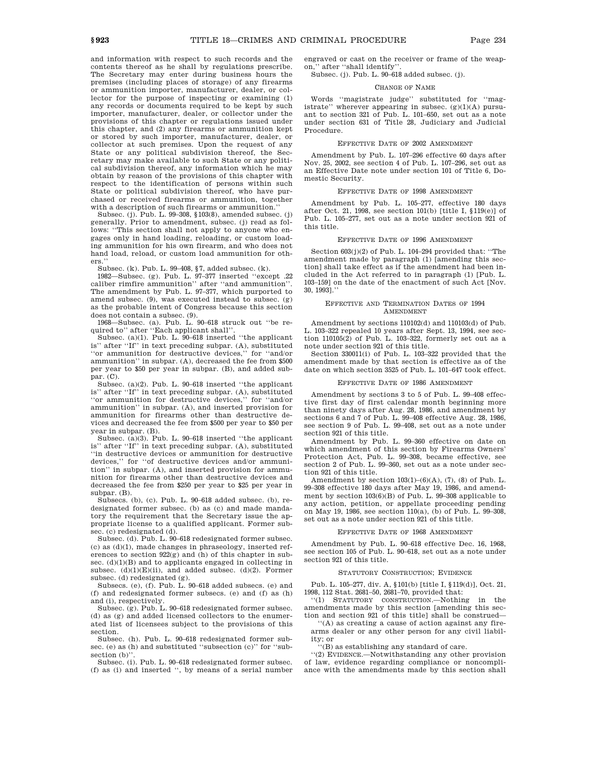and information with respect to such records and the contents thereof as he shall by regulations prescribe. The Secretary may enter during business hours the premises (including places of storage) of any firearms or ammunition importer, manufacturer, dealer, or collector for the purpose of inspecting or examining (1) any records or documents required to be kept by such importer, manufacturer, dealer, or collector under the provisions of this chapter or regulations issued under this chapter, and (2) any firearms or ammunition kept or stored by such importer, manufacturer, dealer, or collector at such premises. Upon the request of any State or any political subdivision thereof, the Secretary may make available to such State or any political subdivision thereof, any information which he may obtain by reason of the provisions of this chapter with respect to the identification of persons within such State or political subdivision thereof, who have purchased or received firearms or ammunition, together with a description of such firearms or ammunition.''

Subsec. (j). Pub. L. 99–308, §103(8), amended subsec. (j) generally. Prior to amendment, subsec. (j) read as follows: ''This section shall not apply to anyone who engages only in hand loading, reloading, or custom loading ammunition for his own firearm, and who does not hand load, reload, or custom load ammunition for others.''

Subsec. (k). Pub. L. 99–408, §7, added subsec. (k).

1982—Subsec. (g). Pub. L. 97–377 inserted ''except .22 caliber rimfire ammunition'' after ''and ammunition''. The amendment by Pub. L. 97–377, which purported to amend subsec. (9), was executed instead to subsec. (g) as the probable intent of Congress because this section does not contain a subsec. (9).

1968—Subsec. (a). Pub. L. 90–618 struck out ''be required to'' after ''Each applicant shall''.

Subsec. (a)(1). Pub. L. 90–618 inserted ''the applicant is'' after ''If'' in text preceding subpar. (A), substituted ''or ammunition for destructive devices,'' for ''and/or ammunition'' in subpar. (A), decreased the fee from $500 per year to $50 per year in subpar. (B), and added subpar. (C).

Subsec. (a)(2). Pub. L. 90–618 inserted ''the applicant is'' after ''If'' in text preceding subpar. (A), substituted ''or ammunition for destructive devices,'' for ''and/or ammunition'' in subpar. (A), and inserted provision for ammunition for firearms other than destructive devices and decreased the fee from $500 per year to $50 per year in subpar. (B).

Subsec. (a)(3). Pub. L. 90–618 inserted ''the applicant is'' after ''If'' in text preceding subpar. (A), substituted ''in destructive devices or ammunition for destructive devices,'' for ''of destructive devices and/or ammunition'' in subpar. (A), and inserted provision for ammunition for firearms other than destructive devices and decreased the fee from $250 per year to $25 per year in subpar. (B).

Subsecs. (b), (c). Pub. L. 90–618 added subsec. (b), redesignated former subsec. (b) as (c) and made mandatory the requirement that the Secretary issue the appropriate license to a qualified applicant. Former subsec. (c) redesignated (d).

Subsec. (d). Pub. L. 90–618 redesignated former subsec. (c) as (d)(1), made changes in phraseology, inserted references to section 922(g) and (h) of this chapter in subsec. (d)(1)(B) and to applicants engaged in collecting in subsec. (d)(1)(E)(ii), and added subsec. (d)(2). Former subsec. (d) redesignated (g).

Subsecs. (e), (f). Pub. L. 90–618 added subsecs. (e) and (f) and redesignated former subsecs. (e) and (f) as (h) and (i), respectively.

Subsec. (g). Pub. L. 90–618 redesignated former subsec. (d) as (g) and added licensed collectors to the enumerated list of licensees subject to the provisions of this section.

Subsec. (h). Pub. L. 90–618 redesignated former subsec. (e) as (h) and substituted ''subsection (c)'' for ''subsection (b)''.

Subsec. (i). Pub. L. 90–618 redesignated former subsec. (f) as (i) and inserted '', by means of a serial number engraved or cast on the receiver or frame of the weapon,'' after ''shall identify''.

Subsec. (j). Pub. L. 90–618 added subsec. (j).

CHANGE OF NAME

Words ''magistrate judge'' substituted for ''magistrate'' wherever appearing in subsec. (g)(1)(A) pursuant to section 321 of Pub. L. 101–650, set out as a note under section 631 of Title 28, Judiciary and Judicial Procedure.

EFFECTIVE DATE OF 2002 AMENDMENT

Amendment by Pub. L. 107–296 effective 60 days after Nov. 25, 2002, see section 4 of Pub. L. 107–296, set out as an Effective Date note under section 101 of Title 6, Domestic Security.

EFFECTIVE DATE OF 1998 AMENDMENT

Amendment by Pub. L. 105–277, effective 180 days after Oct. 21, 1998, see section 101(b) [title I, §119(e)] of Pub. L. 105–277, set out as a note under section 921 of this title.

EFFECTIVE DATE OF 1996 AMENDMENT

Section 603(j)(2) of Pub. L. 104–294 provided that: ''The amendment made by paragraph (1) [amending this section] shall take effect as if the amendment had been included in the Act referred to in paragraph (1) [Pub. L. 103–159] on the date of the enactment of such Act [Nov. 30, 1993].''

EFFECTIVE AND TERMINATION DATES OF 1994 AMENDMENT

Amendment by sections 110102(d) and 110103(d) of Pub. L. 103–322 repealed 10 years after Sept. 13, 1994, see section 110105(2) of Pub. L. 103–322, formerly set out as a note under section 921 of this title.

Section 330011(i) of Pub. L. 103–322 provided that the amendment made by that section is effective as of the date on which section 3525 of Pub. L. 101–647 took effect.

EFFECTIVE DATE OF 1986 AMENDMENT

Amendment by sections 3 to 5 of Pub. L. 99–408 effective first day of first calendar month beginning more than ninety days after Aug. 28, 1986, and amendment by sections 6 and 7 of Pub. L. 99–408 effective Aug. 28, 1986, see section 9 of Pub. L. 99–408, set out as a note under section 921 of this title.

Amendment by Pub. L. 99–360 effective on date on which amendment of this section by Firearms Owners' Protection Act, Pub. L. 99–308, became effective, see section 2 of Pub. L. 99–360, set out as a note under section 921 of this title.

Amendment by section 103(1)–(6)(A), (7), (8) of Pub. L. 99–308 effective 180 days after May 19, 1986, and amendment by section 103(6)(B) of Pub. L. 99–308 applicable to any action, petition, or appellate proceeding pending on May 19, 1986, see section 110(a), (b) of Pub. L. 99–308, set out as a note under section 921 of this title.

EFFECTIVE DATE OF 1968 AMENDMENT

Amendment by Pub. L. 90–618 effective Dec. 16, 1968, see section 105 of Pub. L. 90–618, set out as a note under section 921 of this title.

STATUTORY CONSTRUCTION; EVIDENCE

Pub. L. 105–277, div. A, §101(b) [title I, §119(d)], Oct. 21, 1998, 112 Stat. 2681–50, 2681–70, provided that:

''(1) STATUTORY CONSTRUCTION.—Nothing in the amendments made by this section [amending this section and section 921 of this title] shall be construed—

''(A) as creating a cause of action against any firearms dealer or any other person for any civil liability; or

''(B) as establishing any standard of care.

''(2) EVIDENCE.—Notwithstanding any other provision of law, evidence regarding compliance or noncompliance with the amendments made by this section shall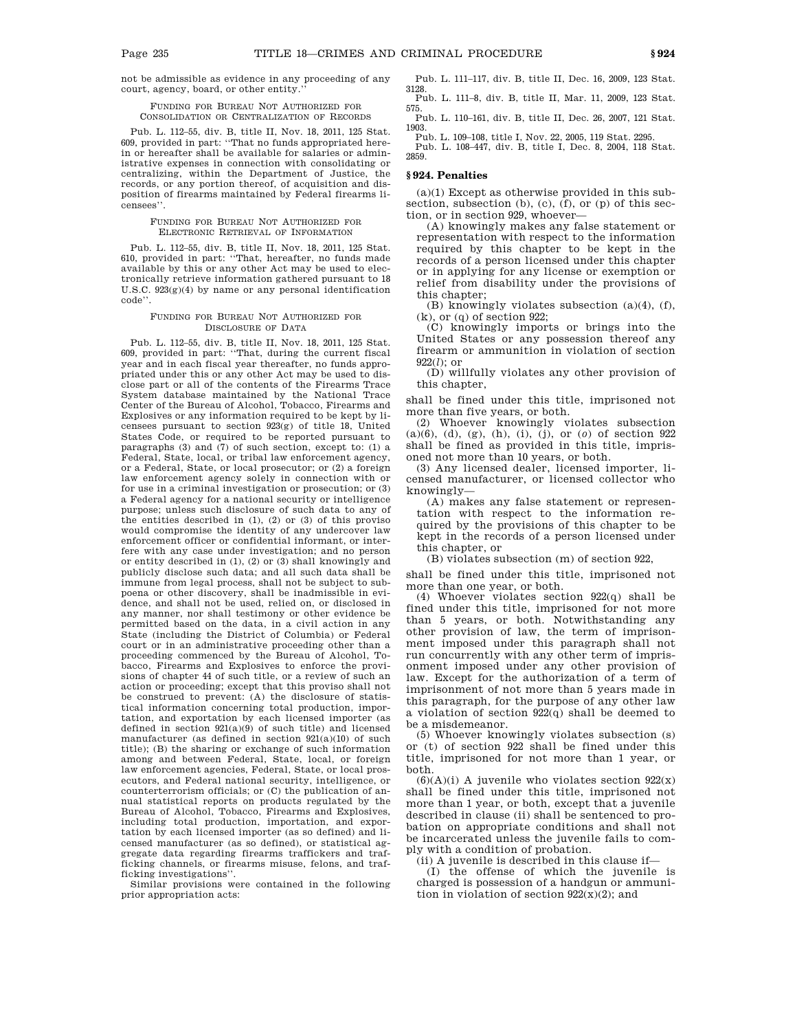not be admissible as evidence in any proceeding of any court, agency, board, or other entity.''

FUNDING FOR BUREAU NOT AUTHORIZED FOR CONSOLIDATION OR CENTRALIZATION OF RECORDS

Pub. L. 112–55, div. B, title II, Nov. 18, 2011, 125 Stat. 609, provided in part: ''That no funds appropriated herein or hereafter shall be available for salaries or administrative expenses in connection with consolidating or centralizing, within the Department of Justice, the records, or any portion thereof, of acquisition and disposition of firearms maintained by Federal firearms licensees''.

FUNDING FOR BUREAU NOT AUTHORIZED FOR ELECTRONIC RETRIEVAL OF INFORMATION

Pub. L. 112–55, div. B, title II, Nov. 18, 2011, 125 Stat. 610, provided in part: ''That, hereafter, no funds made available by this or any other Act may be used to electronically retrieve information gathered pursuant to 18 U.S.C. 923(g)(4) by name or any personal identification code''.

FUNDING FOR BUREAU NOT AUTHORIZED FOR DISCLOSURE OF DATA

Pub. L. 112–55, div. B, title II, Nov. 18, 2011, 125 Stat. 609, provided in part: ''That, during the current fiscal year and in each fiscal year thereafter, no funds appropriated under this or any other Act may be used to disclose part or all of the contents of the Firearms Trace System database maintained by the National Trace Center of the Bureau of Alcohol, Tobacco, Firearms and Explosives or any information required to be kept by licensees pursuant to section 923(g) of title 18, United States Code, or required to be reported pursuant to paragraphs (3) and (7) of such section, except to: (1) a Federal, State, local, or tribal law enforcement agency, or a Federal, State, or local prosecutor; or (2) a foreign law enforcement agency solely in connection with or for use in a criminal investigation or prosecution; or (3) a Federal agency for a national security or intelligence purpose; unless such disclosure of such data to any of the entities described in (1), (2) or (3) of this proviso would compromise the identity of any undercover law enforcement officer or confidential informant, or interfere with any case under investigation; and no person or entity described in (1), (2) or (3) shall knowingly and publicly disclose such data; and all such data shall be immune from legal process, shall not be subject to subpoena or other discovery, shall be inadmissible in evidence, and shall not be used, relied on, or disclosed in any manner, nor shall testimony or other evidence be permitted based on the data, in a civil action in any State (including the District of Columbia) or Federal court or in an administrative proceeding other than a proceeding commenced by the Bureau of Alcohol, Tobacco, Firearms and Explosives to enforce the provisions of chapter 44 of such title, or a review of such an action or proceeding; except that this proviso shall not be construed to prevent: (A) the disclosure of statistical information concerning total production, importation, and exportation by each licensed importer (as defined in section 921(a)(9) of such title) and licensed manufacturer (as defined in section 921(a)(10) of such title); (B) the sharing or exchange of such information among and between Federal, State, local, or foreign law enforcement agencies, Federal, State, or local prosecutors, and Federal national security, intelligence, or counterterrorism officials; or (C) the publication of annual statistical reports on products regulated by the Bureau of Alcohol, Tobacco, Firearms and Explosives, including total production, importation, and exportation by each licensed importer (as so defined) and licensed manufacturer (as so defined), or statistical aggregate data regarding firearms traffickers and trafficking channels, or firearms misuse, felons, and trafficking investigations''.

Similar provisions were contained in the following prior appropriation acts:

Pub. L. 111–117, div. B, title II, Dec. 16, 2009, 123 Stat. 3128.

Pub. L. 111–8, div. B, title II, Mar. 11, 2009, 123 Stat. 575.

Pub. L. 110–161, div. B, title II, Dec. 26, 2007, 121 Stat. 1903.

Pub. L. 109–108, title I, Nov. 22, 2005, 119 Stat. 2295.

Pub. L. 108–447, div. B, title I, Dec. 8, 2004, 118 Stat. 2859.

### § 924. Penalties

(a)(1) Except as otherwise provided in this subsection, subsection (b), (c), (f), or (p) of this section, or in section 929, whoever—

(A) knowingly makes any false statement or representation with respect to the information required by this chapter to be kept in the records of a person licensed under this chapter or in applying for any license or exemption or relief from disability under the provisions of this chapter;

(B) knowingly violates subsection (a)(4), (f), (k), or (q) of section 922;

(C) knowingly imports or brings into the United States or any possession thereof any firearm or ammunition in violation of section 922(*l*); or

(D) willfully violates any other provision of this chapter,

shall be fined under this title, imprisoned not more than five years, or both.

(2) Whoever knowingly violates subsection (a)(6), (d), (g), (h), (i), (j), or (*o*) of section 922 shall be fined as provided in this title, imprisoned not more than 10 years, or both.

(3) Any licensed dealer, licensed importer, licensed manufacturer, or licensed collector who knowingly—

(A) makes any false statement or representation with respect to the information required by the provisions of this chapter to be kept in the records of a person licensed under this chapter, or

(B) violates subsection (m) of section 922,

shall be fined under this title, imprisoned not more than one year, or both.

(4) Whoever violates section 922(q) shall be fined under this title, imprisoned for not more than 5 years, or both. Notwithstanding any other provision of law, the term of imprisonment imposed under this paragraph shall not run concurrently with any other term of imprisonment imposed under any other provision of law. Except for the authorization of a term of imprisonment of not more than 5 years made in this paragraph, for the purpose of any other law a violation of section 922(q) shall be deemed to be a misdemeanor.

(5) Whoever knowingly violates subsection (s) or (t) of section 922 shall be fined under this title, imprisoned for not more than 1 year, or both.

(6)(A)(i) A juvenile who violates section 922(x) shall be fined under this title, imprisoned not more than 1 year, or both, except that a juvenile described in clause (ii) shall be sentenced to probation on appropriate conditions and shall not be incarcerated unless the juvenile fails to comply with a condition of probation.

(ii) A juvenile is described in this clause if—

(I) the offense of which the juvenile is charged is possession of a handgun or ammunition in violation of section 922(x)(2); and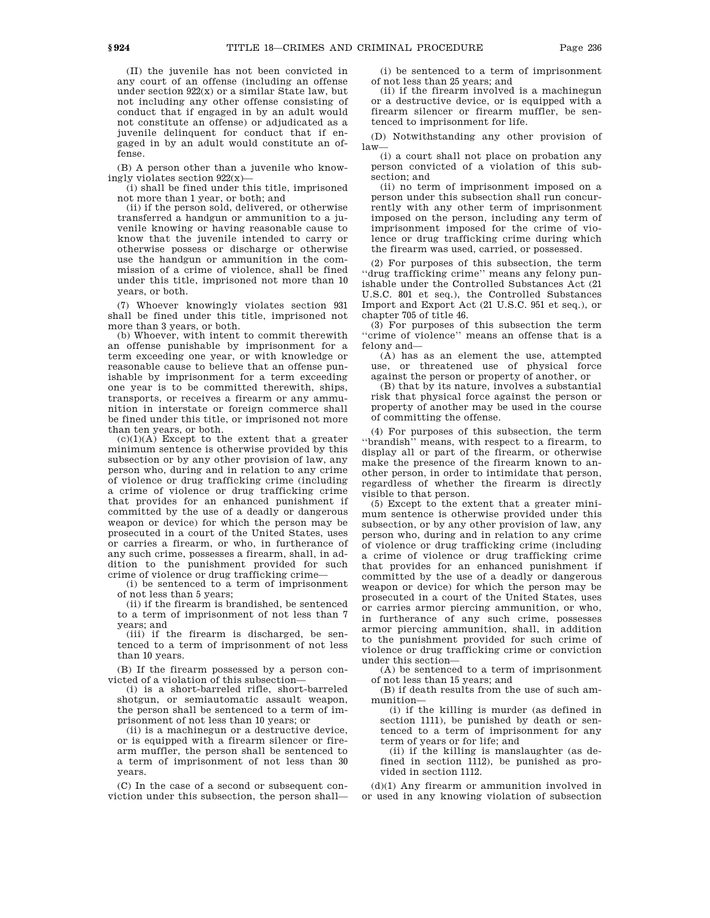(II) the juvenile has not been convicted in any court of an offense (including an offense under section 922(x) or a similar State law, but not including any other offense consisting of conduct that if engaged in by an adult would not constitute an offense) or adjudicated as a juvenile delinquent for conduct that if engaged in by an adult would constitute an offense.

(B) A person other than a juvenile who knowingly violates section 922(x)—

(i) shall be fined under this title, imprisoned not more than 1 year, or both; and

(ii) if the person sold, delivered, or otherwise transferred a handgun or ammunition to a juvenile knowing or having reasonable cause to know that the juvenile intended to carry or otherwise possess or discharge or otherwise use the handgun or ammunition in the commission of a crime of violence, shall be fined under this title, imprisoned not more than 10 years, or both.

(7) Whoever knowingly violates section 931 shall be fined under this title, imprisoned not more than 3 years, or both.

(b) Whoever, with intent to commit therewith an offense punishable by imprisonment for a term exceeding one year, or with knowledge or reasonable cause to believe that an offense punishable by imprisonment for a term exceeding one year is to be committed therewith, ships, transports, or receives a firearm or any ammunition in interstate or foreign commerce shall be fined under this title, or imprisoned not more than ten years, or both.

(c)(1)(A) Except to the extent that a greater minimum sentence is otherwise provided by this subsection or by any other provision of law, any person who, during and in relation to any crime of violence or drug trafficking crime (including a crime of violence or drug trafficking crime that provides for an enhanced punishment if committed by the use of a deadly or dangerous weapon or device) for which the person may be prosecuted in a court of the United States, uses or carries a firearm, or who, in furtherance of any such crime, possesses a firearm, shall, in addition to the punishment provided for such crime of violence or drug trafficking crime—

(i) be sentenced to a term of imprisonment of not less than 5 years;

(ii) if the firearm is brandished, be sentenced to a term of imprisonment of not less than 7 years; and

(iii) if the firearm is discharged, be sentenced to a term of imprisonment of not less than 10 years.

(B) If the firearm possessed by a person convicted of a violation of this subsection—

(i) is a short-barreled rifle, short-barreled shotgun, or semiautomatic assault weapon, the person shall be sentenced to a term of imprisonment of not less than 10 years; or

(ii) is a machinegun or a destructive device, or is equipped with a firearm silencer or firearm muffler, the person shall be sentenced to a term of imprisonment of not less than 30 years.

(C) In the case of a second or subsequent conviction under this subsection, the person shall—

(i) be sentenced to a term of imprisonment of not less than 25 years; and

(ii) if the firearm involved is a machinegun or a destructive device, or is equipped with a firearm silencer or firearm muffler, be sentenced to imprisonment for life.

(D) Notwithstanding any other provision of law—

(i) a court shall not place on probation any person convicted of a violation of this subsection; and

(ii) no term of imprisonment imposed on a person under this subsection shall run concurrently with any other term of imprisonment imposed on the person, including any term of imprisonment imposed for the crime of violence or drug trafficking crime during which the firearm was used, carried, or possessed.

(2) For purposes of this subsection, the term ''drug trafficking crime'' means any felony punishable under the Controlled Substances Act (21 U.S.C. 801 et seq.), the Controlled Substances Import and Export Act (21 U.S.C. 951 et seq.), or chapter 705 of title 46.

(3) For purposes of this subsection the term ''crime of violence'' means an offense that is a felony and—

(A) has as an element the use, attempted use, or threatened use of physical force against the person or property of another, or

(B) that by its nature, involves a substantial risk that physical force against the person or property of another may be used in the course of committing the offense.

(4) For purposes of this subsection, the term ''brandish'' means, with respect to a firearm, to display all or part of the firearm, or otherwise make the presence of the firearm known to another person, in order to intimidate that person, regardless of whether the firearm is directly visible to that person.

(5) Except to the extent that a greater minimum sentence is otherwise provided under this subsection, or by any other provision of law, any person who, during and in relation to any crime of violence or drug trafficking crime (including a crime of violence or drug trafficking crime that provides for an enhanced punishment if committed by the use of a deadly or dangerous weapon or device) for which the person may be prosecuted in a court of the United States, uses or carries armor piercing ammunition, or who, in furtherance of any such crime, possesses armor piercing ammunition, shall, in addition to the punishment provided for such crime of violence or drug trafficking crime or conviction under this section—

(A) be sentenced to a term of imprisonment of not less than 15 years; and

(B) if death results from the use of such ammunition—

(i) if the killing is murder (as defined in section 1111), be punished by death or sentenced to a term of imprisonment for any term of years or for life; and

(ii) if the killing is manslaughter (as defined in section 1112), be punished as provided in section 1112.

(d)(1) Any firearm or ammunition involved in or used in any knowing violation of subsection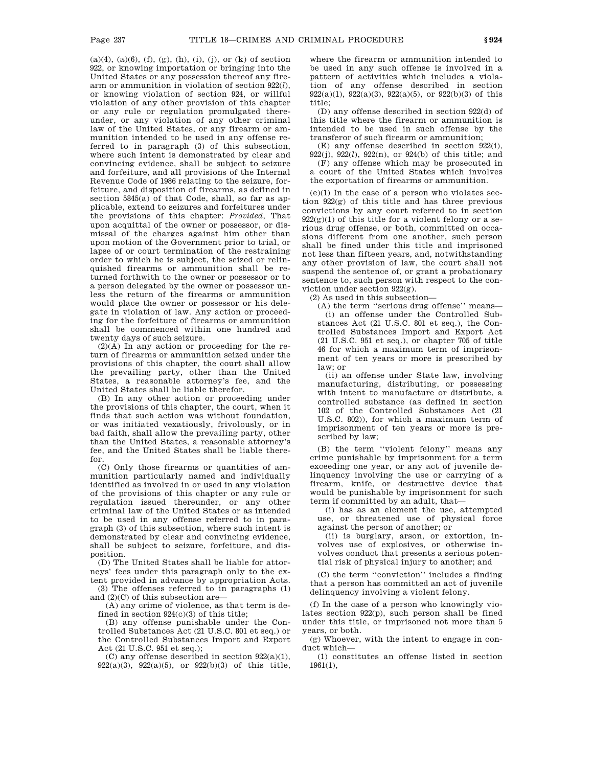(a)(4), (a)(6), (f), (g), (h), (i), (j), or (k) of section 922, or knowing importation or bringing into the United States or any possession thereof any firearm or ammunition in violation of section 922(*l*), or knowing violation of section 924, or willful violation of any other provision of this chapter or any rule or regulation promulgated thereunder, or any violation of any other criminal law of the United States, or any firearm or ammunition intended to be used in any offense referred to in paragraph (3) of this subsection, where such intent is demonstrated by clear and convincing evidence, shall be subject to seizure and forfeiture, and all provisions of the Internal Revenue Code of 1986 relating to the seizure, forfeiture, and disposition of firearms, as defined in section 5845(a) of that Code, shall, so far as applicable, extend to seizures and forfeitures under the provisions of this chapter: *Provided*, That upon acquittal of the owner or possessor, or dismissal of the charges against him other than upon motion of the Government prior to trial, or lapse of or court termination of the restraining order to which he is subject, the seized or relinquished firearms or ammunition shall be returned forthwith to the owner or possessor or to a person delegated by the owner or possessor unless the return of the firearms or ammunition would place the owner or possessor or his delegate in violation of law. Any action or proceeding for the forfeiture of firearms or ammunition shall be commenced within one hundred and twenty days of such seizure.

(2)(A) In any action or proceeding for the return of firearms or ammunition seized under the provisions of this chapter, the court shall allow the prevailing party, other than the United States, a reasonable attorney's fee, and the United States shall be liable therefor.

(B) In any other action or proceeding under the provisions of this chapter, the court, when it finds that such action was without foundation, or was initiated vexatiously, frivolously, or in bad faith, shall allow the prevailing party, other than the United States, a reasonable attorney's fee, and the United States shall be liable therefor.

(C) Only those firearms or quantities of ammunition particularly named and individually identified as involved in or used in any violation of the provisions of this chapter or any rule or regulation issued thereunder, or any other criminal law of the United States or as intended to be used in any offense referred to in paragraph (3) of this subsection, where such intent is demonstrated by clear and convincing evidence, shall be subject to seizure, forfeiture, and disposition.

(D) The United States shall be liable for attorneys' fees under this paragraph only to the extent provided in advance by appropriation Acts.

(3) The offenses referred to in paragraphs (1) and (2)(C) of this subsection are—

(A) any crime of violence, as that term is defined in section 924(c)(3) of this title;

(B) any offense punishable under the Controlled Substances Act (21 U.S.C. 801 et seq.) or the Controlled Substances Import and Export Act (21 U.S.C. 951 et seq.);

(C) any offense described in section 922(a)(1), 922(a)(3), 922(a)(5), or 922(b)(3) of this title, where the firearm or ammunition intended to be used in any such offense is involved in a pattern of activities which includes a violation of any offense described in section 922(a)(1), 922(a)(3), 922(a)(5), or 922(b)(3) of this title;

(D) any offense described in section 922(d) of this title where the firearm or ammunition is intended to be used in such offense by the transferor of such firearm or ammunition;

(E) any offense described in section 922(i), 922(j), 922(*l*), 922(n), or 924(b) of this title; and

(F) any offense which may be prosecuted in a court of the United States which involves the exportation of firearms or ammunition.

(e)(1) In the case of a person who violates section 922(g) of this title and has three previous convictions by any court referred to in section 922(g)(1) of this title for a violent felony or a serious drug offense, or both, committed on occasions different from one another, such person shall be fined under this title and imprisoned not less than fifteen years, and, notwithstanding any other provision of law, the court shall not suspend the sentence of, or grant a probationary sentence to, such person with respect to the conviction under section 922(g).

(2) As used in this subsection—

(A) the term "serious drug offense" means—

(i) an offense under the Controlled Substances Act (21 U.S.C. 801 et seq.), the Controlled Substances Import and Export Act (21 U.S.C. 951 et seq.), or chapter 705 of title 46 for which a maximum term of imprisonment of ten years or more is prescribed by law; or

(ii) an offense under State law, involving manufacturing, distributing, or possessing with intent to manufacture or distribute, a controlled substance (as defined in section 102 of the Controlled Substances Act (21 U.S.C. 802)), for which a maximum term of imprisonment of ten years or more is prescribed by law;

(B) the term "violent felony" means any crime punishable by imprisonment for a term exceeding one year, or any act of juvenile delinquency involving the use or carrying of a firearm, knife, or destructive device that would be punishable by imprisonment for such term if committed by an adult, that—

(i) has as an element the use, attempted use, or threatened use of physical force against the person of another; or

(ii) is burglary, arson, or extortion, involves use of explosives, or otherwise involves conduct that presents a serious potential risk of physical injury to another; and

(C) the term "conviction" includes a finding that a person has committed an act of juvenile delinquency involving a violent felony.

(f) In the case of a person who knowingly violates section 922(p), such person shall be fined under this title, or imprisoned not more than 5 years, or both.

(g) Whoever, with the intent to engage in conduct which—

(1) constitutes an offense listed in section 1961(1),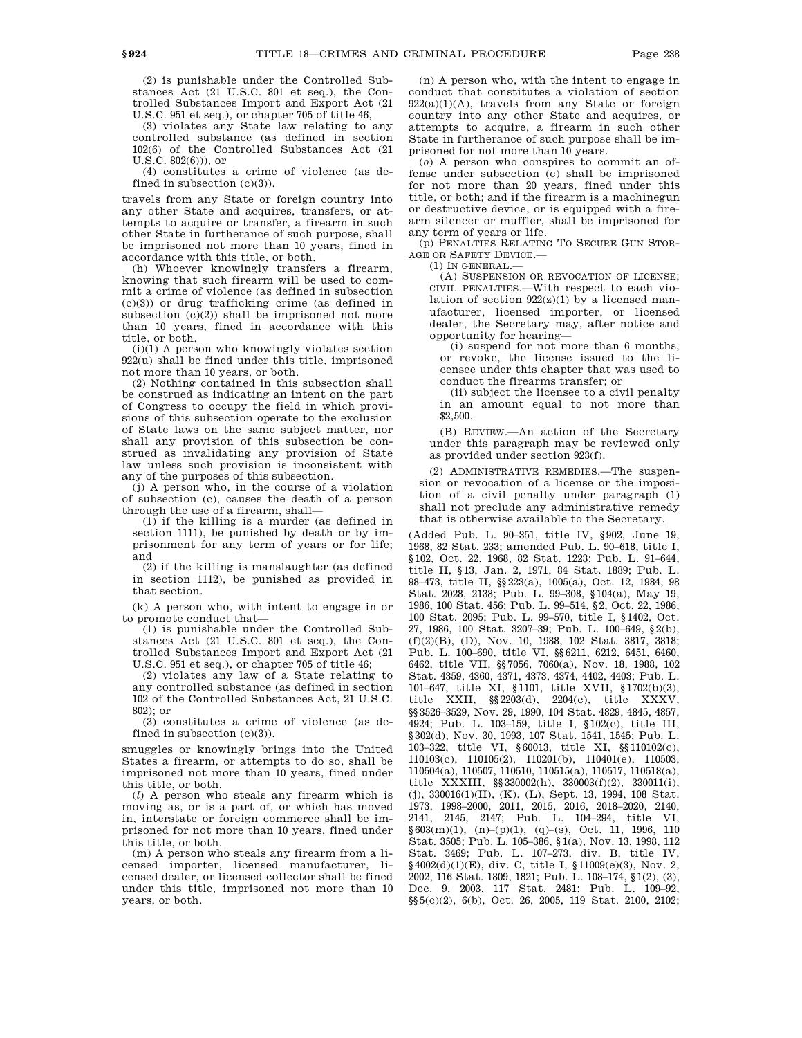(2) is punishable under the Controlled Substances Act (21 U.S.C. 801 et seq.), the Controlled Substances Import and Export Act (21 U.S.C. 951 et seq.), or chapter 705 of title 46,

(3) violates any State law relating to any controlled substance (as defined in section 102(6) of the Controlled Substances Act (21 U.S.C. 802(6))), or

(4) constitutes a crime of violence (as defined in subsection (c)(3)),

travels from any State or foreign country into any other State and acquires, transfers, or attempts to acquire or transfer, a firearm in such other State in furtherance of such purpose, shall be imprisoned not more than 10 years, fined in accordance with this title, or both.

(h) Whoever knowingly transfers a firearm, knowing that such firearm will be used to commit a crime of violence (as defined in subsection (c)(3)) or drug trafficking crime (as defined in subsection (c)(2)) shall be imprisoned not more than 10 years, fined in accordance with this title, or both.

(i)(1) A person who knowingly violates section 922(u) shall be fined under this title, imprisoned not more than 10 years, or both.

(2) Nothing contained in this subsection shall be construed as indicating an intent on the part of Congress to occupy the field in which provisions of this subsection operate to the exclusion of State laws on the same subject matter, nor shall any provision of this subsection be construed as invalidating any provision of State law unless such provision is inconsistent with any of the purposes of this subsection.

(j) A person who, in the course of a violation of subsection (c), causes the death of a person through the use of a firearm, shall—

(1) if the killing is a murder (as defined in section 1111), be punished by death or by imprisonment for any term of years or for life; and

(2) if the killing is manslaughter (as defined in section 1112), be punished as provided in that section.

(k) A person who, with intent to engage in or to promote conduct that—

(1) is punishable under the Controlled Substances Act (21 U.S.C. 801 et seq.), the Controlled Substances Import and Export Act (21 U.S.C. 951 et seq.), or chapter 705 of title 46;

(2) violates any law of a State relating to any controlled substance (as defined in section 102 of the Controlled Substances Act, 21 U.S.C. 802); or

(3) constitutes a crime of violence (as defined in subsection (c)(3)),

smuggles or knowingly brings into the United States a firearm, or attempts to do so, shall be imprisoned not more than 10 years, fined under this title, or both.

(*l*) A person who steals any firearm which is moving as, or is a part of, or which has moved in, interstate or foreign commerce shall be imprisoned for not more than 10 years, fined under this title, or both.

(m) A person who steals any firearm from a licensed importer, licensed manufacturer, licensed dealer, or licensed collector shall be fined under this title, imprisoned not more than 10 years, or both.

(n) A person who, with the intent to engage in conduct that constitutes a violation of section 922(a)(1)(A), travels from any State or foreign country into any other State and acquires, or attempts to acquire, a firearm in such other State in furtherance of such purpose shall be imprisoned for not more than 10 years.

(*o*) A person who conspires to commit an offense under subsection (c) shall be imprisoned for not more than 20 years, fined under this title, or both; and if the firearm is a machinegun or destructive device, or is equipped with a firearm silencer or muffler, shall be imprisoned for any term of years or life.

(p) Penalties Relating To Secure Gun Storage or Safety Device.—

(1) In general.—

(A) Suspension or revocation of license; civil penalties.—With respect to each violation of section 922(z)(1) by a licensed manufacturer, licensed importer, or licensed dealer, the Secretary may, after notice and opportunity for hearing—

(i) suspend for not more than 6 months, or revoke, the license issued to the licensee under this chapter that was used to conduct the firearms transfer; or

(ii) subject the licensee to a civil penalty in an amount equal to not more than $2,500.

(B) Review.—An action of the Secretary under this paragraph may be reviewed only as provided under section 923(f).

(2) Administrative remedies.—The suspension or revocation of a license or the imposition of a civil penalty under paragraph (1) shall not preclude any administrative remedy that is otherwise available to the Secretary.

(Added Pub. L. 90–351, title IV, §902, June 19, 1968, 82 Stat. 233; amended Pub. L. 90–618, title I, §102, Oct. 22, 1968, 82 Stat. 1223; Pub. L. 91–644, title II, §13, Jan. 2, 1971, 84 Stat. 1889; Pub. L. 98–473, title II, §§223(a), 1005(a), Oct. 12, 1984, 98 Stat. 2028, 2138; Pub. L. 99–308, §104(a), May 19, 1986, 100 Stat. 456; Pub. L. 99–514, §2, Oct. 22, 1986, 100 Stat. 2095; Pub. L. 99–570, title I, §1402, Oct. 27, 1986, 100 Stat. 3207–39; Pub. L. 100–649, §2(b), (f)(2)(B), (D), Nov. 10, 1988, 102 Stat. 3817, 3818; Pub. L. 100–690, title VI, §§6211, 6212, 6451, 6460, 6462, title VII, §§7056, 7060(a), Nov. 18, 1988, 102 Stat. 4359, 4360, 4371, 4373, 4374, 4402, 4403; Pub. L. 101–647, title XI, §1101, title XVII, §1702(b)(3), title XXII, §§2203(d), 2204(c), title XXXV, §§3526–3529, Nov. 29, 1990, 104 Stat. 4829, 4845, 4857, 4924; Pub. L. 103–159, title I, §102(c), title III, §302(d), Nov. 30, 1993, 107 Stat. 1541, 1545; Pub. L. 103–322, title VI, §60013, title XI, §§110102(c), 110103(c), 110105(2), 110201(b), 110401(e), 110503, 110504(a), 110507, 110510, 110515(a), 110517, 110518(a), title XXXIII, §§330002(h), 330003(f)(2), 330011(i), (j), 330016(1)(H), (K), (L), Sept. 13, 1994, 108 Stat. 1973, 1998–2000, 2011, 2015, 2016, 2018–2020, 2140, 2141, 2145, 2147; Pub. L. 104–294, title VI, §603(m)(1), (n)–(p)(1), (q)–(s), Oct. 11, 1996, 110 Stat. 3505; Pub. L. 105–386, §1(a), Nov. 13, 1998, 112 Stat. 3469; Pub. L. 107–273, div. B, title IV, §4002(d)(1)(E), div. C, title I, §11009(e)(3), Nov. 2, 2002, 116 Stat. 1809, 1821; Pub. L. 108–174, §1(2), (3), Dec. 9, 2003, 117 Stat. 2481; Pub. L. 109–92, §§5(c)(2), 6(b), Oct. 26, 2005, 119 Stat. 2100, 2102;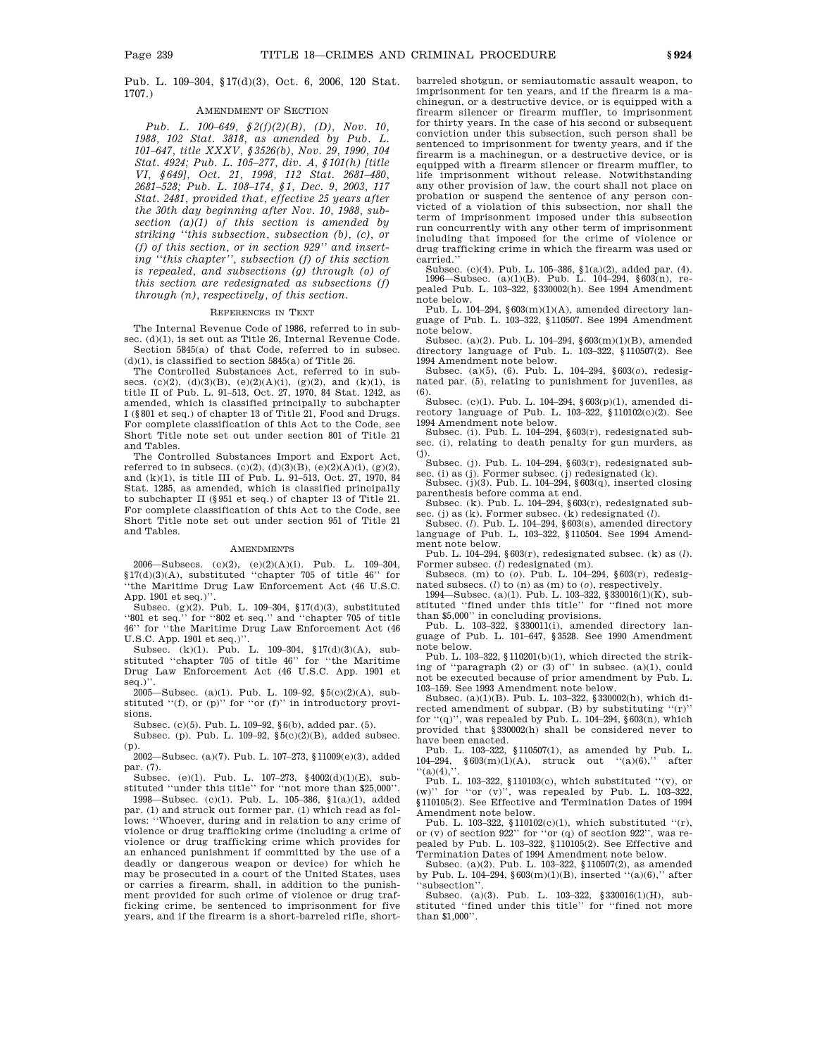Pub. L. 109–304, §17(d)(3), Oct. 6, 2006, 120 Stat. 1707.)

## AMENDMENT OF SECTION

*Pub. L. 100–649, §2(f)(2)(B), (D), Nov. 10, 1988, 102 Stat. 3818, as amended by Pub. L. 101–647, title XXXV, §3526(b), Nov. 29, 1990, 104 Stat. 4924; Pub. L. 105–277, div. A, §101(h) [title VI, §649], Oct. 21, 1998, 112 Stat. 2681–480, 2681–528; Pub. L. 108–174, §1, Dec. 9, 2003, 117 Stat. 2481, provided that, effective 25 years after the 30th day beginning after Nov. 10, 1988, subsection (a)(1) of this section is amended by striking ''this subsection, subsection (b), (c), or (f) of this section, or in section 929'' and inserting ''this chapter'', subsection (f) of this section is repealed, and subsections (g) through (o) of this section are redesignated as subsections (f) through (n), respectively, of this section.*

## REFERENCES IN TEXT

The Internal Revenue Code of 1986, referred to in subsec. (d)(1), is set out as Title 26, Internal Revenue Code.

Section 5845(a) of that Code, referred to in subsec. (d)(1), is classified to section 5845(a) of Title 26.

The Controlled Substances Act, referred to in subsecs. (c)(2), (d)(3)(B), (e)(2)(A)(i), (g)(2), and (k)(1), is title II of Pub. L. 91–513, Oct. 27, 1970, 84 Stat. 1242, as amended, which is classified principally to subchapter I (§801 et seq.) of chapter 13 of Title 21, Food and Drugs. For complete classification of this Act to the Code, see Short Title note set out under section 801 of Title 21 and Tables.

The Controlled Substances Import and Export Act, referred to in subsecs. (c)(2), (d)(3)(B), (e)(2)(A)(i), (g)(2), and (k)(1), is title III of Pub. L. 91–513, Oct. 27, 1970, 84 Stat. 1285, as amended, which is classified principally to subchapter II (§951 et seq.) of chapter 13 of Title 21. For complete classification of this Act to the Code, see Short Title note set out under section 951 of Title 21 and Tables.

## AMENDMENTS

2006—Subsecs. (c)(2), (e)(2)(A)(i). Pub. L. 109–304, §17(d)(3)(A), substituted ''chapter 705 of title 46'' for ''the Maritime Drug Law Enforcement Act (46 U.S.C. App. 1901 et seq.)''.

Subsec. (g)(2). Pub. L. 109–304, §17(d)(3), substituted ''801 et seq.'' for ''802 et seq.'' and ''chapter 705 of title 46'' for ''the Maritime Drug Law Enforcement Act (46 U.S.C. App. 1901 et seq.)''.

Subsec. (k)(1). Pub. L. 109–304, §17(d)(3)(A), substituted ''chapter 705 of title 46'' for ''the Maritime Drug Law Enforcement Act (46 U.S.C. App. 1901 et seq.)''.

2005—Subsec. (a)(1). Pub. L. 109–92, §5(c)(2)(A), substituted ''(f), or (p)'' for ''or (f)'' in introductory provisions.

Subsec. (c)(5). Pub. L. 109–92, §6(b), added par. (5).

Subsec. (p). Pub. L. 109–92, §5(c)(2)(B), added subsec. (p).

2002—Subsec. (a)(7). Pub. L. 107–273, §11009(e)(3), added par. (7).

Subsec. (e)(1). Pub. L. 107–273, §4002(d)(1)(E), substituted ''under this title'' for ''not more than $25,000''.

1998—Subsec. (c)(1). Pub. L. 105–386, §1(a)(1), added par. (1) and struck out former par. (1) which read as follows: ''Whoever, during and in relation to any crime of violence or drug trafficking crime (including a crime of violence or drug trafficking crime which provides for an enhanced punishment if committed by the use of a deadly or dangerous weapon or device) for which he may be prosecuted in a court of the United States, uses or carries a firearm, shall, in addition to the punishment provided for such crime of violence or drug trafficking crime, be sentenced to imprisonment for five years, and if the firearm is a short-barreled rifle, short-barreled shotgun, or semiautomatic assault weapon, to imprisonment for ten years, and if the firearm is a machinegun, or a destructive device, or is equipped with a firearm silencer or firearm muffler, to imprisonment for thirty years. In the case of his second or subsequent conviction under this subsection, such person shall be sentenced to imprisonment for twenty years, and if the firearm is a machinegun, or a destructive device, or is equipped with a firearm silencer or firearm muffler, to life imprisonment without release. Notwithstanding any other provision of law, the court shall not place on probation or suspend the sentence of any person convicted of a violation of this subsection, nor shall the term of imprisonment imposed under this subsection run concurrently with any other term of imprisonment including that imposed for the crime of violence or drug trafficking crime in which the firearm was used or carried.''

Subsec. (c)(4). Pub. L. 105–386, §1(a)(2), added par. (4).

1996—Subsec. (a)(1)(B). Pub. L. 104–294, §603(n), repealed Pub. L. 103–322, §330002(h). See 1994 Amendment note below.

Pub. L. 104–294, §603(m)(1)(A), amended directory language of Pub. L. 103–322, §110507. See 1994 Amendment note below.

Subsec. (a)(2). Pub. L. 104–294, §603(m)(1)(B), amended directory language of Pub. L. 103–322, §110507(2). See 1994 Amendment note below.

Subsec. (a)(5), (6). Pub. L. 104–294, §603(*o*), redesignated par. (5), relating to punishment for juveniles, as (6).

Subsec. (c)(1). Pub. L. 104–294, §603(p)(1), amended directory language of Pub. L. 103–322, §110102(c)(2). See 1994 Amendment note below.

Subsec. (i). Pub. L. 104–294, §603(r), redesignated subsec. (i), relating to death penalty for gun murders, as (j).

Subsec. (j). Pub. L. 104–294, §603(r), redesignated subsec. (i) as (j). Former subsec. (j) redesignated (k).

Subsec. (j)(3). Pub. L. 104–294, §603(q), inserted closing parenthesis before comma at end.

Subsec. (k). Pub. L. 104–294, §603(r), redesignated subsec. (j) as (k). Former subsec. (k) redesignated (*l*).

Subsec. (*l*). Pub. L. 104–294, §603(s), amended directory language of Pub. L. 103–322, §110504. See 1994 Amendment note below.

Pub. L. 104–294, §603(r), redesignated subsec. (k) as (*l*). Former subsec. (*l*) redesignated (m).

Subsecs. (m) to (*o*). Pub. L. 104–294, §603(r), redesignated subsecs. (*l*) to (n) as (m) to (*o*), respectively.

1994—Subsec. (a)(1). Pub. L. 103–322, §330016(1)(K), substituted ''fined under this title'' for ''fined not more than $5,000'' in concluding provisions.

Pub. L. 103–322, §330011(i), amended directory language of Pub. L. 101–647, §3528. See 1990 Amendment note below.

Pub. L. 103–322, §110201(b)(1), which directed the striking of ''paragraph (2) or (3) of'' in subsec. (a)(1), could not be executed because of prior amendment by Pub. L. 103–159. See 1993 Amendment note below.

Subsec. (a)(1)(B). Pub. L. 103–322, §330002(h), which directed amendment of subpar. (B) by substituting ''(r)'' for ''(q)'', was repealed by Pub. L. 104–294, §603(n), which provided that §330002(h) shall be considered never to have been enacted.

Pub. L. 103–322, §110507(1), as amended by Pub. L. 104–294, §603(m)(1)(A), struck out ''(a)(6),'' after ''(a)(4),''.

Pub. L. 103–322, §110103(c), which substituted ''(v), or (w)'' for ''or (v)'', was repealed by Pub. L. 103–322, §110105(2). See Effective and Termination Dates of 1994 Amendment note below.

Pub. L. 103–322, §110102(c)(1), which substituted ''(r), or (v) of section 922'' for ''or (q) of section 922'', was repealed by Pub. L. 103–322, §110105(2). See Effective and Termination Dates of 1994 Amendment note below.

Subsec. (a)(2). Pub. L. 103–322, §110507(2), as amended by Pub. L. 104–294, §603(m)(1)(B), inserted ''(a)(6),'' after ''subsection''.

Subsec. (a)(3). Pub. L. 103–322, §330016(1)(H), substituted ''fined under this title'' for ''fined not more than $1,000''.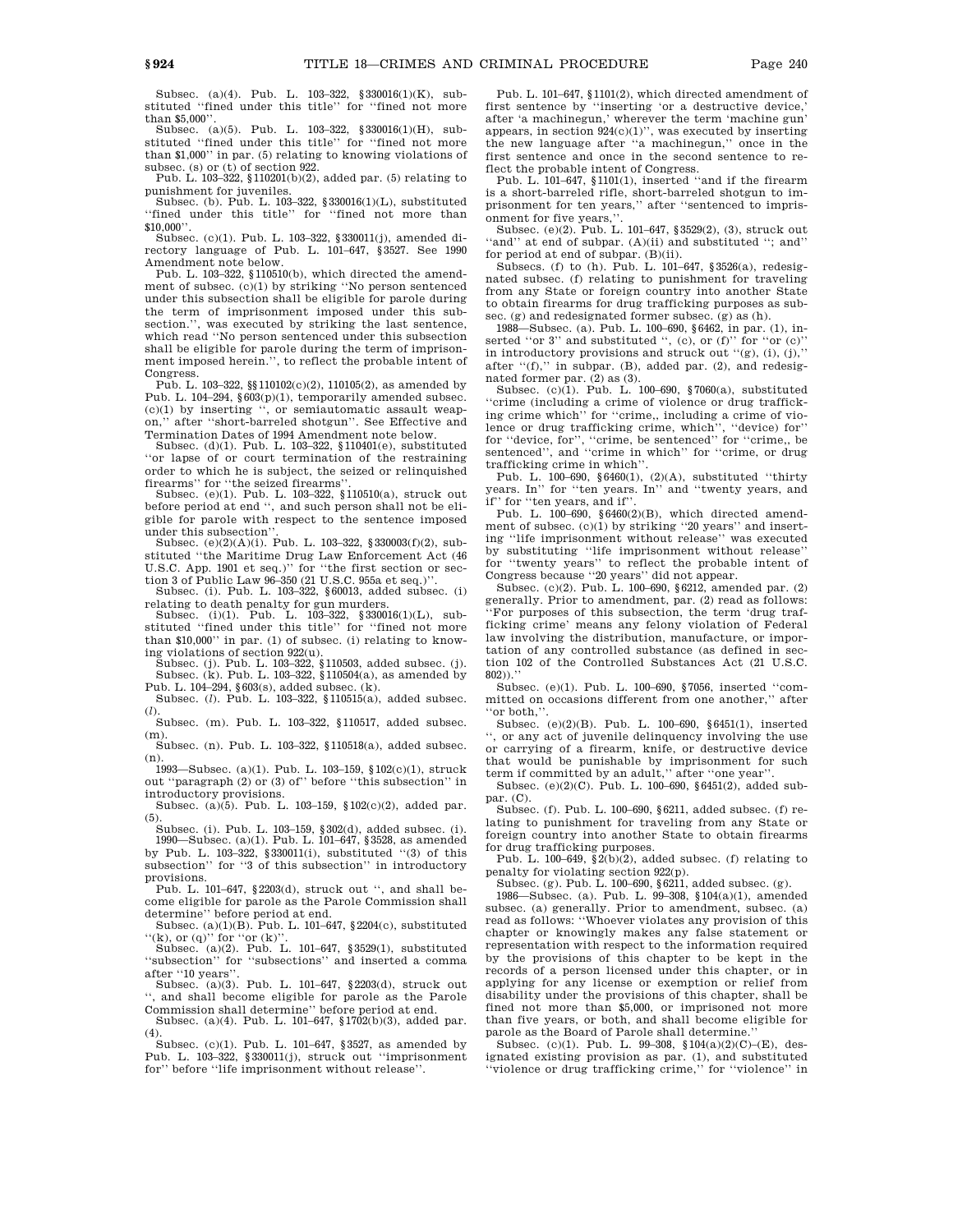Subsec. (a)(4). Pub. L. 103–322, §330016(1)(K), substituted "fined under this title" for "fined not more than $5,000".

Subsec. (a)(5). Pub. L. 103–322, §330016(1)(H), substituted "fined under this title" for "fined not more than $1,000" in par. (5) relating to knowing violations of subsec. (s) or (t) of section 922.

Pub. L. 103–322, §110201(b)(2), added par. (5) relating to punishment for juveniles.

Subsec. (b). Pub. L. 103–322, §330016(1)(L), substituted "fined under this title" for "fined not more than $10,000".

Subsec. (c)(1). Pub. L. 103–322, §330011(j), amended directory language of Pub. L. 101–647, §3527. See 1990 Amendment note below.

Pub. L. 103–322, §110510(b), which directed the amendment of subsec. (c)(1) by striking "No person sentenced under this subsection shall be eligible for parole during the term of imprisonment imposed under this subsection.", was executed by striking the last sentence, which read "No person sentenced under this subsection shall be eligible for parole during the term of imprisonment imposed herein.", to reflect the probable intent of Congress.

Pub. L. 103–322, §§110102(c)(2), 110105(2), as amended by Pub. L. 104–294, §603(p)(1), temporarily amended subsec. (c)(1) by inserting ", or semiautomatic assault weapon," after "short-barreled shotgun". See Effective and Termination Dates of 1994 Amendment note below.

Subsec. (d)(1). Pub. L. 103–322, §110401(e), substituted "or lapse of or court termination of the restraining order to which he is subject, the seized or relinquished firearms" for "the seized firearms".

Subsec. (e)(1). Pub. L. 103–322, §110510(a), struck out before period at end ", and such person shall not be eligible for parole with respect to the sentence imposed under this subsection".

Subsec. (e)(2)(A)(i). Pub. L. 103–322, §330003(f)(2), substituted "the Maritime Drug Law Enforcement Act (46 U.S.C. App. 1901 et seq.)" for "the first section or section 3 of Public Law 96–350 (21 U.S.C. 955a et seq.)".

Subsec. (i). Pub. L. 103–322, §60013, added subsec. (i) relating to death penalty for gun murders.

Subsec. (i)(1). Pub. L. 103–322, §330016(1)(L), substituted "fined under this title" for "fined not more than $10,000" in par. (1) of subsec. (i) relating to knowing violations of section 922(u).

Subsec. (j). Pub. L. 103–322, §110503, added subsec. (j).

Subsec. (k). Pub. L. 103–322, §110504(a), as amended by Pub. L. 104–294, §603(s), added subsec. (k).

Subsec. (*l*). Pub. L. 103–322, §110515(a), added subsec. (*l*).

Subsec. (m). Pub. L. 103–322, §110517, added subsec. (m).

Subsec. (n). Pub. L. 103–322, §110518(a), added subsec. (n).

1993—Subsec. (a)(1). Pub. L. 103–159, §102(c)(1), struck out "paragraph (2) or (3) of" before "this subsection" in introductory provisions.

Subsec. (a)(5). Pub. L. 103–159, §102(c)(2), added par. (5).

Subsec. (i). Pub. L. 103–159, §302(d), added subsec. (i).

1990—Subsec. (a)(1). Pub. L. 101–647, §3528, as amended by Pub. L. 103–322, §330011(i), substituted "(3) of this subsection" for "3 of this subsection" in introductory provisions.

Pub. L. 101–647, §2203(d), struck out ", and shall become eligible for parole as the Parole Commission shall determine" before period at end.

Subsec. (a)(1)(B). Pub. L. 101–647, §2204(c), substituted "(k), or (q)" for "or (k)".

Subsec. (a)(2). Pub. L. 101–647, §3529(1), substituted "subsection" for "subsections" and inserted a comma after "10 years".

Subsec. (a)(3). Pub. L. 101–647, §2203(d), struck out ", and shall become eligible for parole as the Parole Commission shall determine" before period at end.

Subsec. (a)(4). Pub. L. 101–647, §1702(b)(3), added par. (4).

Subsec. (c)(1). Pub. L. 101–647, §3527, as amended by Pub. L. 103–322, §330011(j), struck out "imprisonment for" before "life imprisonment without release".

Pub. L. 101–647, §1101(2), which directed amendment of first sentence by "inserting 'or a destructive device,' after 'a machinegun,' wherever the term 'machine gun' appears, in section 924(c)(1)", was executed by inserting the new language after "a machinegun," once in the first sentence and once in the second sentence to reflect the probable intent of Congress.

Pub. L. 101–647, §1101(1), inserted "and if the firearm is a short-barreled rifle, short-barreled shotgun to imprisonment for ten years," after "sentenced to imprisonment for five years,".

Subsec. (e)(2). Pub. L. 101–647, §3529(2), (3), struck out "and" at end of subpar. (A)(ii) and substituted "; and" for period at end of subpar. (B)(ii).

Subsecs. (f) to (h). Pub. L. 101–647, §3526(a), redesignated subsec. (f) relating to punishment for traveling from any State or foreign country into another State to obtain firearms for drug trafficking purposes as subsec. (g) and redesignated former subsec. (g) as (h).

1988—Subsec. (a). Pub. L. 100–690, §6462, in par. (1), inserted "or 3" and substituted ", (c), or (f)" for "or (c)" in introductory provisions and struck out "(g), (i), (j)," after "(f)," in subpar. (B), added par. (2), and redesignated former par. (2) as (3).

Subsec. (c)(1). Pub. L. 100–690, §7060(a), substituted "crime (including a crime of violence or drug trafficking crime which" for "crime,, including a crime of violence or drug trafficking crime, which", "device) for" for "device, for", "crime, be sentenced" for "crime,, be sentenced", and "crime in which" for "crime, or drug trafficking crime in which".

Pub. L. 100–690, §6460(1), (2)(A), substituted "thirty years. In" for "ten years. In" and "twenty years, and if" for "ten years, and if".

Pub. L. 100–690, §6460(2)(B), which directed amendment of subsec. (c)(1) by striking "20 years" and inserting "life imprisonment without release" was executed by substituting "life imprisonment without release" for "twenty years" to reflect the probable intent of Congress because "20 years" did not appear.

Subsec. (c)(2). Pub. L. 100–690, §6212, amended par. (2) generally. Prior to amendment, par. (2) read as follows: "For purposes of this subsection, the term 'drug trafficking crime' means any felony violation of Federal law involving the distribution, manufacture, or importation of any controlled substance (as defined in section 102 of the Controlled Substances Act (21 U.S.C. 802))."

Subsec. (e)(1). Pub. L. 100–690, §7056, inserted "committed on occasions different from one another," after "or both,".

Subsec. (e)(2)(B). Pub. L. 100–690, §6451(1), inserted ", or any act of juvenile delinquency involving the use or carrying of a firearm, knife, or destructive device that would be punishable by imprisonment for such term if committed by an adult," after "one year".

Subsec. (e)(2)(C). Pub. L. 100–690, §6451(2), added subpar. (C).

Subsec. (f). Pub. L. 100–690, §6211, added subsec. (f) relating to punishment for traveling from any State or foreign country into another State to obtain firearms for drug trafficking purposes.

Pub. L. 100–649, §2(b)(2), added subsec. (f) relating to penalty for violating section 922(p).

Subsec. (g). Pub. L. 100–690, §6211, added subsec. (g).

1986—Subsec. (a). Pub. L. 99–308, §104(a)(1), amended subsec. (a) generally. Prior to amendment, subsec. (a) read as follows: "Whoever violates any provision of this chapter or knowingly makes any false statement or representation with respect to the information required by the provisions of this chapter to be kept in the records of a person licensed under this chapter, or in applying for any license or exemption or relief from disability under the provisions of this chapter, shall be fined not more than $5,000, or imprisoned not more than five years, or both, and shall become eligible for parole as the Board of Parole shall determine."

Subsec. (c)(1). Pub. L. 99–308, §104(a)(2)(C)–(E), designated existing provision as par. (1), and substituted "violence or drug trafficking crime," for "violence" in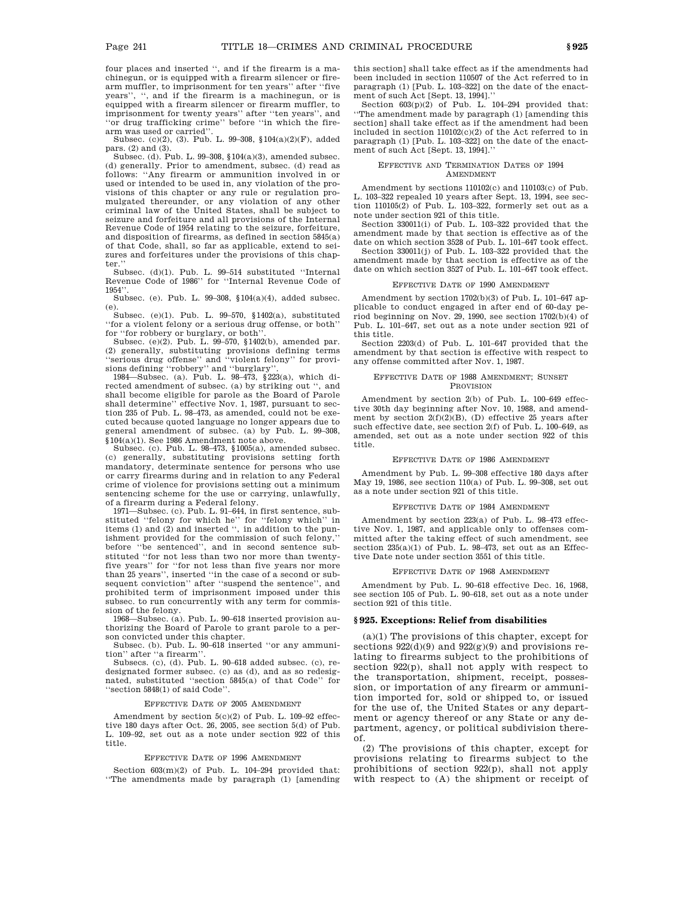four places and inserted '', and if the firearm is a machinegun, or is equipped with a firearm silencer or firearm muffler, to imprisonment for ten years'' after ''five years'', '', and if the firearm is a machinegun, or is equipped with a firearm silencer or firearm muffler, to imprisonment for twenty years'' after ''ten years'', and ''or drug trafficking crime'' before ''in which the firearm was used or carried''.

Subsec. (c)(2), (3). Pub. L. 99–308, §104(a)(2)(F), added pars. (2) and (3).

Subsec. (d). Pub. L. 99–308, §104(a)(3), amended subsec. (d) generally. Prior to amendment, subsec. (d) read as follows: ''Any firearm or ammunition involved in or used or intended to be used in, any violation of the provisions of this chapter or any rule or regulation promulgated thereunder, or any violation of any other criminal law of the United States, shall be subject to seizure and forfeiture and all provisions of the Internal Revenue Code of 1954 relating to the seizure, forfeiture, and disposition of firearms, as defined in section 5845(a) of that Code, shall, so far as applicable, extend to seizures and forfeitures under the provisions of this chapter.''

Subsec. (d)(1). Pub. L. 99–514 substituted ''Internal Revenue Code of 1986'' for ''Internal Revenue Code of 1954''.

Subsec. (e). Pub. L. 99–308, §104(a)(4), added subsec. (e).

Subsec. (e)(1). Pub. L. 99–570, §1402(a), substituted ''for a violent felony or a serious drug offense, or both'' for ''for robbery or burglary, or both''.

Subsec. (e)(2). Pub. L. 99–570, §1402(b), amended par. (2) generally, substituting provisions defining terms ''serious drug offense'' and ''violent felony'' for provisions defining ''robbery'' and ''burglary''.

1984—Subsec. (a). Pub. L. 98–473, §223(a), which directed amendment of subsec. (a) by striking out '', and shall become eligible for parole as the Board of Parole shall determine'' effective Nov. 1, 1987, pursuant to section 235 of Pub. L. 98–473, as amended, could not be executed because quoted language no longer appears due to general amendment of subsec. (a) by Pub. L. 99–308, §104(a)(1). See 1986 Amendment note above.

Subsec. (c). Pub. L. 98–473, §1005(a), amended subsec. (c) generally, substituting provisions setting forth mandatory, determinate sentence for persons who use or carry firearms during and in relation to any Federal crime of violence for provisions setting out a minimum sentencing scheme for the use or carrying, unlawfully, of a firearm during a Federal felony.

1971—Subsec. (c). Pub. L. 91–644, in first sentence, substituted ''felony for which he'' for ''felony which'' in items (1) and (2) and inserted '', in addition to the punishment provided for the commission of such felony,'' before ''be sentenced'', and in second sentence substituted ''for not less than two nor more than twenty-five years'' for ''for not less than five years nor more than 25 years'', inserted ''in the case of a second or subsequent conviction'' after ''suspend the sentence'', and prohibited term of imprisonment imposed under this subsec. to run concurrently with any term for commission of the felony.

1968—Subsec. (a). Pub. L. 90–618 inserted provision authorizing the Board of Parole to grant parole to a person convicted under this chapter.

Subsec. (b). Pub. L. 90–618 inserted ''or any ammunition'' after ''a firearm''.

Subsecs. (c), (d). Pub. L. 90–618 added subsec. (c), redesignated former subsec. (c) as (d), and as so redesignated, substituted ''section 5845(a) of that Code'' for ''section 5848(1) of said Code''.

EFFECTIVE DATE OF 2005 AMENDMENT

Amendment by section 5(c)(2) of Pub. L. 109–92 effective 180 days after Oct. 26, 2005, see section 5(d) of Pub. L. 109–92, set out as a note under section 922 of this title.

EFFECTIVE DATE OF 1996 AMENDMENT

Section 603(m)(2) of Pub. L. 104–294 provided that: ''The amendments made by paragraph (1) [amending this section] shall take effect as if the amendments had been included in section 110507 of the Act referred to in paragraph (1) [Pub. L. 103–322] on the date of the enactment of such Act [Sept. 13, 1994].''

Section 603(p)(2) of Pub. L. 104–294 provided that: ''The amendment made by paragraph (1) [amending this section] shall take effect as if the amendment had been included in section 110102(c)(2) of the Act referred to in paragraph (1) [Pub. L. 103–322] on the date of the enactment of such Act [Sept. 13, 1994].''

EFFECTIVE AND TERMINATION DATES OF 1994 AMENDMENT

Amendment by sections 110102(c) and 110103(c) of Pub. L. 103–322 repealed 10 years after Sept. 13, 1994, see section 110105(2) of Pub. L. 103–322, formerly set out as a note under section 921 of this title.

Section 330011(i) of Pub. L. 103–322 provided that the amendment made by that section is effective as of the date on which section 3528 of Pub. L. 101–647 took effect.

Section 330011(j) of Pub. L. 103–322 provided that the amendment made by that section is effective as of the date on which section 3527 of Pub. L. 101–647 took effect.

EFFECTIVE DATE OF 1990 AMENDMENT

Amendment by section 1702(b)(3) of Pub. L. 101–647 applicable to conduct engaged in after end of 60-day period beginning on Nov. 29, 1990, see section 1702(b)(4) of Pub. L. 101–647, set out as a note under section 921 of this title.

Section 2203(d) of Pub. L. 101–647 provided that the amendment by that section is effective with respect to any offense committed after Nov. 1, 1987.

EFFECTIVE DATE OF 1988 AMENDMENT; SUNSET PROVISION

Amendment by section 2(b) of Pub. L. 100–649 effective 30th day beginning after Nov. 10, 1988, and amendment by section 2(f)(2)(B), (D) effective 25 years after such effective date, see section 2(f) of Pub. L. 100–649, as amended, set out as a note under section 922 of this title.

EFFECTIVE DATE OF 1986 AMENDMENT

Amendment by Pub. L. 99–308 effective 180 days after May 19, 1986, see section 110(a) of Pub. L. 99–308, set out as a note under section 921 of this title.

EFFECTIVE DATE OF 1984 AMENDMENT

Amendment by section 223(a) of Pub. L. 98–473 effective Nov. 1, 1987, and applicable only to offenses committed after the taking effect of such amendment, see section 235(a)(1) of Pub. L. 98–473, set out as an Effective Date note under section 3551 of this title.

EFFECTIVE DATE OF 1968 AMENDMENT

Amendment by Pub. L. 90–618 effective Dec. 16, 1968, see section 105 of Pub. L. 90–618, set out as a note under section 921 of this title.

## § 925. Exceptions: Relief from disabilities

(a)(1) The provisions of this chapter, except for sections 922(d)(9) and 922(g)(9) and provisions relating to firearms subject to the prohibitions of section 922(p), shall not apply with respect to the transportation, shipment, receipt, possession, or importation of any firearm or ammunition imported for, sold or shipped to, or issued for the use of, the United States or any department or agency thereof or any State or any department, agency, or political subdivision thereof.

(2) The provisions of this chapter, except for provisions relating to firearms subject to the prohibitions of section 922(p), shall not apply with respect to (A) the shipment or receipt of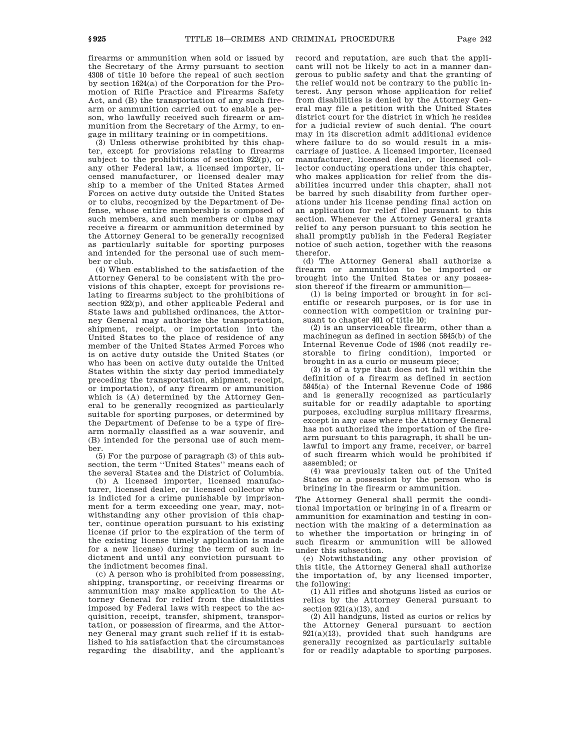firearms or ammunition when sold or issued by the Secretary of the Army pursuant to section 4308 of title 10 before the repeal of such section by section 1624(a) of the Corporation for the Promotion of Rifle Practice and Firearms Safety Act, and (B) the transportation of any such firearm or ammunition carried out to enable a person, who lawfully received such firearm or ammunition from the Secretary of the Army, to engage in military training or in competitions.

(3) Unless otherwise prohibited by this chapter, except for provisions relating to firearms subject to the prohibitions of section 922(p), or any other Federal law, a licensed importer, licensed manufacturer, or licensed dealer may ship to a member of the United States Armed Forces on active duty outside the United States or to clubs, recognized by the Department of Defense, whose entire membership is composed of such members, and such members or clubs may receive a firearm or ammunition determined by the Attorney General to be generally recognized as particularly suitable for sporting purposes and intended for the personal use of such member or club.

(4) When established to the satisfaction of the Attorney General to be consistent with the provisions of this chapter, except for provisions relating to firearms subject to the prohibitions of section 922(p), and other applicable Federal and State laws and published ordinances, the Attorney General may authorize the transportation, shipment, receipt, or importation into the United States to the place of residence of any member of the United States Armed Forces who is on active duty outside the United States (or who has been on active duty outside the United States within the sixty day period immediately preceding the transportation, shipment, receipt, or importation), of any firearm or ammunition which is (A) determined by the Attorney General to be generally recognized as particularly suitable for sporting purposes, or determined by the Department of Defense to be a type of firearm normally classified as a war souvenir, and (B) intended for the personal use of such member.

(5) For the purpose of paragraph (3) of this subsection, the term "United States" means each of the several States and the District of Columbia.

(b) A licensed importer, licensed manufacturer, licensed dealer, or licensed collector who is indicted for a crime punishable by imprisonment for a term exceeding one year, may, notwithstanding any other provision of this chapter, continue operation pursuant to his existing license (if prior to the expiration of the term of the existing license timely application is made for a new license) during the term of such indictment and until any conviction pursuant to the indictment becomes final.

(c) A person who is prohibited from possessing, shipping, transporting, or receiving firearms or ammunition may make application to the Attorney General for relief from the disabilities imposed by Federal laws with respect to the acquisition, receipt, transfer, shipment, transportation, or possession of firearms, and the Attorney General may grant such relief if it is established to his satisfaction that the circumstances regarding the disability, and the applicant's record and reputation, are such that the applicant will not be likely to act in a manner dangerous to public safety and that the granting of the relief would not be contrary to the public interest. Any person whose application for relief from disabilities is denied by the Attorney General may file a petition with the United States district court for the district in which he resides for a judicial review of such denial. The court may in its discretion admit additional evidence where failure to do so would result in a miscarriage of justice. A licensed importer, licensed manufacturer, licensed dealer, or licensed collector conducting operations under this chapter, who makes application for relief from the disabilities incurred under this chapter, shall not be barred by such disability from further operations under his license pending final action on an application for relief filed pursuant to this section. Whenever the Attorney General grants relief to any person pursuant to this section he shall promptly publish in the Federal Register notice of such action, together with the reasons therefor.

(d) The Attorney General shall authorize a firearm or ammunition to be imported or brought into the United States or any possession thereof if the firearm or ammunition—

(1) is being imported or brought in for scientific or research purposes, or is for use in connection with competition or training pursuant to chapter 401 of title 10;

(2) is an unserviceable firearm, other than a machinegun as defined in section 5845(b) of the Internal Revenue Code of 1986 (not readily restorable to firing condition), imported or brought in as a curio or museum piece;

(3) is of a type that does not fall within the definition of a firearm as defined in section 5845(a) of the Internal Revenue Code of 1986 and is generally recognized as particularly suitable for or readily adaptable to sporting purposes, excluding surplus military firearms, except in any case where the Attorney General has not authorized the importation of the firearm pursuant to this paragraph, it shall be unlawful to import any frame, receiver, or barrel of such firearm which would be prohibited if assembled; or

(4) was previously taken out of the United States or a possession by the person who is bringing in the firearm or ammunition.

The Attorney General shall permit the conditional importation or bringing in of a firearm or ammunition for examination and testing in connection with the making of a determination as to whether the importation or bringing in of such firearm or ammunition will be allowed under this subsection.

(e) Notwithstanding any other provision of this title, the Attorney General shall authorize the importation of, by any licensed importer, the following:

(1) All rifles and shotguns listed as curios or relics by the Attorney General pursuant to section 921(a)(13), and

(2) All handguns, listed as curios or relics by the Attorney General pursuant to section 921(a)(13), provided that such handguns are generally recognized as particularly suitable for or readily adaptable to sporting purposes.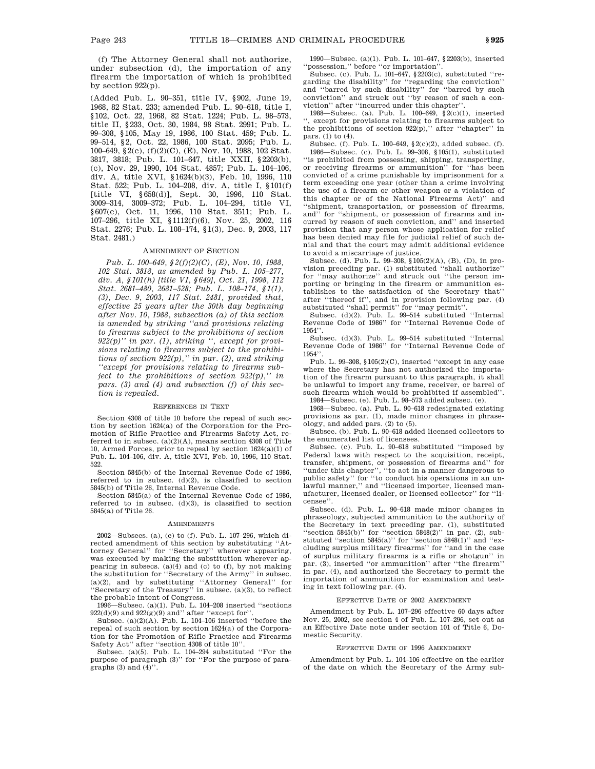(f) The Attorney General shall not authorize, under subsection (d), the importation of any firearm the importation of which is prohibited by section 922(p).

(Added Pub. L. 90–351, title IV, §902, June 19, 1968, 82 Stat. 233; amended Pub. L. 90–618, title I, §102, Oct. 22, 1968, 82 Stat. 1224; Pub. L. 98–573, title II, §233, Oct. 30, 1984, 98 Stat. 2991; Pub. L. 99–308, §105, May 19, 1986, 100 Stat. 459; Pub. L. 99–514, §2, Oct. 22, 1986, 100 Stat. 2095; Pub. L. 100–649, §2(c), (f)(2)(C), (E), Nov. 10, 1988, 102 Stat. 3817, 3818; Pub. L. 101–647, title XXII, §2203(b), (c), Nov. 29, 1990, 104 Stat. 4857; Pub. L. 104–106, div. A, title XVI, §1624(b)(3), Feb. 10, 1996, 110 Stat. 522; Pub. L. 104–208, div. A, title I, §101(f) [title VI, §658(d)], Sept. 30, 1996, 110 Stat. 3009–314, 3009–372; Pub. L. 104–294, title VI, §607(c), Oct. 11, 1996, 110 Stat. 3511; Pub. L. 107–296, title XI, §1112(f)(6), Nov. 25, 2002, 116 Stat. 2276; Pub. L. 108–174, §1(3), Dec. 9, 2003, 117 Stat. 2481.)

### AMENDMENT OF SECTION

*Pub. L. 100–649, §2(f)(2)(C), (E), Nov. 10, 1988, 102 Stat. 3818, as amended by Pub. L. 105–277, div. A, §101(h) [title VI, §649], Oct. 21, 1998, 112 Stat. 2681–480, 2681–528; Pub. L. 108–174, §1(1), (3), Dec. 9, 2003, 117 Stat. 2481, provided that, effective 25 years after the 30th day beginning after Nov. 10, 1988, subsection (a) of this section is amended by striking ''and provisions relating to firearms subject to the prohibitions of section 922(p)'' in par. (1), striking '', except for provisions relating to firearms subject to the prohibitions of section 922(p),'' in par. (2), and striking ''except for provisions relating to firearms subject to the prohibitions of section 922(p),'' in pars. (3) and (4) and subsection (f) of this section is repealed.*

### REFERENCES IN TEXT

Section 4308 of title 10 before the repeal of such section by section 1624(a) of the Corporation for the Promotion of Rifle Practice and Firearms Safety Act, referred to in subsec. (a)(2)(A), means section 4308 of Title 10, Armed Forces, prior to repeal by section 1624(a)(1) of Pub. L. 104–106, div. A, title XVI, Feb. 10, 1996, 110 Stat. 522.

Section 5845(b) of the Internal Revenue Code of 1986, referred to in subsec. (d)(2), is classified to section 5845(b) of Title 26, Internal Revenue Code.

Section 5845(a) of the Internal Revenue Code of 1986, referred to in subsec. (d)(3), is classified to section 5845(a) of Title 26.

### AMENDMENTS

2002—Subsecs. (a), (c) to (f). Pub. L. 107–296, which directed amendment of this section by substituting ''Attorney General'' for ''Secretary'' wherever appearing, was executed by making the substitution wherever appearing in subsecs. (a)(4) and (c) to (f), by not making the substitution for ''Secretary of the Army'' in subsec. (a)(2), and by substituting ''Attorney General'' for ''Secretary of the Treasury'' in subsec. (a)(3), to reflect the probable intent of Congress.

1996—Subsec. (a)(1). Pub. L. 104–208 inserted ''sections 922(d)(9) and 922(g)(9) and'' after ''except for''.

Subsec. (a)(2)(A). Pub. L. 104–106 inserted ''before the repeal of such section by section 1624(a) of the Corporation for the Promotion of Rifle Practice and Firearms Safety Act'' after ''section 4308 of title 10''.

Subsec. (a)(5). Pub. L. 104–294 substituted ''For the purpose of paragraph (3)'' for ''For the purpose of paragraphs (3) and (4)''.

1990—Subsec. (a)(1). Pub. L. 101–647, §2203(b), inserted ''possession,'' before ''or importation''.

Subsec. (c). Pub. L. 101–647, §2203(c), substituted ''regarding the disability'' for ''regarding the conviction'' and ''barred by such disability'' for ''barred by such conviction'' and struck out ''by reason of such a conviction'' after ''incurred under this chapter''.

1988—Subsec. (a). Pub. L. 100–649, §2(c)(1), inserted '', except for provisions relating to firearms subject to the prohibitions of section 922(p),'' after ''chapter'' in pars. (1) to (4).

Subsec. (f). Pub. L. 100–649, §2(c)(2), added subsec. (f).

1986—Subsec. (c). Pub. L. 99–308, §105(1), substituted ''is prohibited from possessing, shipping, transporting, or receiving firearms or ammunition'' for ''has been convicted of a crime punishable by imprisonment for a term exceeding one year (other than a crime involving the use of a firearm or other weapon or a violation of this chapter or of the National Firearms Act)'' and ''shipment, transportation, or possession of firearms, and'' for ''shipment, or possession of firearms and incurred by reason of such conviction, and'' and inserted provision that any person whose application for relief has been denied may file for judicial relief of such denial and that the court may admit additional evidence to avoid a miscarriage of justice.

Subsec. (d). Pub. L. 99–308, §105(2)(A), (B), (D), in provision preceding par. (1) substituted ''shall authorize'' for ''may authorize'' and struck out ''the person importing or bringing in the firearm or ammunition establishes to the satisfaction of the Secretary that'' after ''thereof if'', and in provision following par. (4) substituted ''shall permit'' for ''may permit''.

Subsec. (d)(2). Pub. L. 99–514 substituted ''Internal Revenue Code of 1986'' for ''Internal Revenue Code of 1954''.

Subsec. (d)(3). Pub. L. 99–514 substituted ''Internal Revenue Code of 1986'' for ''Internal Revenue Code of 1954''.

Pub. L. 99–308, §105(2)(C), inserted ''except in any case where the Secretary has not authorized the importation of the firearm pursuant to this paragraph, it shall be unlawful to import any frame, receiver, or barrel of such firearm which would be prohibited if assembled''.

1984—Subsec. (e). Pub. L. 98–573 added subsec. (e).

1968—Subsec. (a). Pub. L. 90–618 redesignated existing provisions as par. (1), made minor changes in phraseology, and added pars. (2) to (5).

Subsec. (b). Pub. L. 90–618 added licensed collectors to the enumerated list of licensees.

Subsec. (c). Pub. L. 90–618 substituted ''imposed by Federal laws with respect to the acquisition, receipt, transfer, shipment, or possession of firearms and'' for ''under this chapter'', ''to act in a manner dangerous to public safety'' for ''to conduct his operations in an unlawful manner,'' and ''licensed importer, licensed manufacturer, licensed dealer, or licensed collector'' for ''licensee''.

Subsec. (d). Pub. L. 90–618 made minor changes in phraseology, subjected ammunition to the authority of the Secretary in text preceding par. (1), substituted ''section 5845(b)'' for ''section 5848(2)'' in par. (2), substituted ''section 5845(a)'' for ''section 5848(1)'' and ''excluding surplus military firearms'' for ''and in the case of surplus military firearms is a rifle or shotgun'' in par. (3), inserted ''or ammunition'' after ''the firearm'' in par. (4), and authorized the Secretary to permit the importation of ammunition for examination and testing in text following par. (4).

### EFFECTIVE DATE OF 2002 AMENDMENT

Amendment by Pub. L. 107–296 effective 60 days after Nov. 25, 2002, see section 4 of Pub. L. 107–296, set out as an Effective Date note under section 101 of Title 6, Domestic Security.

### EFFECTIVE DATE OF 1996 AMENDMENT

Amendment by Pub. L. 104–106 effective on the earlier of the date on which the Secretary of the Army sub-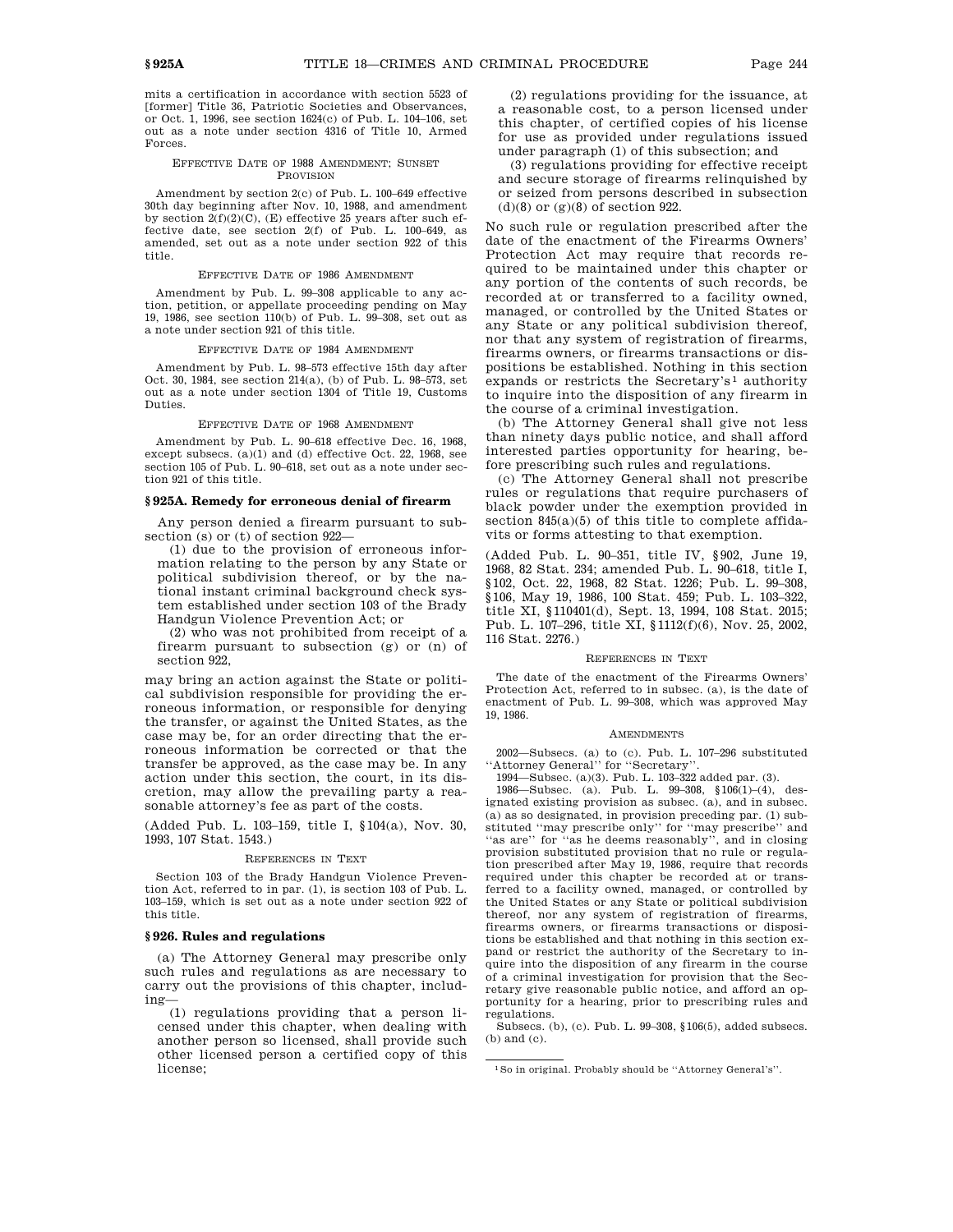mits a certification in accordance with section 5523 of [former] Title 36, Patriotic Societies and Observances, or Oct. 1, 1996, see section 1624(c) of Pub. L. 104–106, set out as a note under section 4316 of Title 10, Armed Forces.

EFFECTIVE DATE OF 1988 AMENDMENT; SUNSET PROVISION

Amendment by section 2(c) of Pub. L. 100–649 effective 30th day beginning after Nov. 10, 1988, and amendment by section 2(f)(2)(C), (E) effective 25 years after such effective date, see section 2(f) of Pub. L. 100–649, as amended, set out as a note under section 922 of this title.

EFFECTIVE DATE OF 1986 AMENDMENT

Amendment by Pub. L. 99–308 applicable to any action, petition, or appellate proceeding pending on May 19, 1986, see section 110(b) of Pub. L. 99–308, set out as a note under section 921 of this title.

EFFECTIVE DATE OF 1984 AMENDMENT

Amendment by Pub. L. 98–573 effective 15th day after Oct. 30, 1984, see section 214(a), (b) of Pub. L. 98–573, set out as a note under section 1304 of Title 19, Customs Duties.

EFFECTIVE DATE OF 1968 AMENDMENT

Amendment by Pub. L. 90–618 effective Dec. 16, 1968, except subsecs. (a)(1) and (d) effective Oct. 22, 1968, see section 105 of Pub. L. 90–618, set out as a note under section 921 of this title.

### § 925A. Remedy for erroneous denial of firearm

Any person denied a firearm pursuant to subsection (s) or (t) of section 922—

(1) due to the provision of erroneous information relating to the person by any State or political subdivision thereof, or by the national instant criminal background check system established under section 103 of the Brady Handgun Violence Prevention Act; or

(2) who was not prohibited from receipt of a firearm pursuant to subsection (g) or (n) of section 922,

may bring an action against the State or political subdivision responsible for providing the erroneous information, or responsible for denying the transfer, or against the United States, as the case may be, for an order directing that the erroneous information be corrected or that the transfer be approved, as the case may be. In any action under this section, the court, in its discretion, may allow the prevailing party a reasonable attorney's fee as part of the costs.

(Added Pub. L. 103–159, title I, § 104(a), Nov. 30, 1993, 107 Stat. 1543.)

REFERENCES IN TEXT

Section 103 of the Brady Handgun Violence Prevention Act, referred to in par. (1), is section 103 of Pub. L. 103–159, which is set out as a note under section 922 of this title.

### § 926. Rules and regulations

(a) The Attorney General may prescribe only such rules and regulations as are necessary to carry out the provisions of this chapter, including—

(1) regulations providing that a person licensed under this chapter, when dealing with another person so licensed, shall provide such other licensed person a certified copy of this license;

(2) regulations providing for the issuance, at a reasonable cost, to a person licensed under this chapter, of certified copies of his license for use as provided under regulations issued under paragraph (1) of this subsection; and

(3) regulations providing for effective receipt and secure storage of firearms relinquished by or seized from persons described in subsection (d)(8) or (g)(8) of section 922.

No such rule or regulation prescribed after the date of the enactment of the Firearms Owners' Protection Act may require that records required to be maintained under this chapter or any portion of the contents of such records, be recorded at or transferred to a facility owned, managed, or controlled by the United States or any State or any political subdivision thereof, nor that any system of registration of firearms, firearms owners, or firearms transactions or dispositions be established. Nothing in this section expands or restricts the Secretary's[1] authority to inquire into the disposition of any firearm in the course of a criminal investigation.

(b) The Attorney General shall give not less than ninety days public notice, and shall afford interested parties opportunity for hearing, before prescribing such rules and regulations.

(c) The Attorney General shall not prescribe rules or regulations that require purchasers of black powder under the exemption provided in section 845(a)(5) of this title to complete affidavits or forms attesting to that exemption.

(Added Pub. L. 90–351, title IV, § 902, June 19, 1968, 82 Stat. 234; amended Pub. L. 90–618, title I, § 102, Oct. 22, 1968, 82 Stat. 1226; Pub. L. 99–308, § 106, May 19, 1986, 100 Stat. 459; Pub. L. 103–322, title XI, § 110401(d), Sept. 13, 1994, 108 Stat. 2015; Pub. L. 107–296, title XI, § 1112(f)(6), Nov. 25, 2002, 116 Stat. 2276.)

REFERENCES IN TEXT

The date of the enactment of the Firearms Owners' Protection Act, referred to in subsec. (a), is the date of enactment of Pub. L. 99–308, which was approved May 19, 1986.

AMENDMENTS

2002—Subsecs. (a) to (c). Pub. L. 107–296 substituted "Attorney General" for "Secretary".

1994—Subsec. (a)(3). Pub. L. 103–322 added par. (3).

1986—Subsec. (a). Pub. L. 99–308, § 106(1)–(4), designated existing provision as subsec. (a), and in subsec. (a) as so designated, in provision preceding par. (1) substituted "may prescribe only" for "may prescribe" and "as are" for "as he deems reasonably", and in closing provision substituted provision that no rule or regulation prescribed after May 19, 1986, require that records required under this chapter be recorded at or transferred to a facility owned, managed, or controlled by the United States or any State or political subdivision thereof, nor any system of registration of firearms, firearms owners, or firearms transactions or dispositions be established and that nothing in this section expand or restrict the authority of the Secretary to inquire into the disposition of any firearm in the course of a criminal investigation for provision that the Secretary give reasonable public notice, and afford an opportunity for a hearing, prior to prescribing rules and regulations.

Subsecs. (b), (c). Pub. L. 99–308, § 106(5), added subsecs. (b) and (c).

[1] So in original. Probably should be "Attorney General's".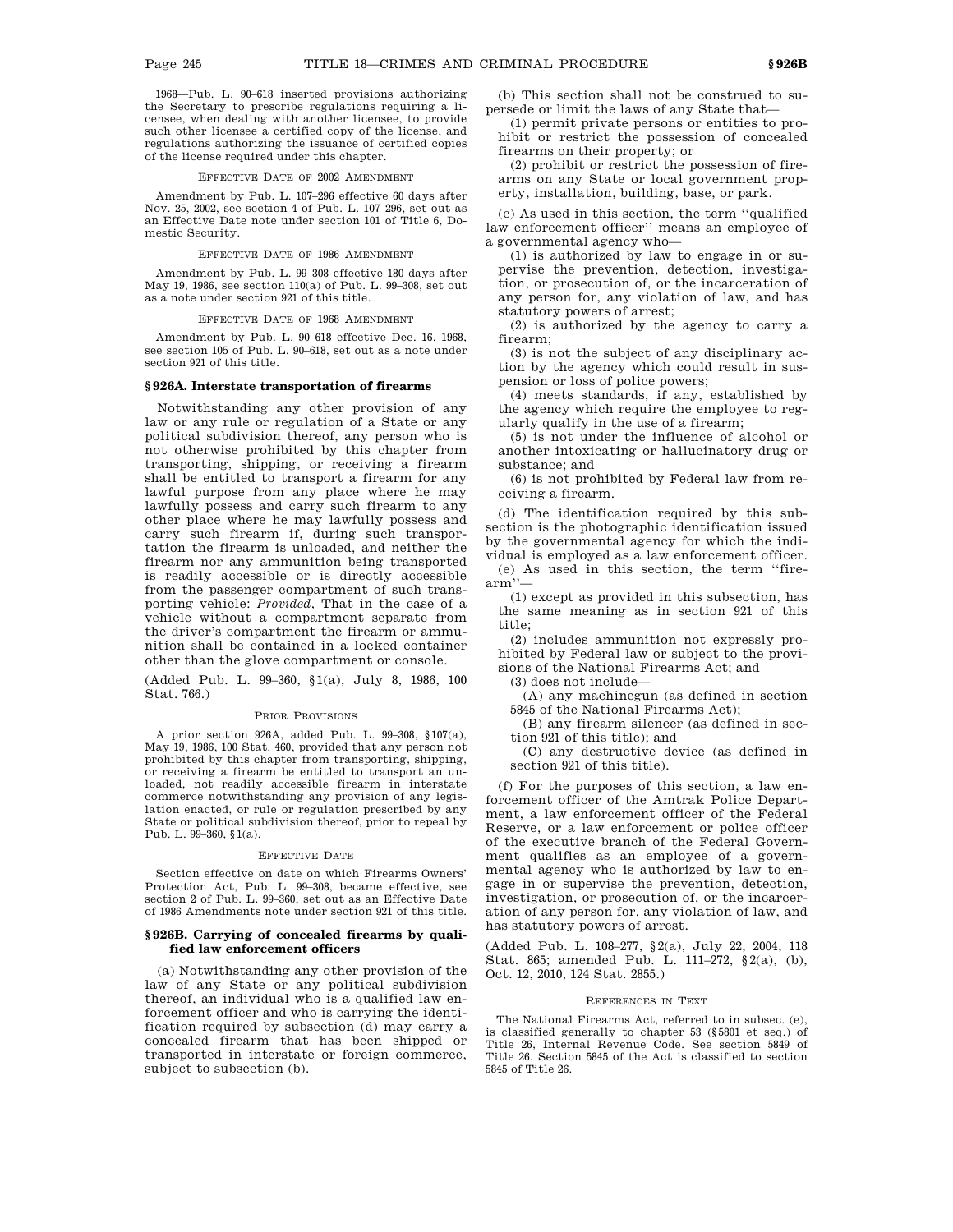1968—Pub. L. 90–618 inserted provisions authorizing the Secretary to prescribe regulations requiring a licensee, when dealing with another licensee, to provide such other licensee a certified copy of the license, and regulations authorizing the issuance of certified copies of the license required under this chapter.

EFFECTIVE DATE OF 2002 AMENDMENT

Amendment by Pub. L. 107–296 effective 60 days after Nov. 25, 2002, see section 4 of Pub. L. 107–296, set out as an Effective Date note under section 101 of Title 6, Domestic Security.

EFFECTIVE DATE OF 1986 AMENDMENT

Amendment by Pub. L. 99–308 effective 180 days after May 19, 1986, see section 110(a) of Pub. L. 99–308, set out as a note under section 921 of this title.

EFFECTIVE DATE OF 1968 AMENDMENT

Amendment by Pub. L. 90–618 effective Dec. 16, 1968, see section 105 of Pub. L. 90–618, set out as a note under section 921 of this title.

### § 926A. Interstate transportation of firearms

Notwithstanding any other provision of any law or any rule or regulation of a State or any political subdivision thereof, any person who is not otherwise prohibited by this chapter from transporting, shipping, or receiving a firearm shall be entitled to transport a firearm for any lawful purpose from any place where he may lawfully possess and carry such firearm to any other place where he may lawfully possess and carry such firearm if, during such transportation the firearm is unloaded, and neither the firearm nor any ammunition being transported is readily accessible or is directly accessible from the passenger compartment of such transporting vehicle: *Provided*, That in the case of a vehicle without a compartment separate from the driver's compartment the firearm or ammunition shall be contained in a locked container other than the glove compartment or console.

(Added Pub. L. 99–360, §1(a), July 8, 1986, 100 Stat. 766.)

PRIOR PROVISIONS

A prior section 926A, added Pub. L. 99–308, §107(a), May 19, 1986, 100 Stat. 460, provided that any person not prohibited by this chapter from transporting, shipping, or receiving a firearm be entitled to transport an unloaded, not readily accessible firearm in interstate commerce notwithstanding any provision of any legislation enacted, or rule or regulation prescribed by any State or political subdivision thereof, prior to repeal by Pub. L. 99–360, §1(a).

EFFECTIVE DATE

Section effective on date on which Firearms Owners' Protection Act, Pub. L. 99–308, became effective, see section 2 of Pub. L. 99–360, set out as an Effective Date of 1986 Amendments note under section 921 of this title.

### § 926B. Carrying of concealed firearms by qualified law enforcement officers

(a) Notwithstanding any other provision of the law of any State or any political subdivision thereof, an individual who is a qualified law enforcement officer and who is carrying the identification required by subsection (d) may carry a concealed firearm that has been shipped or transported in interstate or foreign commerce, subject to subsection (b).

(b) This section shall not be construed to supersede or limit the laws of any State that—

(1) permit private persons or entities to prohibit or restrict the possession of concealed firearms on their property; or

(2) prohibit or restrict the possession of firearms on any State or local government property, installation, building, base, or park.

(c) As used in this section, the term ''qualified law enforcement officer'' means an employee of a governmental agency who—

(1) is authorized by law to engage in or supervise the prevention, detection, investigation, or prosecution of, or the incarceration of any person for, any violation of law, and has statutory powers of arrest;

(2) is authorized by the agency to carry a firearm;

(3) is not the subject of any disciplinary action by the agency which could result in suspension or loss of police powers;

(4) meets standards, if any, established by the agency which require the employee to regularly qualify in the use of a firearm;

(5) is not under the influence of alcohol or another intoxicating or hallucinatory drug or substance; and

(6) is not prohibited by Federal law from receiving a firearm.

(d) The identification required by this subsection is the photographic identification issued by the governmental agency for which the individual is employed as a law enforcement officer.

(e) As used in this section, the term ''firearm''—

(1) except as provided in this subsection, has the same meaning as in section 921 of this title;

(2) includes ammunition not expressly prohibited by Federal law or subject to the provisions of the National Firearms Act; and

(3) does not include—

(A) any machinegun (as defined in section 5845 of the National Firearms Act);

(B) any firearm silencer (as defined in section 921 of this title); and

(C) any destructive device (as defined in section 921 of this title).

(f) For the purposes of this section, a law enforcement officer of the Amtrak Police Department, a law enforcement officer of the Federal Reserve, or a law enforcement or police officer of the executive branch of the Federal Government qualifies as an employee of a governmental agency who is authorized by law to engage in or supervise the prevention, detection, investigation, or prosecution of, or the incarceration of any person for, any violation of law, and has statutory powers of arrest.

(Added Pub. L. 108–277, §2(a), July 22, 2004, 118 Stat. 865; amended Pub. L. 111–272, §2(a), (b), Oct. 12, 2010, 124 Stat. 2855.)

REFERENCES IN TEXT

The National Firearms Act, referred to in subsec. (e), is classified generally to chapter 53 (§5801 et seq.) of Title 26, Internal Revenue Code. See section 5849 of Title 26. Section 5845 of the Act is classified to section 5845 of Title 26.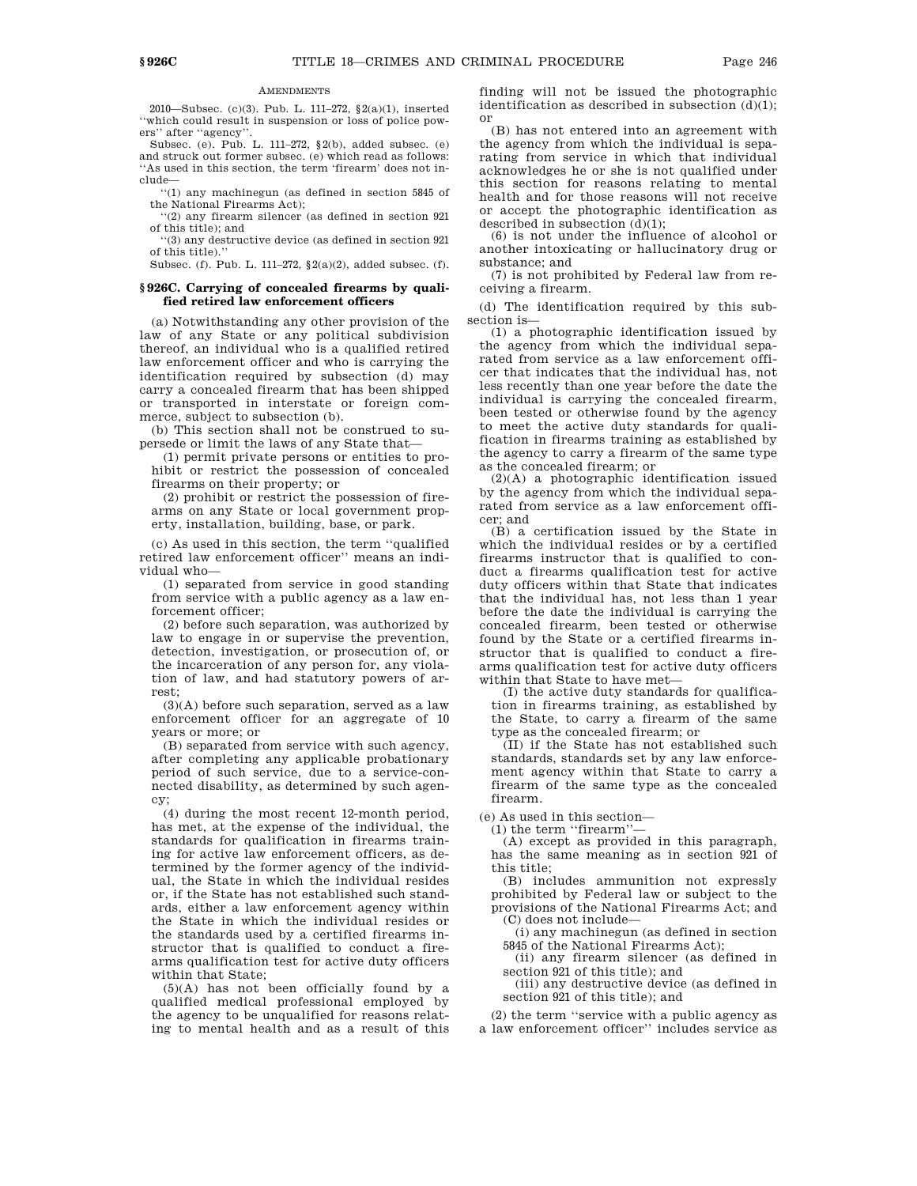AMENDMENTS

2010—Subsec. (c)(3). Pub. L. 111–272, §2(a)(1), inserted ''which could result in suspension or loss of police powers'' after ''agency''.

Subsec. (e). Pub. L. 111–272, §2(b), added subsec. (e) and struck out former subsec. (e) which read as follows: ''As used in this section, the term 'firearm' does not include—

''(1) any machinegun (as defined in section 5845 of the National Firearms Act);

''(2) any firearm silencer (as defined in section 921 of this title); and

''(3) any destructive device (as defined in section 921 of this title).''

Subsec. (f). Pub. L. 111–272, §2(a)(2), added subsec. (f).

## §926C. Carrying of concealed firearms by qualified retired law enforcement officers

(a) Notwithstanding any other provision of the law of any State or any political subdivision thereof, an individual who is a qualified retired law enforcement officer and who is carrying the identification required by subsection (d) may carry a concealed firearm that has been shipped or transported in interstate or foreign commerce, subject to subsection (b).

(b) This section shall not be construed to supersede or limit the laws of any State that—

(1) permit private persons or entities to prohibit or restrict the possession of concealed firearms on their property; or

(2) prohibit or restrict the possession of firearms on any State or local government property, installation, building, base, or park.

(c) As used in this section, the term ''qualified retired law enforcement officer'' means an individual who—

(1) separated from service in good standing from service with a public agency as a law enforcement officer;

(2) before such separation, was authorized by law to engage in or supervise the prevention, detection, investigation, or prosecution of, or the incarceration of any person for, any violation of law, and had statutory powers of arrest;

(3)(A) before such separation, served as a law enforcement officer for an aggregate of 10 years or more; or

(B) separated from service with such agency, after completing any applicable probationary period of such service, due to a service-connected disability, as determined by such agency;

(4) during the most recent 12-month period, has met, at the expense of the individual, the standards for qualification in firearms training for active law enforcement officers, as determined by the former agency of the individual, the State in which the individual resides or, if the State has not established such standards, either a law enforcement agency within the State in which the individual resides or the standards used by a certified firearms instructor that is qualified to conduct a firearms qualification test for active duty officers within that State;

(5)(A) has not been officially found by a qualified medical professional employed by the agency to be unqualified for reasons relating to mental health and as a result of this finding will not be issued the photographic identification as described in subsection (d)(1); or

(B) has not entered into an agreement with the agency from which the individual is separating from service in which that individual acknowledges he or she is not qualified under this section for reasons relating to mental health and for those reasons will not receive or accept the photographic identification as described in subsection (d)(1);

(6) is not under the influence of alcohol or another intoxicating or hallucinatory drug or substance; and

(7) is not prohibited by Federal law from receiving a firearm.

(d) The identification required by this subsection is—

(1) a photographic identification issued by the agency from which the individual separated from service as a law enforcement officer that indicates that the individual has, not less recently than one year before the date the individual is carrying the concealed firearm, been tested or otherwise found by the agency to meet the active duty standards for qualification in firearms training as established by the agency to carry a firearm of the same type as the concealed firearm; or

(2)(A) a photographic identification issued by the agency from which the individual separated from service as a law enforcement officer; and

(B) a certification issued by the State in which the individual resides or by a certified firearms instructor that is qualified to conduct a firearms qualification test for active duty officers within that State that indicates that the individual has, not less than 1 year before the date the individual is carrying the concealed firearm, been tested or otherwise found by the State or a certified firearms instructor that is qualified to conduct a firearms qualification test for active duty officers within that State to have met—

(I) the active duty standards for qualification in firearms training, as established by the State, to carry a firearm of the same type as the concealed firearm; or

(II) if the State has not established such standards, standards set by any law enforcement agency within that State to carry a firearm of the same type as the concealed firearm.

(e) As used in this section—

(1) the term ''firearm''—

(A) except as provided in this paragraph, has the same meaning as in section 921 of this title;

(B) includes ammunition not expressly prohibited by Federal law or subject to the provisions of the National Firearms Act; and

(C) does not include—

(i) any machinegun (as defined in section 5845 of the National Firearms Act);

(ii) any firearm silencer (as defined in section 921 of this title); and

(iii) any destructive device (as defined in section 921 of this title); and

(2) the term ''service with a public agency as a law enforcement officer'' includes service as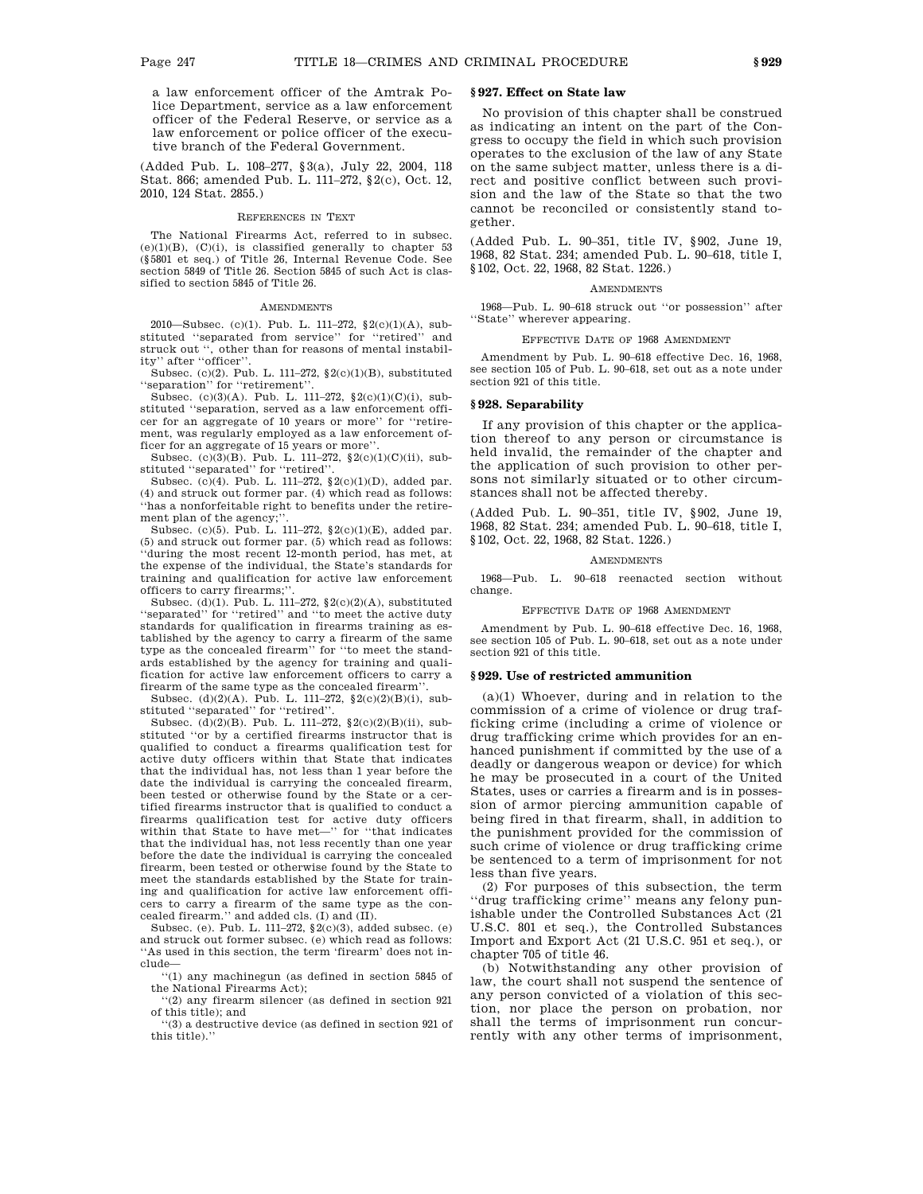a law enforcement officer of the Amtrak Police Department, service as a law enforcement officer of the Federal Reserve, or service as a law enforcement or police officer of the executive branch of the Federal Government.

(Added Pub. L. 108–277, §3(a), July 22, 2004, 118 Stat. 866; amended Pub. L. 111–272, §2(c), Oct. 12, 2010, 124 Stat. 2855.)

REFERENCES IN TEXT

The National Firearms Act, referred to in subsec. (e)(1)(B), (C)(i), is classified generally to chapter 53 (§5801 et seq.) of Title 26, Internal Revenue Code. See section 5849 of Title 26. Section 5845 of such Act is classified to section 5845 of Title 26.

AMENDMENTS

2010—Subsec. (c)(1). Pub. L. 111–272, §2(c)(1)(A), substituted ''separated from service'' for ''retired'' and struck out '', other than for reasons of mental instability'' after ''officer''.

Subsec. (c)(2). Pub. L. 111–272, §2(c)(1)(B), substituted ''separation'' for ''retirement''.

Subsec. (c)(3)(A). Pub. L. 111–272, §2(c)(1)(C)(i), substituted ''separation, served as a law enforcement officer for an aggregate of 10 years or more'' for ''retirement, was regularly employed as a law enforcement officer for an aggregate of 15 years or more''.

Subsec. (c)(3)(B). Pub. L. 111–272, §2(c)(1)(C)(ii), substituted ''separated'' for ''retired''.

Subsec. (c)(4). Pub. L. 111–272, §2(c)(1)(D), added par. (4) and struck out former par. (4) which read as follows: ''has a nonforfeitable right to benefits under the retirement plan of the agency;''.

Subsec. (c)(5). Pub. L. 111–272, §2(c)(1)(E), added par. (5) and struck out former par. (5) which read as follows: ''during the most recent 12-month period, has met, at the expense of the individual, the State's standards for training and qualification for active law enforcement officers to carry firearms;''.

Subsec. (d)(1). Pub. L. 111–272, §2(c)(2)(A), substituted ''separated'' for ''retired'' and ''to meet the active duty standards for qualification in firearms training as established by the agency to carry a firearm of the same type as the concealed firearm'' for ''to meet the standards established by the agency for training and qualification for active law enforcement officers to carry a firearm of the same type as the concealed firearm''.

Subsec. (d)(2)(A). Pub. L. 111–272, §2(c)(2)(B)(i), substituted ''separated'' for ''retired''.

Subsec. (d)(2)(B). Pub. L. 111–272, §2(c)(2)(B)(ii), substituted ''or by a certified firearms instructor that is qualified to conduct a firearms qualification test for active duty officers within that State that indicates that the individual has, not less than 1 year before the date the individual is carrying the concealed firearm, been tested or otherwise found by the State or a certified firearms instructor that is qualified to conduct a firearms qualification test for active duty officers within that State to have met—'' for ''that indicates that the individual has, not less recently than one year before the date the individual is carrying the concealed firearm, been tested or otherwise found by the State to meet the standards established by the State for training and qualification for active law enforcement officers to carry a firearm of the same type as the concealed firearm.'' and added cls. (I) and (II).

Subsec. (e). Pub. L. 111–272, §2(c)(3), added subsec. (e) and struck out former subsec. (e) which read as follows: ''As used in this section, the term 'firearm' does not include—

''(1) any machinegun (as defined in section 5845 of the National Firearms Act);

''(2) any firearm silencer (as defined in section 921 of this title); and

''(3) a destructive device (as defined in section 921 of this title).''

## §927. Effect on State law

No provision of this chapter shall be construed as indicating an intent on the part of the Congress to occupy the field in which such provision operates to the exclusion of the law of any State on the same subject matter, unless there is a direct and positive conflict between such provision and the law of the State so that the two cannot be reconciled or consistently stand together.

(Added Pub. L. 90–351, title IV, §902, June 19, 1968, 82 Stat. 234; amended Pub. L. 90–618, title I, §102, Oct. 22, 1968, 82 Stat. 1226.)

AMENDMENTS

1968—Pub. L. 90–618 struck out ''or possession'' after ''State'' wherever appearing.

EFFECTIVE DATE OF 1968 AMENDMENT

Amendment by Pub. L. 90–618 effective Dec. 16, 1968, see section 105 of Pub. L. 90–618, set out as a note under section 921 of this title.

## §928. Separability

If any provision of this chapter or the application thereof to any person or circumstance is held invalid, the remainder of the chapter and the application of such provision to other persons not similarly situated or to other circumstances shall not be affected thereby.

(Added Pub. L. 90–351, title IV, §902, June 19, 1968, 82 Stat. 234; amended Pub. L. 90–618, title I, §102, Oct. 22, 1968, 82 Stat. 1226.)

AMENDMENTS

1968—Pub. L. 90–618 reenacted section without change.

EFFECTIVE DATE OF 1968 AMENDMENT

Amendment by Pub. L. 90–618 effective Dec. 16, 1968, see section 105 of Pub. L. 90–618, set out as a note under section 921 of this title.

## §929. Use of restricted ammunition

(a)(1) Whoever, during and in relation to the commission of a crime of violence or drug trafficking crime (including a crime of violence or drug trafficking crime which provides for an enhanced punishment if committed by the use of a deadly or dangerous weapon or device) for which he may be prosecuted in a court of the United States, uses or carries a firearm and is in possession of armor piercing ammunition capable of being fired in that firearm, shall, in addition to the punishment provided for the commission of such crime of violence or drug trafficking crime be sentenced to a term of imprisonment for not less than five years.

(2) For purposes of this subsection, the term ''drug trafficking crime'' means any felony punishable under the Controlled Substances Act (21 U.S.C. 801 et seq.), the Controlled Substances Import and Export Act (21 U.S.C. 951 et seq.), or chapter 705 of title 46.

(b) Notwithstanding any other provision of law, the court shall not suspend the sentence of any person convicted of a violation of this section, nor place the person on probation, nor shall the terms of imprisonment run concurrently with any other terms of imprisonment,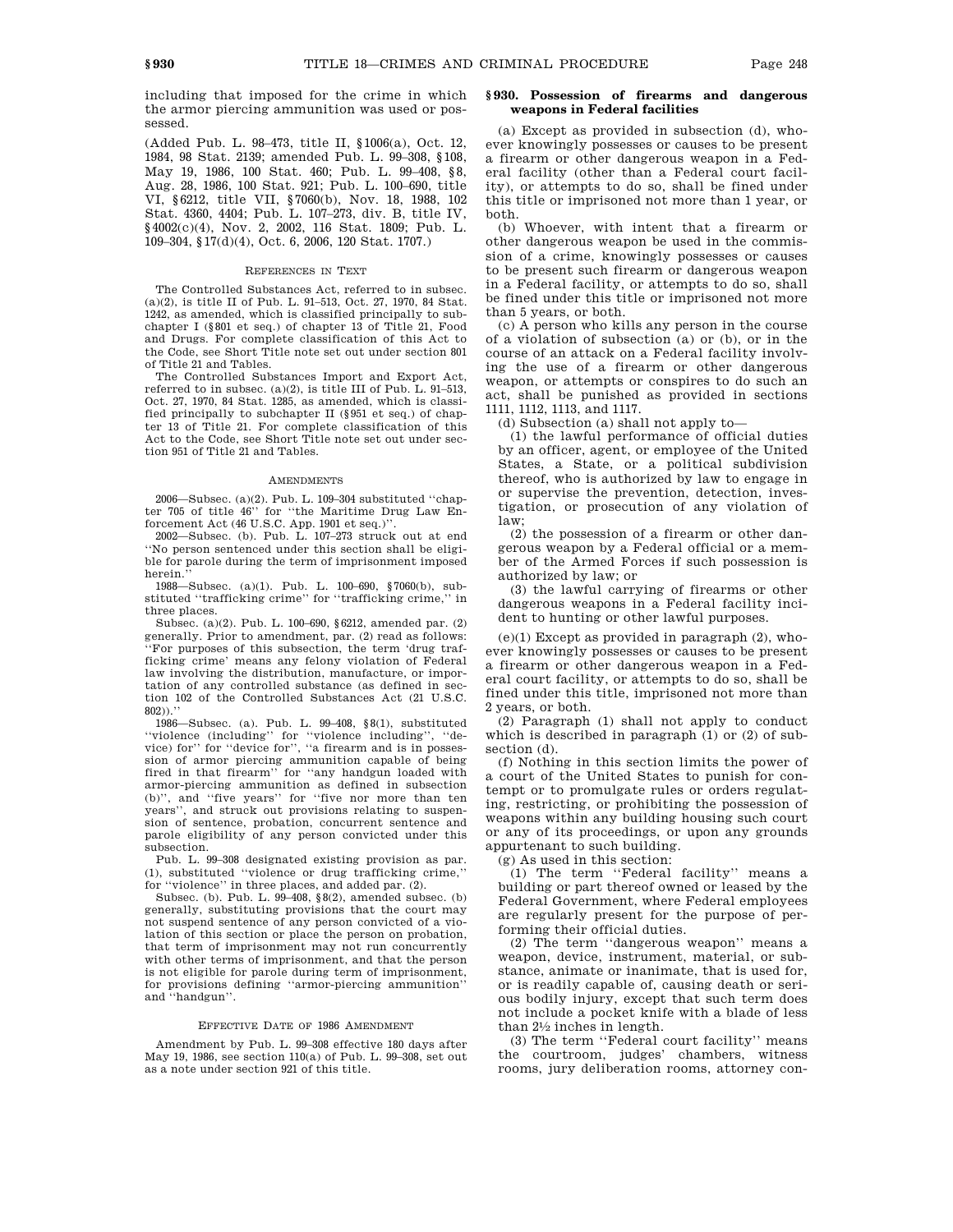including that imposed for the crime in which the armor piercing ammunition was used or possessed.

(Added Pub. L. 98–473, title II, §1006(a), Oct. 12, 1984, 98 Stat. 2139; amended Pub. L. 99–308, §108, May 19, 1986, 100 Stat. 460; Pub. L. 99–408, §8, Aug. 28, 1986, 100 Stat. 921; Pub. L. 100–690, title VI, §6212, title VII, §7060(b), Nov. 18, 1988, 102 Stat. 4360, 4404; Pub. L. 107–273, div. B, title IV, §4002(c)(4), Nov. 2, 2002, 116 Stat. 1809; Pub. L. 109–304, §17(d)(4), Oct. 6, 2006, 120 Stat. 1707.)

#### REFERENCES IN TEXT

The Controlled Substances Act, referred to in subsec. (a)(2), is title II of Pub. L. 91–513, Oct. 27, 1970, 84 Stat. 1242, as amended, which is classified principally to subchapter I (§801 et seq.) of chapter 13 of Title 21, Food and Drugs. For complete classification of this Act to the Code, see Short Title note set out under section 801 of Title 21 and Tables.

The Controlled Substances Import and Export Act, referred to in subsec. (a)(2), is title III of Pub. L. 91–513, Oct. 27, 1970, 84 Stat. 1285, as amended, which is classified principally to subchapter II (§951 et seq.) of chapter 13 of Title 21. For complete classification of this Act to the Code, see Short Title note set out under section 951 of Title 21 and Tables.

#### AMENDMENTS

2006—Subsec. (a)(2). Pub. L. 109–304 substituted ''chapter 705 of title 46'' for ''the Maritime Drug Law Enforcement Act (46 U.S.C. App. 1901 et seq.)''.

2002—Subsec. (b). Pub. L. 107–273 struck out at end ''No person sentenced under this section shall be eligible for parole during the term of imprisonment imposed herein.''

1988—Subsec. (a)(1). Pub. L. 100–690, §7060(b), substituted ''trafficking crime'' for ''trafficking crime,'' in three places.

Subsec. (a)(2). Pub. L. 100–690, §6212, amended par. (2) generally. Prior to amendment, par. (2) read as follows: ''For purposes of this subsection, the term 'drug trafficking crime' means any felony violation of Federal law involving the distribution, manufacture, or importation of any controlled substance (as defined in section 102 of the Controlled Substances Act (21 U.S.C. 802)).''

1986—Subsec. (a). Pub. L. 99–408, §8(1), substituted ''violence (including'' for ''violence including'', ''device) for'' for ''device for'', ''a firearm and is in possession of armor piercing ammunition capable of being fired in that firearm'' for ''any handgun loaded with armor-piercing ammunition as defined in subsection (b)'', and ''five years'' for ''five nor more than ten years'', and struck out provisions relating to suspension of sentence, probation, concurrent sentence and parole eligibility of any person convicted under this subsection.

Pub. L. 99–308 designated existing provision as par. (1), substituted ''violence or drug trafficking crime,'' for ''violence'' in three places, and added par. (2).

Subsec. (b). Pub. L. 99–408, §8(2), amended subsec. (b) generally, substituting provisions that the court may not suspend sentence of any person convicted of a violation of this section or place the person on probation, that term of imprisonment may not run concurrently with other terms of imprisonment, and that the person is not eligible for parole during term of imprisonment, for provisions defining ''armor-piercing ammunition'' and ''handgun''.

#### EFFECTIVE DATE OF 1986 AMENDMENT

Amendment by Pub. L. 99–308 effective 180 days after May 19, 1986, see section 110(a) of Pub. L. 99–308, set out as a note under section 921 of this title.

### §930. Possession of firearms and dangerous weapons in Federal facilities

(a) Except as provided in subsection (d), whoever knowingly possesses or causes to be present a firearm or other dangerous weapon in a Federal facility (other than a Federal court facility), or attempts to do so, shall be fined under this title or imprisoned not more than 1 year, or both.

(b) Whoever, with intent that a firearm or other dangerous weapon be used in the commission of a crime, knowingly possesses or causes to be present such firearm or dangerous weapon in a Federal facility, or attempts to do so, shall be fined under this title or imprisoned not more than 5 years, or both.

(c) A person who kills any person in the course of a violation of subsection (a) or (b), or in the course of an attack on a Federal facility involving the use of a firearm or other dangerous weapon, or attempts or conspires to do such an act, shall be punished as provided in sections 1111, 1112, 1113, and 1117.

(d) Subsection (a) shall not apply to—

(1) the lawful performance of official duties by an officer, agent, or employee of the United States, a State, or a political subdivision thereof, who is authorized by law to engage in or supervise the prevention, detection, investigation, or prosecution of any violation of law;

(2) the possession of a firearm or other dangerous weapon by a Federal official or a member of the Armed Forces if such possession is authorized by law; or

(3) the lawful carrying of firearms or other dangerous weapons in a Federal facility incident to hunting or other lawful purposes.

(e)(1) Except as provided in paragraph (2), whoever knowingly possesses or causes to be present a firearm or other dangerous weapon in a Federal court facility, or attempts to do so, shall be fined under this title, imprisoned not more than 2 years, or both.

(2) Paragraph (1) shall not apply to conduct which is described in paragraph (1) or (2) of subsection (d).

(f) Nothing in this section limits the power of a court of the United States to punish for contempt or to promulgate rules or orders regulating, restricting, or prohibiting the possession of weapons within any building housing such court or any of its proceedings, or upon any grounds appurtenant to such building.

(g) As used in this section:

(1) The term ''Federal facility'' means a building or part thereof owned or leased by the Federal Government, where Federal employees are regularly present for the purpose of performing their official duties.

(2) The term ''dangerous weapon'' means a weapon, device, instrument, material, or substance, animate or inanimate, that is used for, or is readily capable of, causing death or serious bodily injury, except that such term does not include a pocket knife with a blade of less than 2½ inches in length.

(3) The term ''Federal court facility'' means the courtroom, judges' chambers, witness rooms, jury deliberation rooms, attorney con-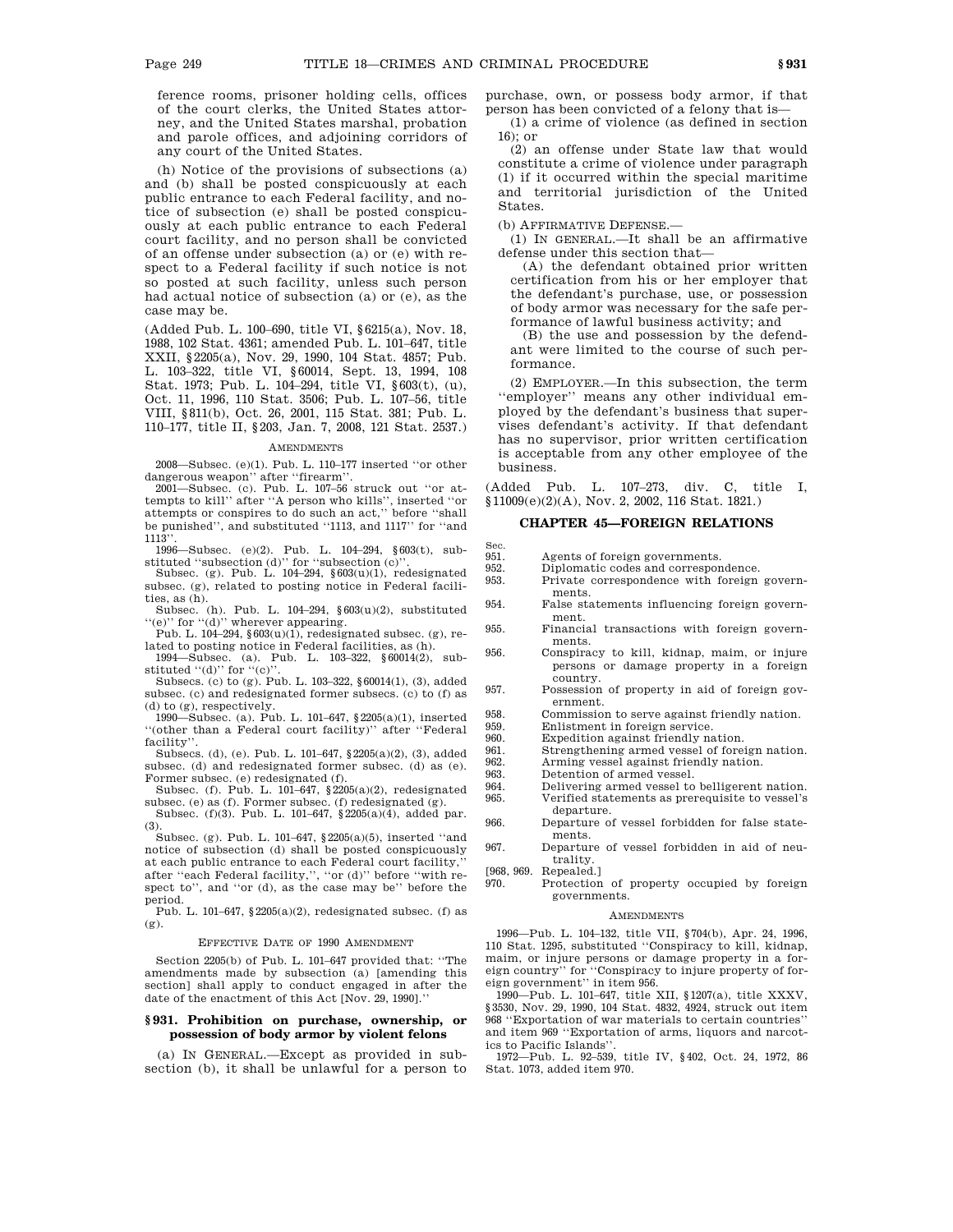ference rooms, prisoner holding cells, offices of the court clerks, the United States attorney, and the United States marshal, probation and parole offices, and adjoining corridors of any court of the United States.

(h) Notice of the provisions of subsections (a) and (b) shall be posted conspicuously at each public entrance to each Federal facility, and notice of subsection (e) shall be posted conspicuously at each public entrance to each Federal court facility, and no person shall be convicted of an offense under subsection (a) or (e) with respect to a Federal facility if such notice is not so posted at such facility, unless such person had actual notice of subsection (a) or (e), as the case may be.

(Added Pub. L. 100–690, title VI, §6215(a), Nov. 18, 1988, 102 Stat. 4361; amended Pub. L. 101–647, title XXII, §2205(a), Nov. 29, 1990, 104 Stat. 4857; Pub. L. 103–322, title VI, §60014, Sept. 13, 1994, 108 Stat. 1973; Pub. L. 104–294, title VI, §603(t), (u), Oct. 11, 1996, 110 Stat. 3506; Pub. L. 107–56, title VIII, §811(b), Oct. 26, 2001, 115 Stat. 381; Pub. L. 110–177, title II, §203, Jan. 7, 2008, 121 Stat. 2537.)

AMENDMENTS

2008—Subsec. (e)(1). Pub. L. 110–177 inserted ''or other dangerous weapon'' after ''firearm''.

2001—Subsec. (c). Pub. L. 107–56 struck out ''or attempts to kill'' after ''A person who kills'', inserted ''or attempts or conspires to do such an act,'' before ''shall be punished'', and substituted ''1113, and 1117'' for ''and 1113''.

1996—Subsec. (e)(2). Pub. L. 104–294, §603(t), substituted ''subsection (d)'' for ''subsection (c)''.

Subsec. (g). Pub. L. 104–294, §603(u)(1), redesignated subsec. (g), related to posting notice in Federal facilities, as (h).

Subsec. (h). Pub. L. 104–294, §603(u)(2), substituted ''(e)'' for ''(d)'' wherever appearing.

Pub. L. 104–294, §603(u)(1), redesignated subsec. (g), related to posting notice in Federal facilities, as (h).

1994—Subsec. (a). Pub. L. 103–322, §60014(2), substituted ''(d)'' for ''(c)''.

Subsecs. (c) to (g). Pub. L. 103–322, §60014(1), (3), added subsec. (c) and redesignated former subsecs. (c) to (f) as (d) to (g), respectively.

1990—Subsec. (a). Pub. L. 101–647, §2205(a)(1), inserted ''(other than a Federal court facility)'' after ''Federal facility''.

Subsecs. (d), (e). Pub. L. 101–647, §2205(a)(2), (3), added subsec. (d) and redesignated former subsec. (d) as (e). Former subsec. (e) redesignated (f).

Subsec. (f). Pub. L. 101–647, §2205(a)(2), redesignated subsec. (e) as (f). Former subsec. (f) redesignated (g).

Subsec. (f)(3). Pub. L. 101–647, §2205(a)(4), added par. (3).

Subsec. (g). Pub. L. 101–647, §2205(a)(5), inserted ''and notice of subsection (d) shall be posted conspicuously at each public entrance to each Federal court facility,'' after ''each Federal facility,'', ''or (d)'' before ''with respect to'', and ''or (d), as the case may be'' before the period.

Pub. L. 101–647, §2205(a)(2), redesignated subsec. (f) as (g).

EFFECTIVE DATE OF 1990 AMENDMENT

Section 2205(b) of Pub. L. 101–647 provided that: ''The amendments made by subsection (a) [amending this section] shall apply to conduct engaged in after the date of the enactment of this Act [Nov. 29, 1990].''

### §931. Prohibition on purchase, ownership, or possession of body armor by violent felons

(a) IN GENERAL.—Except as provided in subsection (b), it shall be unlawful for a person to purchase, own, or possess body armor, if that person has been convicted of a felony that is—

(1) a crime of violence (as defined in section 16); or

(2) an offense under State law that would constitute a crime of violence under paragraph (1) if it occurred within the special maritime and territorial jurisdiction of the United States.

(b) AFFIRMATIVE DEFENSE.—

(1) IN GENERAL.—It shall be an affirmative defense under this section that—

(A) the defendant obtained prior written certification from his or her employer that the defendant's purchase, use, or possession of body armor was necessary for the safe performance of lawful business activity; and

(B) the use and possession by the defendant were limited to the course of such performance.

(2) EMPLOYER.—In this subsection, the term ''employer'' means any other individual employed by the defendant's business that supervises defendant's activity. If that defendant has no supervisor, prior written certification is acceptable from any other employee of the business.

(Added Pub. L. 107–273, div. C, title I, §11009(e)(2)(A), Nov. 2, 2002, 116 Stat. 1821.)

## CHAPTER 45—FOREIGN RELATIONS

| Sec. | |
|---|---|
| 951. | Agents of foreign governments. |
| 952. | Diplomatic codes and correspondence. |
| 953. | Private correspondence with foreign governments. |
| 954. | False statements influencing foreign government. |
| 955. | Financial transactions with foreign governments. |
| 956. | Conspiracy to kill, kidnap, maim, or injure persons or damage property in a foreign country. |
| 957. | Possession of property in aid of foreign government. |
| 958. | Commission to serve against friendly nation. |
| 959. | Enlistment in foreign service. |
| 960. | Expedition against friendly nation. |
| 961. | Strengthening armed vessel of foreign nation. |
| 962. | Arming vessel against friendly nation. |
| 963. | Detention of armed vessel. |
| 964. | Delivering armed vessel to belligerent nation. |
| 965. | Verified statements as prerequisite to vessel's departure. |
| 966. | Departure of vessel forbidden for false statements. |
| 967. | Departure of vessel forbidden in aid of neutrality. |
| [968, 969. | Repealed.] |
| 970. | Protection of property occupied by foreign governments. |

AMENDMENTS

1996—Pub. L. 104–132, title VII, §704(b), Apr. 24, 1996, 110 Stat. 1295, substituted ''Conspiracy to kill, kidnap, maim, or injure persons or damage property in a foreign country'' for ''Conspiracy to injure property of foreign government'' in item 956.

1990—Pub. L. 101–647, title XII, §1207(a), title XXXV, §3530, Nov. 29, 1990, 104 Stat. 4832, 4924, struck out item 968 ''Exportation of war materials to certain countries'' and item 969 ''Exportation of arms, liquors and narcotics to Pacific Islands''.

1972—Pub. L. 92–539, title IV, §402, Oct. 24, 1972, 86 Stat. 1073, added item 970.